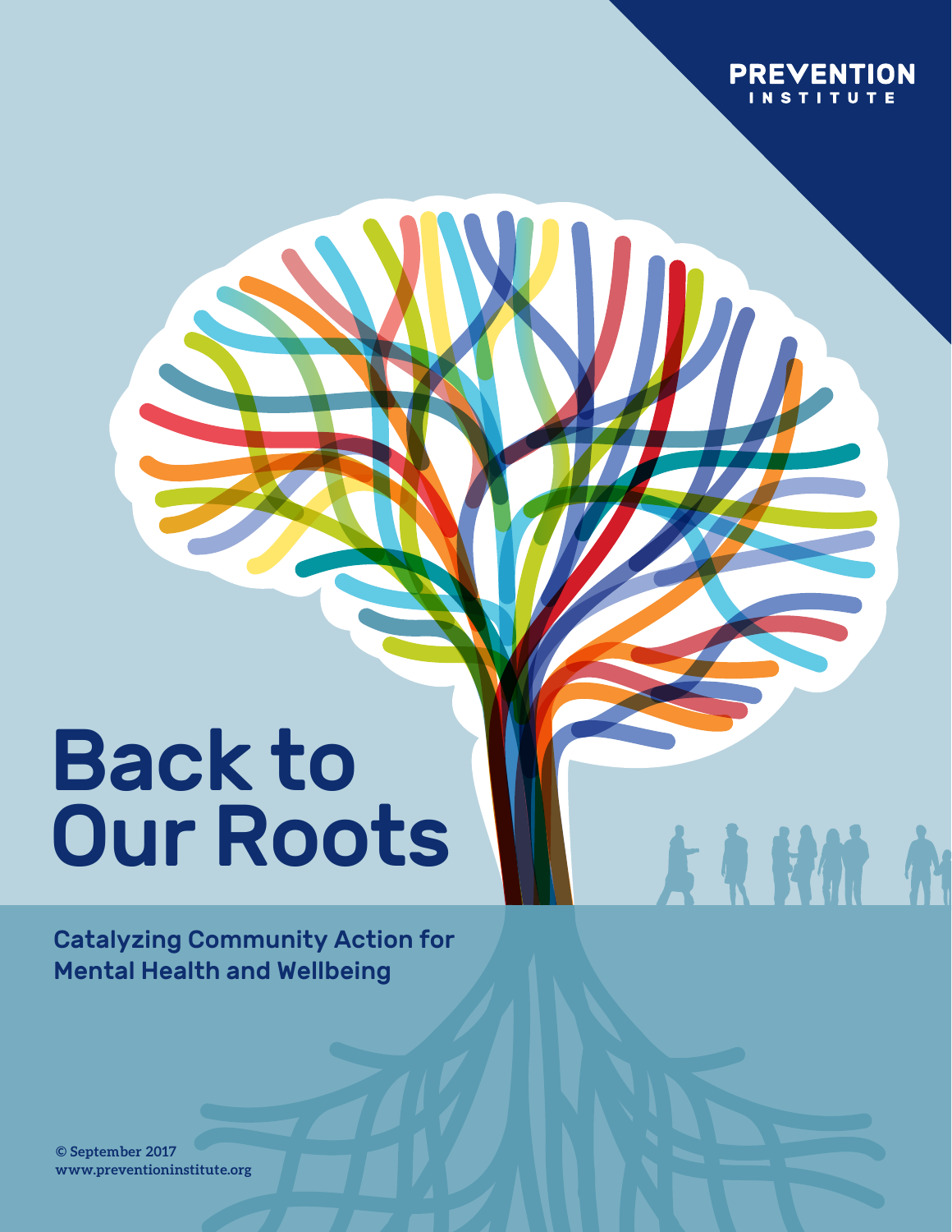PREVENTION INSTITUTE

# Back to Our Roots

## Catalyzing Community Action for Mental Health and Wellbeing

© September 2017
www.preventioninstitute.org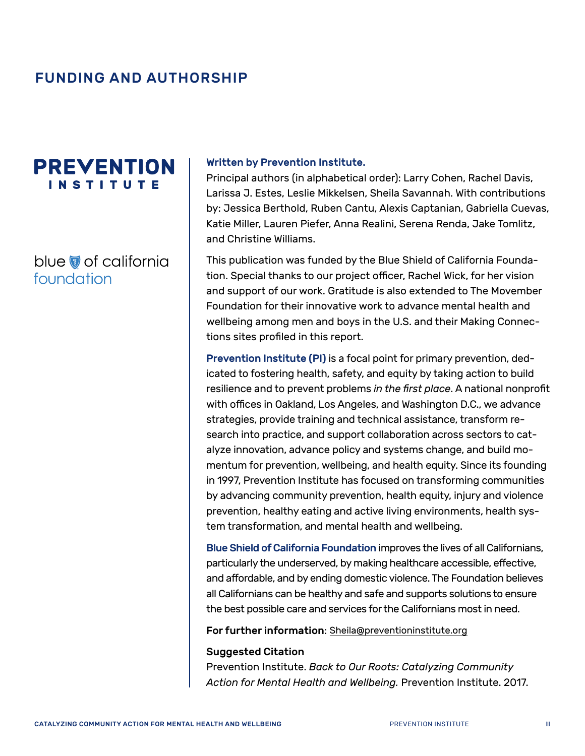## FUNDING AND AUTHORSHIP

PREVENTION INSTITUTE

blue of california foundation

**Written by Prevention Institute.**

Principal authors (in alphabetical order): Larry Cohen, Rachel Davis, Larissa J. Estes, Leslie Mikkelsen, Sheila Savannah. With contributions by: Jessica Berthold, Ruben Cantu, Alexis Captanian, Gabriella Cuevas, Katie Miller, Lauren Piefer, Anna Realini, Serena Renda, Jake Tomlitz, and Christine Williams.

This publication was funded by the Blue Shield of California Foundation. Special thanks to our project officer, Rachel Wick, for her vision and support of our work. Gratitude is also extended to The Movember Foundation for their innovative work to advance mental health and wellbeing among men and boys in the U.S. and their Making Connections sites profiled in this report.

**Prevention Institute (PI)** is a focal point for primary prevention, dedicated to fostering health, safety, and equity by taking action to build resilience and to prevent problems *in the first place*. A national nonprofit with offices in Oakland, Los Angeles, and Washington D.C., we advance strategies, provide training and technical assistance, transform research into practice, and support collaboration across sectors to catalyze innovation, advance policy and systems change, and build momentum for prevention, wellbeing, and health equity. Since its founding in 1997, Prevention Institute has focused on transforming communities by advancing community prevention, health equity, injury and violence prevention, healthy eating and active living environments, health system transformation, and mental health and wellbeing.

**Blue Shield of California Foundation** improves the lives of all Californians, particularly the underserved, by making healthcare accessible, effective, and affordable, and by ending domestic violence. The Foundation believes all Californians can be healthy and safe and supports solutions to ensure the best possible care and services for the Californians most in need.

**For further information**: Sheila@preventioninstitute.org

**Suggested Citation**

Prevention Institute. *Back to Our Roots: Catalyzing Community Action for Mental Health and Wellbeing.* Prevention Institute. 2017.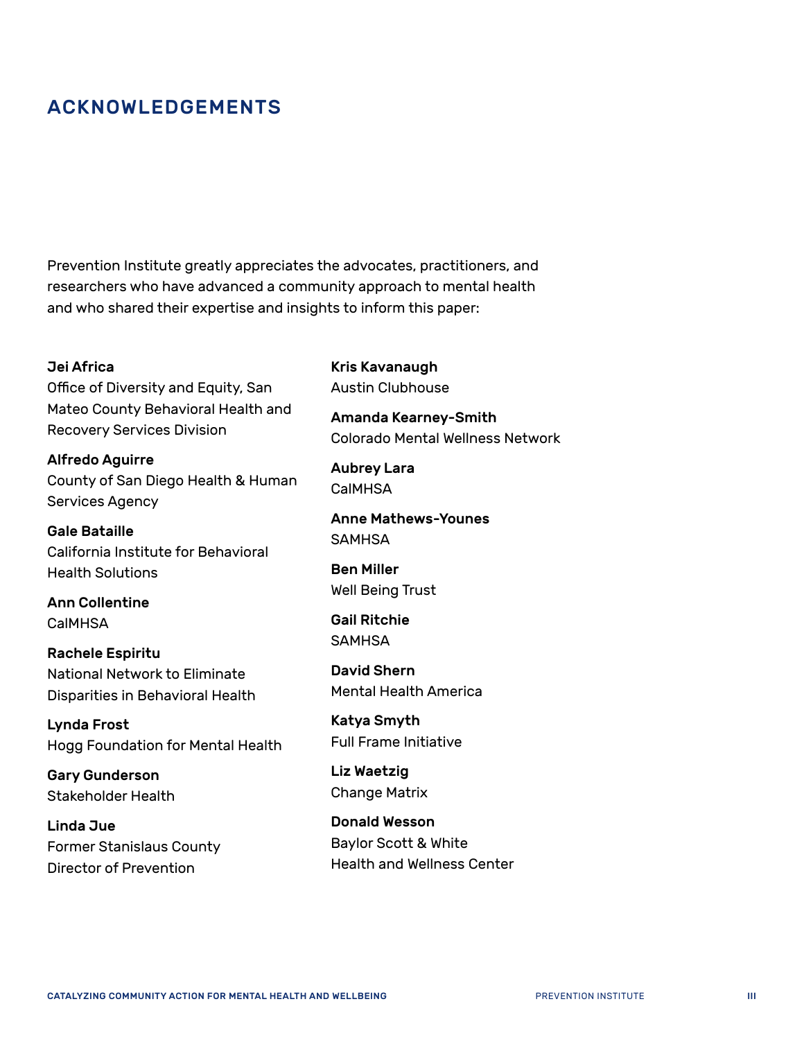# ACKNOWLEDGEMENTS

Prevention Institute greatly appreciates the advocates, practitioners, and researchers who have advanced a community approach to mental health and who shared their expertise and insights to inform this paper:

**Jei Africa**
Office of Diversity and Equity, San Mateo County Behavioral Health and Recovery Services Division

**Alfredo Aguirre**
County of San Diego Health & Human Services Agency

**Gale Bataille**
California Institute for Behavioral Health Solutions

**Ann Collentine**
CalMHSA

**Rachele Espiritu**
National Network to Eliminate Disparities in Behavioral Health

**Lynda Frost**
Hogg Foundation for Mental Health

**Gary Gunderson**
Stakeholder Health

**Linda Jue**
Former Stanislaus County Director of Prevention

**Kris Kavanaugh**
Austin Clubhouse

**Amanda Kearney-Smith**
Colorado Mental Wellness Network

**Aubrey Lara**
CalMHSA

**Anne Mathews-Younes**
SAMHSA

**Ben Miller**
Well Being Trust

**Gail Ritchie**
SAMHSA

**David Shern**
Mental Health America

**Katya Smyth**
Full Frame Initiative

**Liz Waetzig**
Change Matrix

**Donald Wesson**
Baylor Scott & White Health and Wellness Center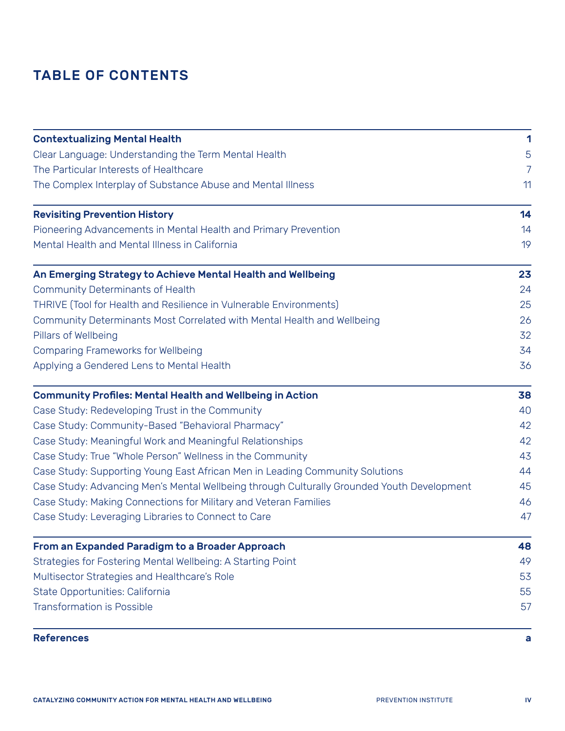# TABLE OF CONTENTS

| | |
|---|---|
| **Contextualizing Mental Health** | **1** |
| Clear Language: Understanding the Term Mental Health | 5 |
| The Particular Interests of Healthcare | 7 |
| The Complex Interplay of Substance Abuse and Mental Illness | 11 |
| **Revisiting Prevention History** | **14** |
| Pioneering Advancements in Mental Health and Primary Prevention | 14 |
| Mental Health and Mental Illness in California | 19 |
| **An Emerging Strategy to Achieve Mental Health and Wellbeing** | **23** |
| Community Determinants of Health | 24 |
| THRIVE (Tool for Health and Resilience in Vulnerable Environments) | 25 |
| Community Determinants Most Correlated with Mental Health and Wellbeing | 26 |
| Pillars of Wellbeing | 32 |
| Comparing Frameworks for Wellbeing | 34 |
| Applying a Gendered Lens to Mental Health | 36 |
| **Community Profiles: Mental Health and Wellbeing in Action** | **38** |
| Case Study: Redeveloping Trust in the Community | 40 |
| Case Study: Community-Based "Behavioral Pharmacy" | 42 |
| Case Study: Meaningful Work and Meaningful Relationships | 42 |
| Case Study: True "Whole Person" Wellness in the Community | 43 |
| Case Study: Supporting Young East African Men in Leading Community Solutions | 44 |
| Case Study: Advancing Men's Mental Wellbeing through Culturally Grounded Youth Development | 45 |
| Case Study: Making Connections for Military and Veteran Families | 46 |
| Case Study: Leveraging Libraries to Connect to Care | 47 |
| **From an Expanded Paradigm to a Broader Approach** | **48** |
| Strategies for Fostering Mental Wellbeing: A Starting Point | 49 |
| Multisector Strategies and Healthcare's Role | 53 |
| State Opportunities: California | 55 |
| Transformation is Possible | 57 |
| **References** | **a** |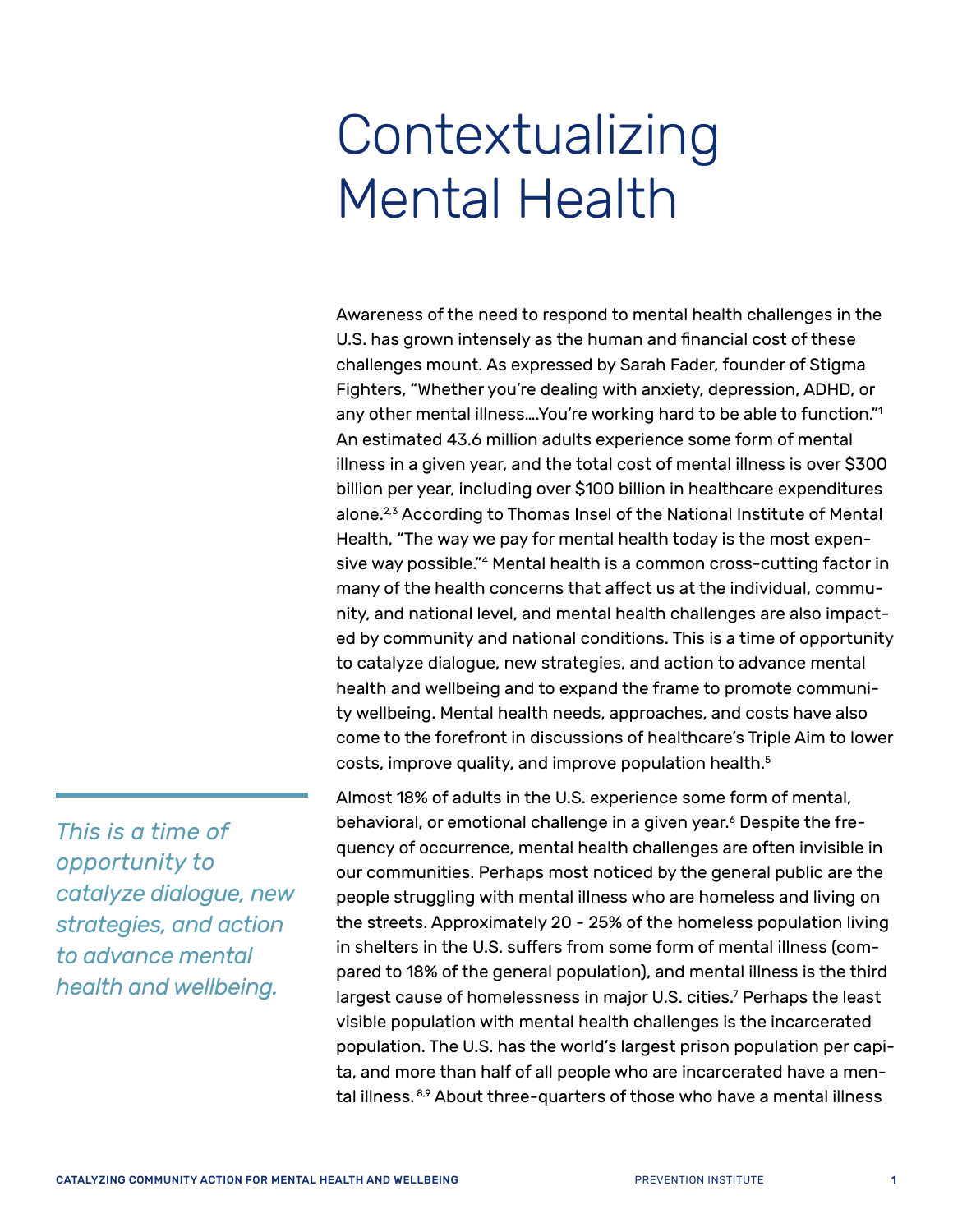# Contextualizing Mental Health

Awareness of the need to respond to mental health challenges in the U.S. has grown intensely as the human and financial cost of these challenges mount. As expressed by Sarah Fader, founder of Stigma Fighters, "Whether you're dealing with anxiety, depression, ADHD, or any other mental illness….You're working hard to be able to function."[1] An estimated 43.6 million adults experience some form of mental illness in a given year, and the total cost of mental illness is over $300 billion per year, including over $100 billion in healthcare expenditures alone.[2,3] According to Thomas Insel of the National Institute of Mental Health, "The way we pay for mental health today is the most expensive way possible."[4] Mental health is a common cross-cutting factor in many of the health concerns that affect us at the individual, community, and national level, and mental health challenges are also impacted by community and national conditions. This is a time of opportunity to catalyze dialogue, new strategies, and action to advance mental health and wellbeing and to expand the frame to promote community wellbeing. Mental health needs, approaches, and costs have also come to the forefront in discussions of healthcare's Triple Aim to lower costs, improve quality, and improve population health.[5]

*This is a time of opportunity to catalyze dialogue, new strategies, and action to advance mental health and wellbeing.*

Almost 18% of adults in the U.S. experience some form of mental, behavioral, or emotional challenge in a given year.[6] Despite the frequency of occurrence, mental health challenges are often invisible in our communities. Perhaps most noticed by the general public are the people struggling with mental illness who are homeless and living on the streets. Approximately 20 - 25% of the homeless population living in shelters in the U.S. suffers from some form of mental illness (compared to 18% of the general population), and mental illness is the third largest cause of homelessness in major U.S. cities.[7] Perhaps the least visible population with mental health challenges is the incarcerated population. The U.S. has the world's largest prison population per capita, and more than half of all people who are incarcerated have a mental illness.[8,9] About three-quarters of those who have a mental illness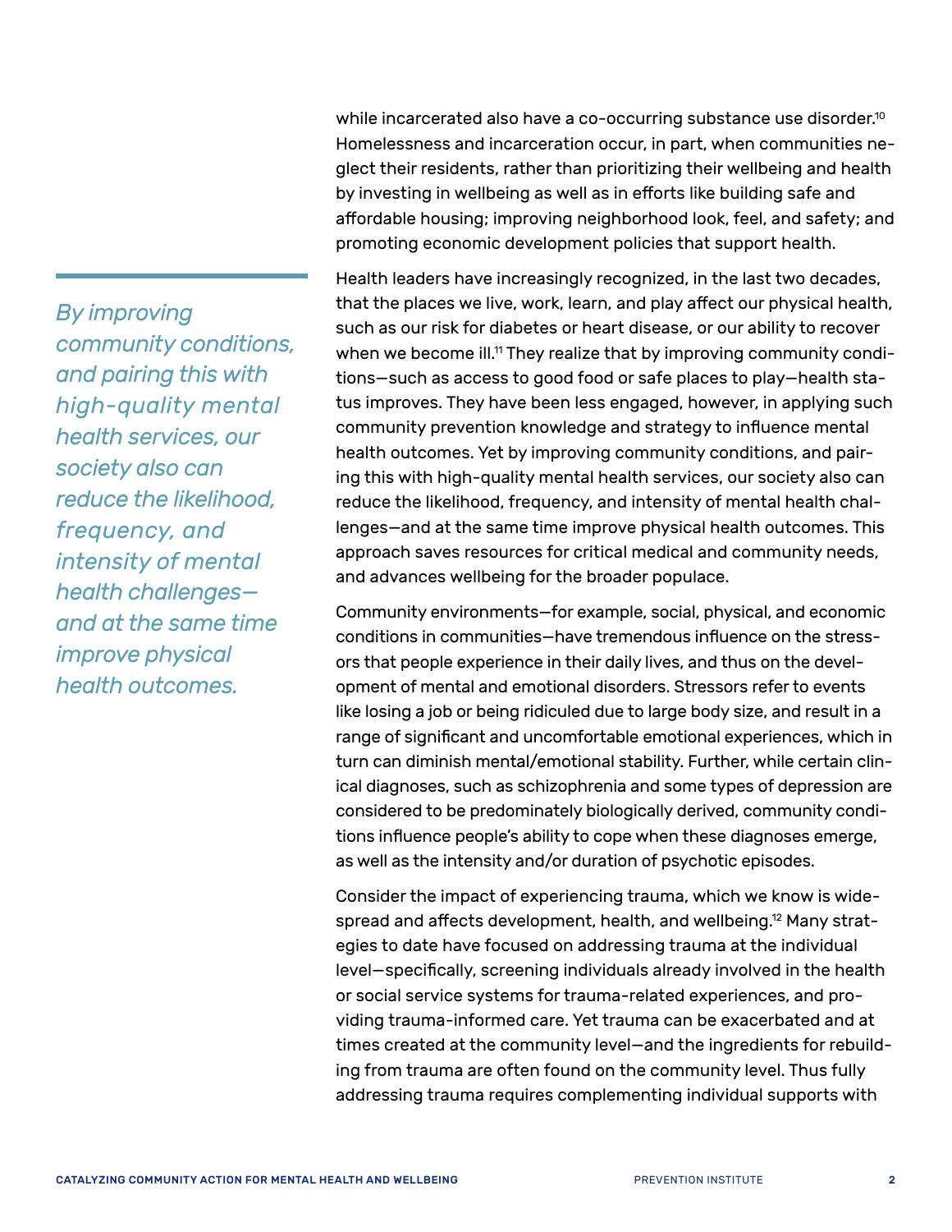while incarcerated also have a co-occurring substance use disorder.[10] Homelessness and incarceration occur, in part, when communities neglect their residents, rather than prioritizing their wellbeing and health by investing in wellbeing as well as in efforts like building safe and affordable housing; improving neighborhood look, feel, and safety; and promoting economic development policies that support health.

*By improving community conditions, and pairing this with high-quality mental health services, our society also can reduce the likelihood, frequency, and intensity of mental health challenges—and at the same time improve physical health outcomes.*

Health leaders have increasingly recognized, in the last two decades, that the places we live, work, learn, and play affect our physical health, such as our risk for diabetes or heart disease, or our ability to recover when we become ill.[11] They realize that by improving community conditions—such as access to good food or safe places to play—health status improves. They have been less engaged, however, in applying such community prevention knowledge and strategy to influence mental health outcomes. Yet by improving community conditions, and pairing this with high-quality mental health services, our society also can reduce the likelihood, frequency, and intensity of mental health challenges—and at the same time improve physical health outcomes. This approach saves resources for critical medical and community needs, and advances wellbeing for the broader populace.

Community environments—for example, social, physical, and economic conditions in communities—have tremendous influence on the stressors that people experience in their daily lives, and thus on the development of mental and emotional disorders. Stressors refer to events like losing a job or being ridiculed due to large body size, and result in a range of significant and uncomfortable emotional experiences, which in turn can diminish mental/emotional stability. Further, while certain clinical diagnoses, such as schizophrenia and some types of depression are considered to be predominately biologically derived, community conditions influence people's ability to cope when these diagnoses emerge, as well as the intensity and/or duration of psychotic episodes.

Consider the impact of experiencing trauma, which we know is widespread and affects development, health, and wellbeing.[12] Many strategies to date have focused on addressing trauma at the individual level—specifically, screening individuals already involved in the health or social service systems for trauma-related experiences, and providing trauma-informed care. Yet trauma can be exacerbated and at times created at the community level—and the ingredients for rebuilding from trauma are often found on the community level. Thus fully addressing trauma requires complementing individual supports with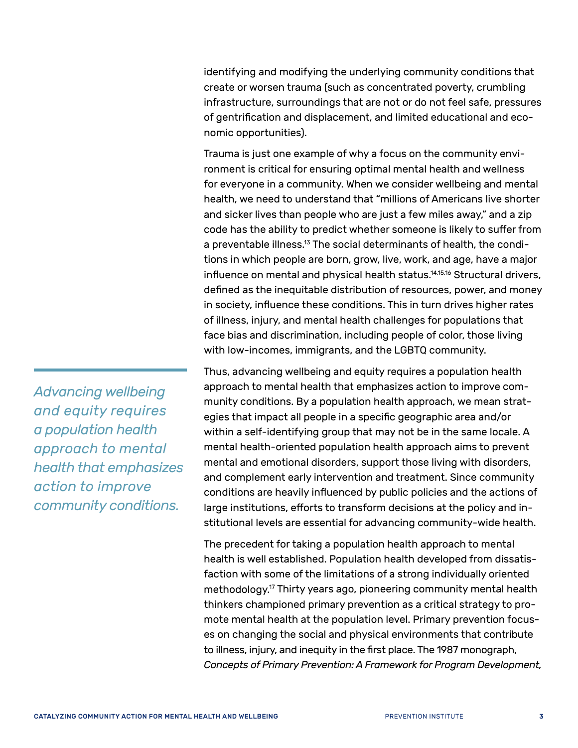identifying and modifying the underlying community conditions that create or worsen trauma (such as concentrated poverty, crumbling infrastructure, surroundings that are not or do not feel safe, pressures of gentrification and displacement, and limited educational and economic opportunities).

Trauma is just one example of why a focus on the community environment is critical for ensuring optimal mental health and wellness for everyone in a community. When we consider wellbeing and mental health, we need to understand that "millions of Americans live shorter and sicker lives than people who are just a few miles away," and a zip code has the ability to predict whether someone is likely to suffer from a preventable illness.[13] The social determinants of health, the conditions in which people are born, grow, live, work, and age, have a major influence on mental and physical health status.[14,15,16] Structural drivers, defined as the inequitable distribution of resources, power, and money in society, influence these conditions. This in turn drives higher rates of illness, injury, and mental health challenges for populations that face bias and discrimination, including people of color, those living with low-incomes, immigrants, and the LGBTQ community.

*Advancing wellbeing and equity requires a population health approach to mental health that emphasizes action to improve community conditions.*

Thus, advancing wellbeing and equity requires a population health approach to mental health that emphasizes action to improve community conditions. By a population health approach, we mean strategies that impact all people in a specific geographic area and/or within a self-identifying group that may not be in the same locale. A mental health-oriented population health approach aims to prevent mental and emotional disorders, support those living with disorders, and complement early intervention and treatment. Since community conditions are heavily influenced by public policies and the actions of large institutions, efforts to transform decisions at the policy and institutional levels are essential for advancing community-wide health.

The precedent for taking a population health approach to mental health is well established. Population health developed from dissatisfaction with some of the limitations of a strong individually oriented methodology.[17] Thirty years ago, pioneering community mental health thinkers championed primary prevention as a critical strategy to promote mental health at the population level. Primary prevention focuses on changing the social and physical environments that contribute to illness, injury, and inequity in the first place. The 1987 monograph, *Concepts of Primary Prevention: A Framework for Program Development,*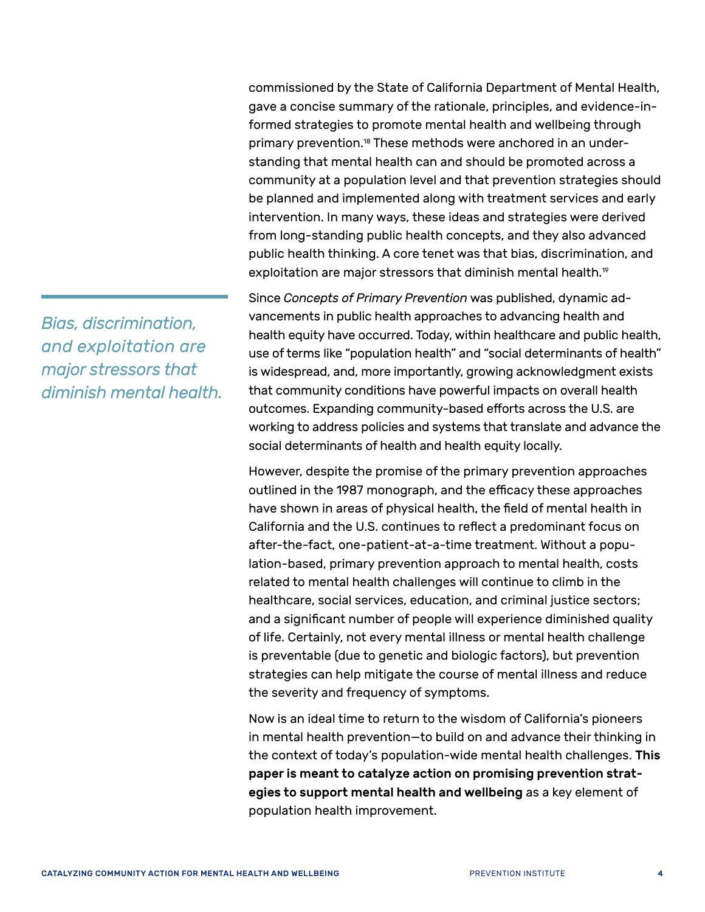commissioned by the State of California Department of Mental Health, gave a concise summary of the rationale, principles, and evidence-informed strategies to promote mental health and wellbeing through primary prevention.[18] These methods were anchored in an understanding that mental health can and should be promoted across a community at a population level and that prevention strategies should be planned and implemented along with treatment services and early intervention. In many ways, these ideas and strategies were derived from long-standing public health concepts, and they also advanced public health thinking. A core tenet was that bias, discrimination, and exploitation are major stressors that diminish mental health.[19]

*Bias, discrimination, and exploitation are major stressors that diminish mental health.*

Since *Concepts of Primary Prevention* was published, dynamic advancements in public health approaches to advancing health and health equity have occurred. Today, within healthcare and public health, use of terms like "population health" and "social determinants of health" is widespread, and, more importantly, growing acknowledgment exists that community conditions have powerful impacts on overall health outcomes. Expanding community-based efforts across the U.S. are working to address policies and systems that translate and advance the social determinants of health and health equity locally.

However, despite the promise of the primary prevention approaches outlined in the 1987 monograph, and the efficacy these approaches have shown in areas of physical health, the field of mental health in California and the U.S. continues to reflect a predominant focus on after-the-fact, one-patient-at-a-time treatment. Without a population-based, primary prevention approach to mental health, costs related to mental health challenges will continue to climb in the healthcare, social services, education, and criminal justice sectors; and a significant number of people will experience diminished quality of life. Certainly, not every mental illness or mental health challenge is preventable (due to genetic and biologic factors), but prevention strategies can help mitigate the course of mental illness and reduce the severity and frequency of symptoms.

Now is an ideal time to return to the wisdom of California's pioneers in mental health prevention—to build on and advance their thinking in the context of today's population-wide mental health challenges. **This paper is meant to catalyze action on promising prevention strategies to support mental health and wellbeing** as a key element of population health improvement.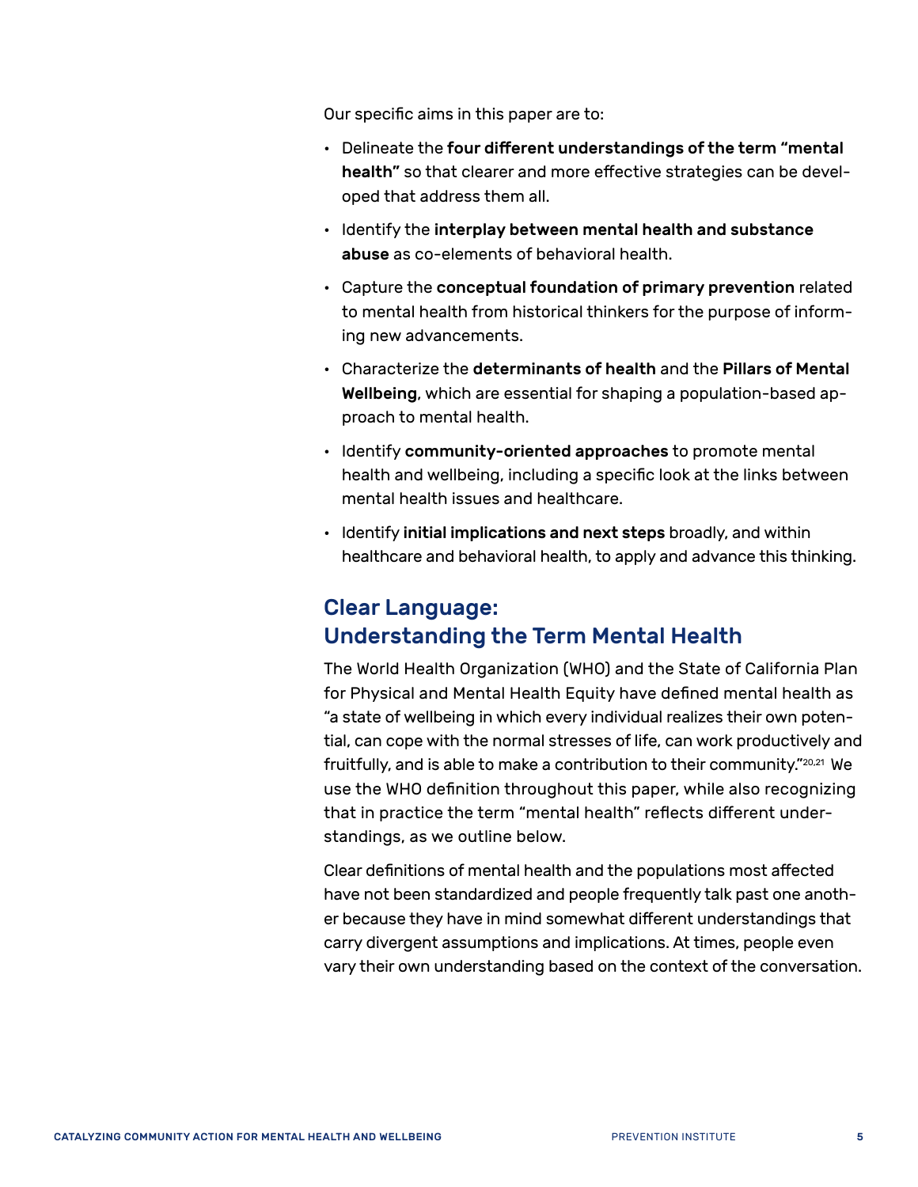Our specific aims in this paper are to:

- Delineate the **four different understandings of the term "mental health"** so that clearer and more effective strategies can be developed that address them all.
- Identify the **interplay between mental health and substance abuse** as co-elements of behavioral health.
- Capture the **conceptual foundation of primary prevention** related to mental health from historical thinkers for the purpose of informing new advancements.
- Characterize the **determinants of health** and the **Pillars of Mental Wellbeing**, which are essential for shaping a population-based approach to mental health.
- Identify **community-oriented approaches** to promote mental health and wellbeing, including a specific look at the links between mental health issues and healthcare.
- Identify **initial implications and next steps** broadly, and within healthcare and behavioral health, to apply and advance this thinking.

## Clear Language: Understanding the Term Mental Health

The World Health Organization (WHO) and the State of California Plan for Physical and Mental Health Equity have defined mental health as "a state of wellbeing in which every individual realizes their own potential, can cope with the normal stresses of life, can work productively and fruitfully, and is able to make a contribution to their community."[20,21] We use the WHO definition throughout this paper, while also recognizing that in practice the term "mental health" reflects different understandings, as we outline below.

Clear definitions of mental health and the populations most affected have not been standardized and people frequently talk past one another because they have in mind somewhat different understandings that carry divergent assumptions and implications. At times, people even vary their own understanding based on the context of the conversation.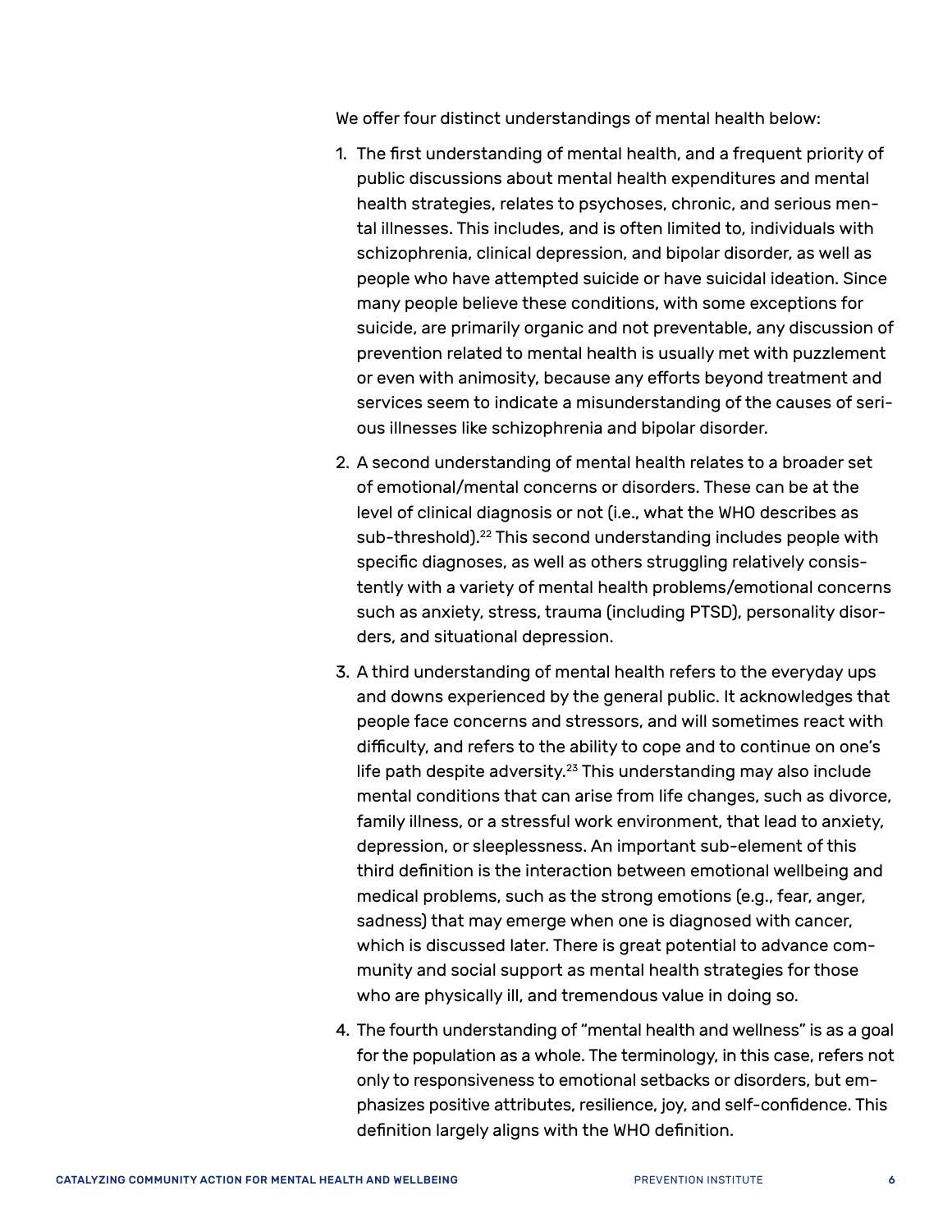We offer four distinct understandings of mental health below:

1. The first understanding of mental health, and a frequent priority of public discussions about mental health expenditures and mental health strategies, relates to psychoses, chronic, and serious mental illnesses. This includes, and is often limited to, individuals with schizophrenia, clinical depression, and bipolar disorder, as well as people who have attempted suicide or have suicidal ideation. Since many people believe these conditions, with some exceptions for suicide, are primarily organic and not preventable, any discussion of prevention related to mental health is usually met with puzzlement or even with animosity, because any efforts beyond treatment and services seem to indicate a misunderstanding of the causes of serious illnesses like schizophrenia and bipolar disorder.

2. A second understanding of mental health relates to a broader set of emotional/mental concerns or disorders. These can be at the level of clinical diagnosis or not (i.e., what the WHO describes as sub-threshold).[22] This second understanding includes people with specific diagnoses, as well as others struggling relatively consistently with a variety of mental health problems/emotional concerns such as anxiety, stress, trauma (including PTSD), personality disorders, and situational depression.

3. A third understanding of mental health refers to the everyday ups and downs experienced by the general public. It acknowledges that people face concerns and stressors, and will sometimes react with difficulty, and refers to the ability to cope and to continue on one's life path despite adversity.[23] This understanding may also include mental conditions that can arise from life changes, such as divorce, family illness, or a stressful work environment, that lead to anxiety, depression, or sleeplessness. An important sub-element of this third definition is the interaction between emotional wellbeing and medical problems, such as the strong emotions (e.g., fear, anger, sadness) that may emerge when one is diagnosed with cancer, which is discussed later. There is great potential to advance community and social support as mental health strategies for those who are physically ill, and tremendous value in doing so.

4. The fourth understanding of "mental health and wellness" is as a goal for the population as a whole. The terminology, in this case, refers not only to responsiveness to emotional setbacks or disorders, but emphasizes positive attributes, resilience, joy, and self-confidence. This definition largely aligns with the WHO definition.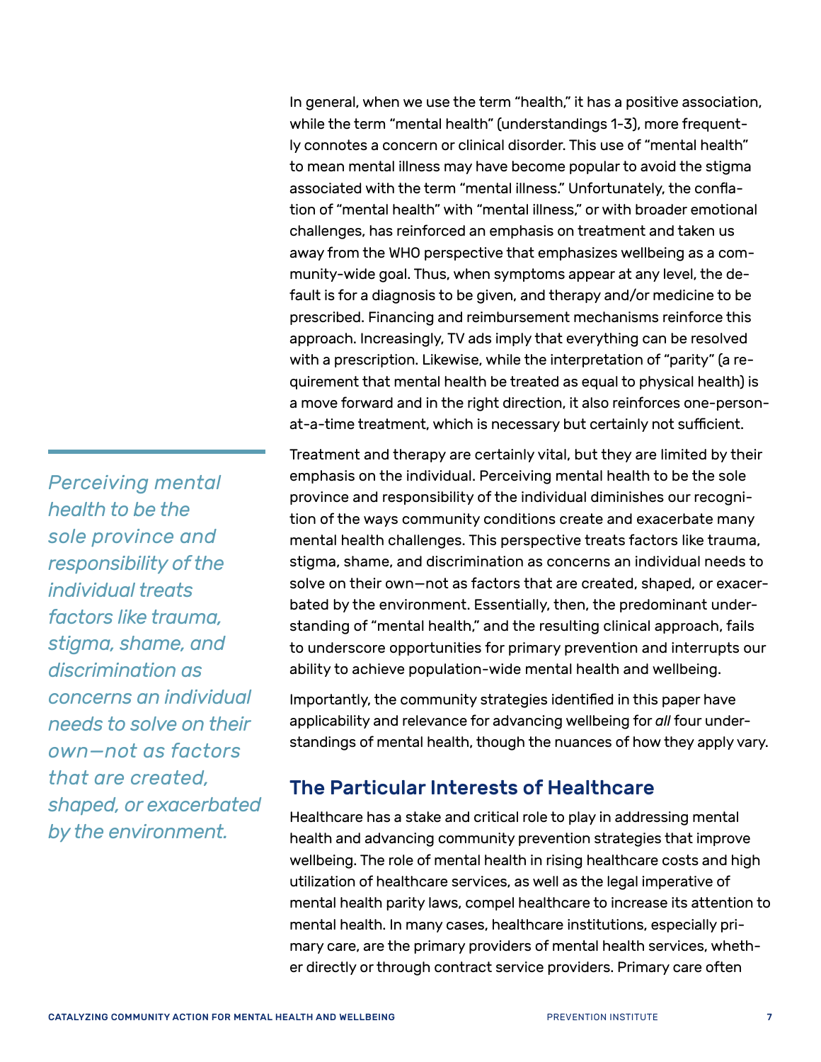In general, when we use the term "health," it has a positive association, while the term "mental health" (understandings 1-3), more frequently connotes a concern or clinical disorder. This use of "mental health" to mean mental illness may have become popular to avoid the stigma associated with the term "mental illness." Unfortunately, the conflation of "mental health" with "mental illness," or with broader emotional challenges, has reinforced an emphasis on treatment and taken us away from the WHO perspective that emphasizes wellbeing as a community-wide goal. Thus, when symptoms appear at any level, the default is for a diagnosis to be given, and therapy and/or medicine to be prescribed. Financing and reimbursement mechanisms reinforce this approach. Increasingly, TV ads imply that everything can be resolved with a prescription. Likewise, while the interpretation of "parity" (a requirement that mental health be treated as equal to physical health) is a move forward and in the right direction, it also reinforces one-person-at-a-time treatment, which is necessary but certainly not sufficient.

Treatment and therapy are certainly vital, but they are limited by their emphasis on the individual. Perceiving mental health to be the sole province and responsibility of the individual diminishes our recognition of the ways community conditions create and exacerbate many mental health challenges. This perspective treats factors like trauma, stigma, shame, and discrimination as concerns an individual needs to solve on their own—not as factors that are created, shaped, or exacerbated by the environment. Essentially, then, the predominant understanding of "mental health," and the resulting clinical approach, fails to underscore opportunities for primary prevention and interrupts our ability to achieve population-wide mental health and wellbeing.

> *Perceiving mental health to be the sole province and responsibility of the individual treats factors like trauma, stigma, shame, and discrimination as concerns an individual needs to solve on their own—not as factors that are created, shaped, or exacerbated by the environment.*

Importantly, the community strategies identified in this paper have applicability and relevance for advancing wellbeing for *all* four understandings of mental health, though the nuances of how they apply vary.

## The Particular Interests of Healthcare

Healthcare has a stake and critical role to play in addressing mental health and advancing community prevention strategies that improve wellbeing. The role of mental health in rising healthcare costs and high utilization of healthcare services, as well as the legal imperative of mental health parity laws, compel healthcare to increase its attention to mental health. In many cases, healthcare institutions, especially primary care, are the primary providers of mental health services, whether directly or through contract service providers. Primary care often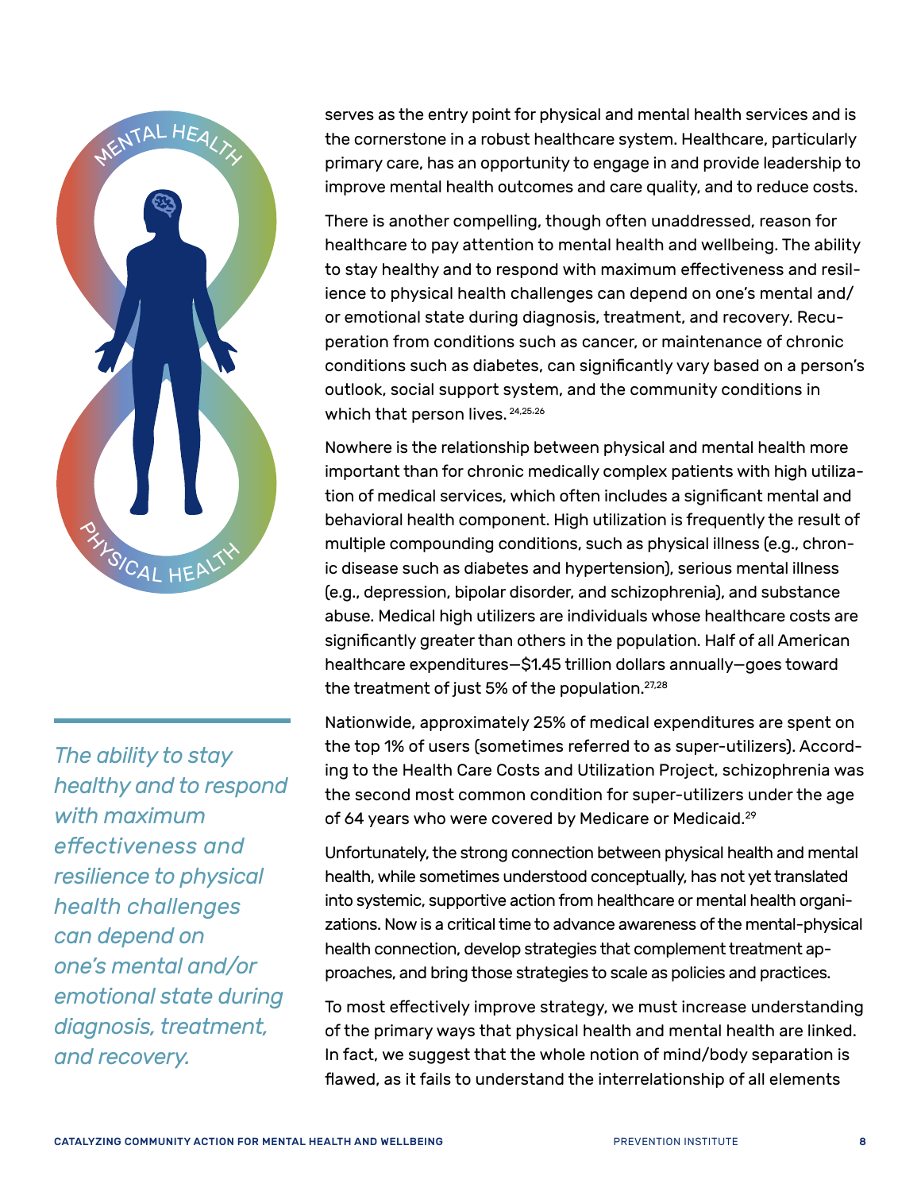serves as the entry point for physical and mental health services and is the cornerstone in a robust healthcare system. Healthcare, particularly primary care, has an opportunity to engage in and provide leadership to improve mental health outcomes and care quality, and to reduce costs.

There is another compelling, though often unaddressed, reason for healthcare to pay attention to mental health and wellbeing. The ability to stay healthy and to respond with maximum effectiveness and resilience to physical health challenges can depend on one's mental and/or emotional state during diagnosis, treatment, and recovery. Recuperation from conditions such as cancer, or maintenance of chronic conditions such as diabetes, can significantly vary based on a person's outlook, social support system, and the community conditions in which that person lives.[24,25,26]

*The ability to stay healthy and to respond with maximum effectiveness and resilience to physical health challenges can depend on one's mental and/or emotional state during diagnosis, treatment, and recovery.*

Nowhere is the relationship between physical and mental health more important than for chronic medically complex patients with high utilization of medical services, which often includes a significant mental and behavioral health component. High utilization is frequently the result of multiple compounding conditions, such as physical illness (e.g., chronic disease such as diabetes and hypertension), serious mental illness (e.g., depression, bipolar disorder, and schizophrenia), and substance abuse. Medical high utilizers are individuals whose healthcare costs are significantly greater than others in the population. Half of all American healthcare expenditures—$1.45 trillion dollars annually—goes toward the treatment of just 5% of the population.[27,28]

Nationwide, approximately 25% of medical expenditures are spent on the top 1% of users (sometimes referred to as super-utilizers). According to the Health Care Costs and Utilization Project, schizophrenia was the second most common condition for super-utilizers under the age of 64 years who were covered by Medicare or Medicaid.[29]

Unfortunately, the strong connection between physical health and mental health, while sometimes understood conceptually, has not yet translated into systemic, supportive action from healthcare or mental health organizations. Now is a critical time to advance awareness of the mental-physical health connection, develop strategies that complement treatment approaches, and bring those strategies to scale as policies and practices.

To most effectively improve strategy, we must increase understanding of the primary ways that physical health and mental health are linked. In fact, we suggest that the whole notion of mind/body separation is flawed, as it fails to understand the interrelationship of all elements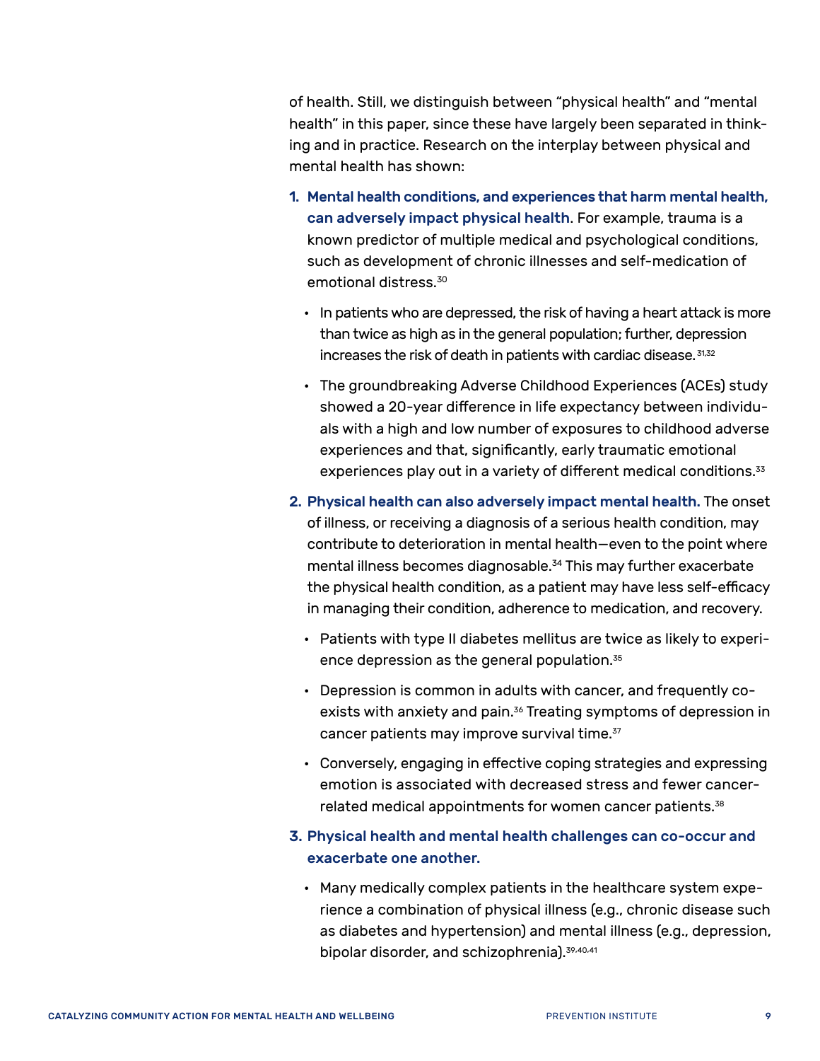of health. Still, we distinguish between "physical health" and "mental health" in this paper, since these have largely been separated in thinking and in practice. Research on the interplay between physical and mental health has shown:

1. **Mental health conditions, and experiences that harm mental health, can adversely impact physical health**. For example, trauma is a known predictor of multiple medical and psychological conditions, such as development of chronic illnesses and self-medication of emotional distress.[30]
   - In patients who are depressed, the risk of having a heart attack is more than twice as high as in the general population; further, depression increases the risk of death in patients with cardiac disease.[31,32]
   - The groundbreaking Adverse Childhood Experiences (ACEs) study showed a 20-year difference in life expectancy between individuals with a high and low number of exposures to childhood adverse experiences and that, significantly, early traumatic emotional experiences play out in a variety of different medical conditions.[33]
2. **Physical health can also adversely impact mental health.** The onset of illness, or receiving a diagnosis of a serious health condition, may contribute to deterioration in mental health—even to the point where mental illness becomes diagnosable.[34] This may further exacerbate the physical health condition, as a patient may have less self-efficacy in managing their condition, adherence to medication, and recovery.
   - Patients with type II diabetes mellitus are twice as likely to experience depression as the general population.[35]
   - Depression is common in adults with cancer, and frequently co-exists with anxiety and pain.[36] Treating symptoms of depression in cancer patients may improve survival time.[37]
   - Conversely, engaging in effective coping strategies and expressing emotion is associated with decreased stress and fewer cancer-related medical appointments for women cancer patients.[38]
3. **Physical health and mental health challenges can co-occur and exacerbate one another.**
   - Many medically complex patients in the healthcare system experience a combination of physical illness (e.g., chronic disease such as diabetes and hypertension) and mental illness (e.g., depression, bipolar disorder, and schizophrenia).[39,40,41]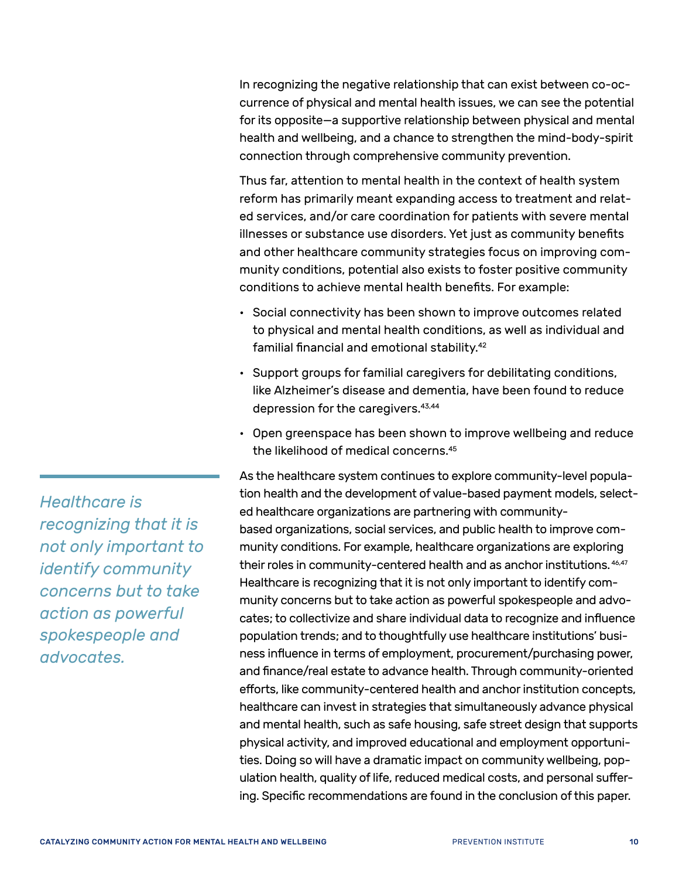In recognizing the negative relationship that can exist between co-occurrence of physical and mental health issues, we can see the potential for its opposite—a supportive relationship between physical and mental health and wellbeing, and a chance to strengthen the mind-body-spirit connection through comprehensive community prevention.

Thus far, attention to mental health in the context of health system reform has primarily meant expanding access to treatment and related services, and/or care coordination for patients with severe mental illnesses or substance use disorders. Yet just as community benefits and other healthcare community strategies focus on improving community conditions, potential also exists to foster positive community conditions to achieve mental health benefits. For example:

- Social connectivity has been shown to improve outcomes related to physical and mental health conditions, as well as individual and familial financial and emotional stability.[42]
- Support groups for familial caregivers for debilitating conditions, like Alzheimer's disease and dementia, have been found to reduce depression for the caregivers.[43,44]
- Open greenspace has been shown to improve wellbeing and reduce the likelihood of medical concerns.[45]

*Healthcare is recognizing that it is not only important to identify community concerns but to take action as powerful spokespeople and advocates.*

As the healthcare system continues to explore community-level population health and the development of value-based payment models, selected healthcare organizations are partnering with community-based organizations, social services, and public health to improve community conditions. For example, healthcare organizations are exploring their roles in community-centered health and as anchor institutions.[46,47] Healthcare is recognizing that it is not only important to identify community concerns but to take action as powerful spokespeople and advocates; to collectivize and share individual data to recognize and influence population trends; and to thoughtfully use healthcare institutions' business influence in terms of employment, procurement/purchasing power, and finance/real estate to advance health. Through community-oriented efforts, like community-centered health and anchor institution concepts, healthcare can invest in strategies that simultaneously advance physical and mental health, such as safe housing, safe street design that supports physical activity, and improved educational and employment opportunities. Doing so will have a dramatic impact on community wellbeing, population health, quality of life, reduced medical costs, and personal suffering. Specific recommendations are found in the conclusion of this paper.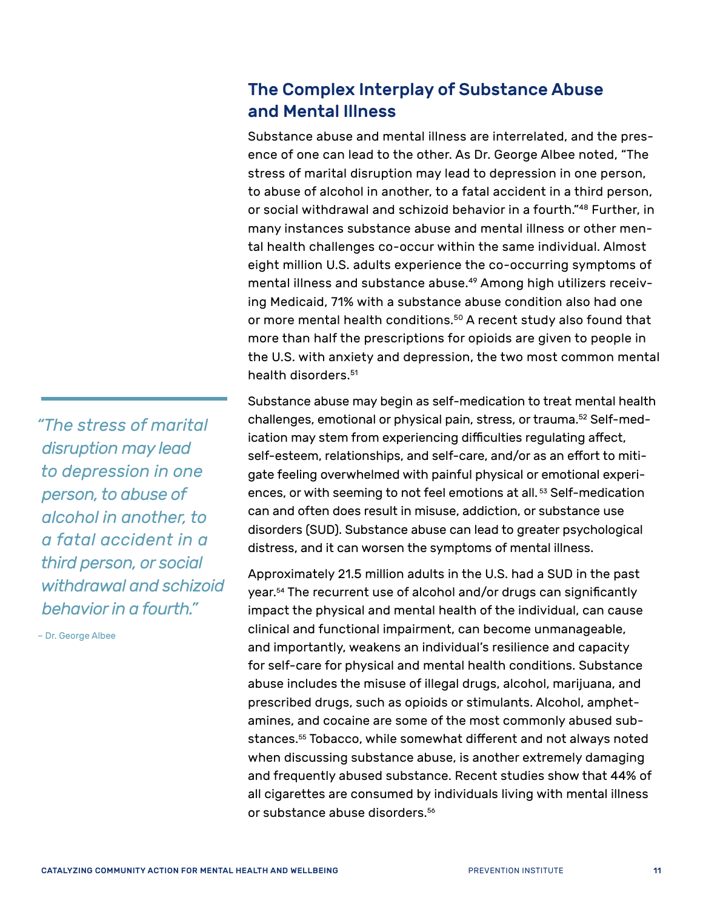## The Complex Interplay of Substance Abuse and Mental Illness

Substance abuse and mental illness are interrelated, and the presence of one can lead to the other. As Dr. George Albee noted, “The stress of marital disruption may lead to depression in one person, to abuse of alcohol in another, to a fatal accident in a third person, or social withdrawal and schizoid behavior in a fourth.”[48] Further, in many instances substance abuse and mental illness or other mental health challenges co-occur within the same individual. Almost eight million U.S. adults experience the co-occurring symptoms of mental illness and substance abuse.[49] Among high utilizers receiving Medicaid, 71% with a substance abuse condition also had one or more mental health conditions.[50] A recent study also found that more than half the prescriptions for opioids are given to people in the U.S. with anxiety and depression, the two most common mental health disorders.[51]

> *“The stress of marital disruption may lead to depression in one person, to abuse of alcohol in another, to a fatal accident in a third person, or social withdrawal and schizoid behavior in a fourth.”*
>
> – Dr. George Albee

Substance abuse may begin as self-medication to treat mental health challenges, emotional or physical pain, stress, or trauma.[52] Self-medication may stem from experiencing difficulties regulating affect, self-esteem, relationships, and self-care, and/or as an effort to mitigate feeling overwhelmed with painful physical or emotional experiences, or with seeming to not feel emotions at all.[53] Self-medication can and often does result in misuse, addiction, or substance use disorders (SUD). Substance abuse can lead to greater psychological distress, and it can worsen the symptoms of mental illness.

Approximately 21.5 million adults in the U.S. had a SUD in the past year.[54] The recurrent use of alcohol and/or drugs can significantly impact the physical and mental health of the individual, can cause clinical and functional impairment, can become unmanageable, and importantly, weakens an individual’s resilience and capacity for self-care for physical and mental health conditions. Substance abuse includes the misuse of illegal drugs, alcohol, marijuana, and prescribed drugs, such as opioids or stimulants. Alcohol, amphetamines, and cocaine are some of the most commonly abused substances.[55] Tobacco, while somewhat different and not always noted when discussing substance abuse, is another extremely damaging and frequently abused substance. Recent studies show that 44% of all cigarettes are consumed by individuals living with mental illness or substance abuse disorders.[56]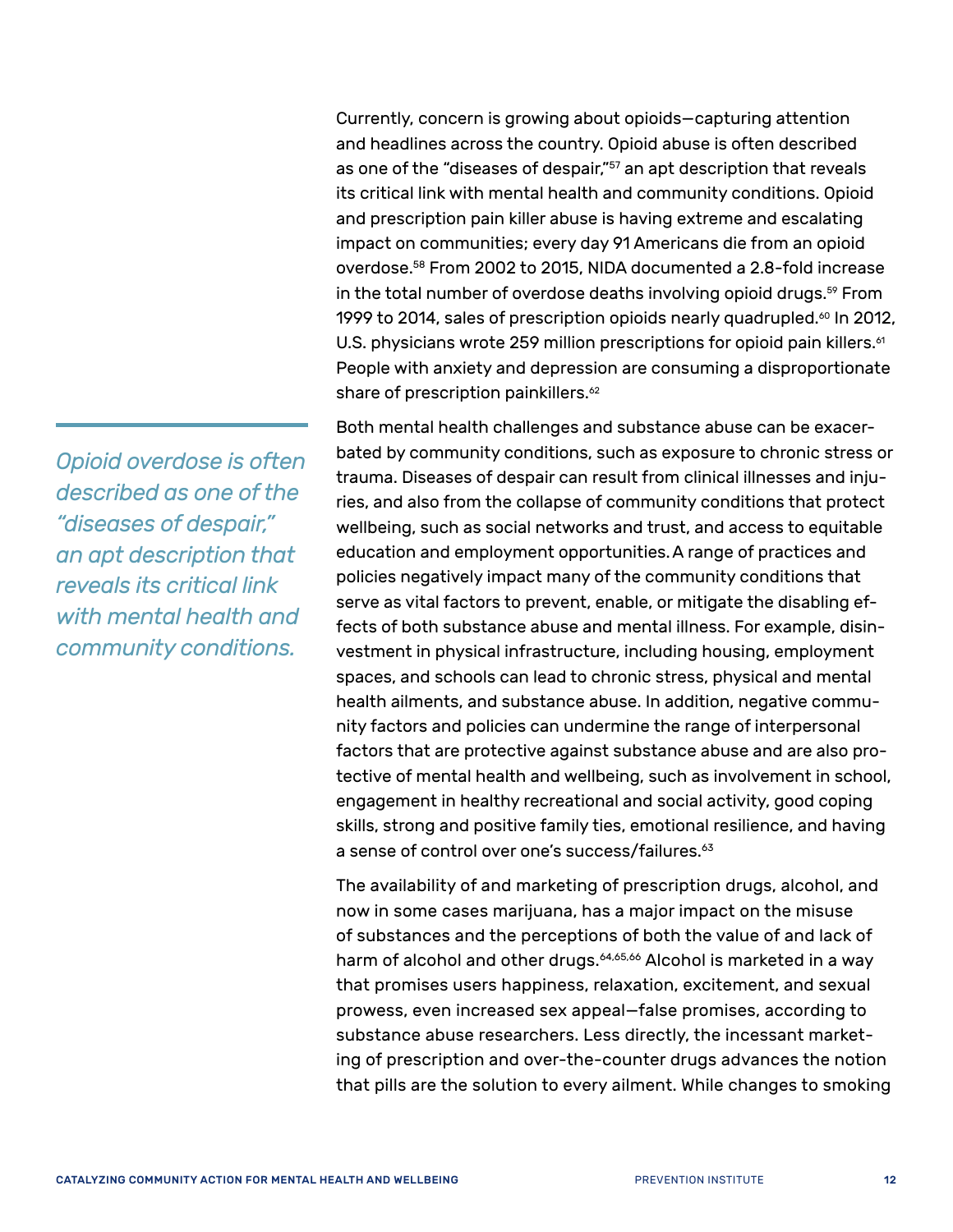Currently, concern is growing about opioids—capturing attention and headlines across the country. Opioid abuse is often described as one of the "diseases of despair,"[57] an apt description that reveals its critical link with mental health and community conditions. Opioid and prescription pain killer abuse is having extreme and escalating impact on communities; every day 91 Americans die from an opioid overdose.[58] From 2002 to 2015, NIDA documented a 2.8-fold increase in the total number of overdose deaths involving opioid drugs.[59] From 1999 to 2014, sales of prescription opioids nearly quadrupled.[60] In 2012, U.S. physicians wrote 259 million prescriptions for opioid pain killers.[61] People with anxiety and depression are consuming a disproportionate share of prescription painkillers.[62]

*Opioid overdose is often described as one of the "diseases of despair," an apt description that reveals its critical link with mental health and community conditions.*

Both mental health challenges and substance abuse can be exacerbated by community conditions, such as exposure to chronic stress or trauma. Diseases of despair can result from clinical illnesses and injuries, and also from the collapse of community conditions that protect wellbeing, such as social networks and trust, and access to equitable education and employment opportunities. A range of practices and policies negatively impact many of the community conditions that serve as vital factors to prevent, enable, or mitigate the disabling effects of both substance abuse and mental illness. For example, disinvestment in physical infrastructure, including housing, employment spaces, and schools can lead to chronic stress, physical and mental health ailments, and substance abuse. In addition, negative community factors and policies can undermine the range of interpersonal factors that are protective against substance abuse and are also protective of mental health and wellbeing, such as involvement in school, engagement in healthy recreational and social activity, good coping skills, strong and positive family ties, emotional resilience, and having a sense of control over one's success/failures.[63]

The availability of and marketing of prescription drugs, alcohol, and now in some cases marijuana, has a major impact on the misuse of substances and the perceptions of both the value of and lack of harm of alcohol and other drugs.[64,65,66] Alcohol is marketed in a way that promises users happiness, relaxation, excitement, and sexual prowess, even increased sex appeal—false promises, according to substance abuse researchers. Less directly, the incessant marketing of prescription and over-the-counter drugs advances the notion that pills are the solution to every ailment. While changes to smoking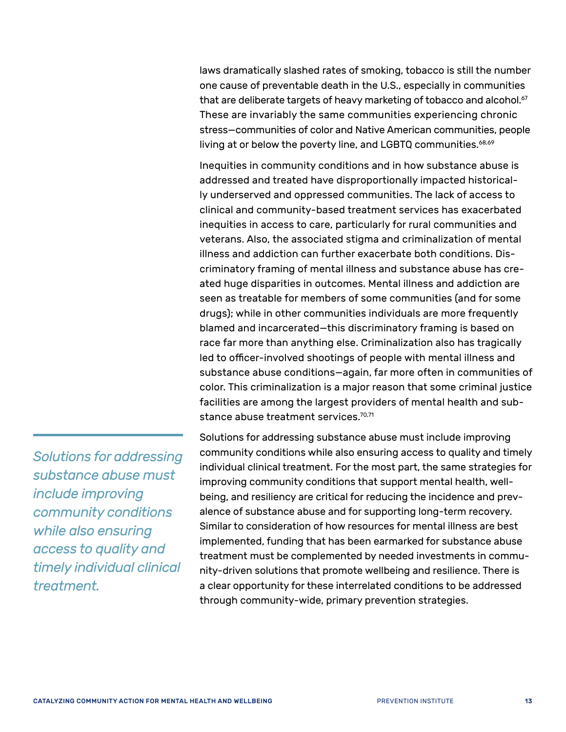laws dramatically slashed rates of smoking, tobacco is still the number one cause of preventable death in the U.S., especially in communities that are deliberate targets of heavy marketing of tobacco and alcohol.[67] These are invariably the same communities experiencing chronic stress—communities of color and Native American communities, people living at or below the poverty line, and LGBTQ communities.[68,69]

Inequities in community conditions and in how substance abuse is addressed and treated have disproportionally impacted historically underserved and oppressed communities. The lack of access to clinical and community-based treatment services has exacerbated inequities in access to care, particularly for rural communities and veterans. Also, the associated stigma and criminalization of mental illness and addiction can further exacerbate both conditions. Discriminatory framing of mental illness and substance abuse has created huge disparities in outcomes. Mental illness and addiction are seen as treatable for members of some communities (and for some drugs); while in other communities individuals are more frequently blamed and incarcerated—this discriminatory framing is based on race far more than anything else. Criminalization also has tragically led to officer-involved shootings of people with mental illness and substance abuse conditions—again, far more often in communities of color. This criminalization is a major reason that some criminal justice facilities are among the largest providers of mental health and substance abuse treatment services.[70,71]

*Solutions for addressing substance abuse must include improving community conditions while also ensuring access to quality and timely individual clinical treatment.*

Solutions for addressing substance abuse must include improving community conditions while also ensuring access to quality and timely individual clinical treatment. For the most part, the same strategies for improving community conditions that support mental health, wellbeing, and resiliency are critical for reducing the incidence and prevalence of substance abuse and for supporting long-term recovery. Similar to consideration of how resources for mental illness are best implemented, funding that has been earmarked for substance abuse treatment must be complemented by needed investments in community-driven solutions that promote wellbeing and resilience. There is a clear opportunity for these interrelated conditions to be addressed through community-wide, primary prevention strategies.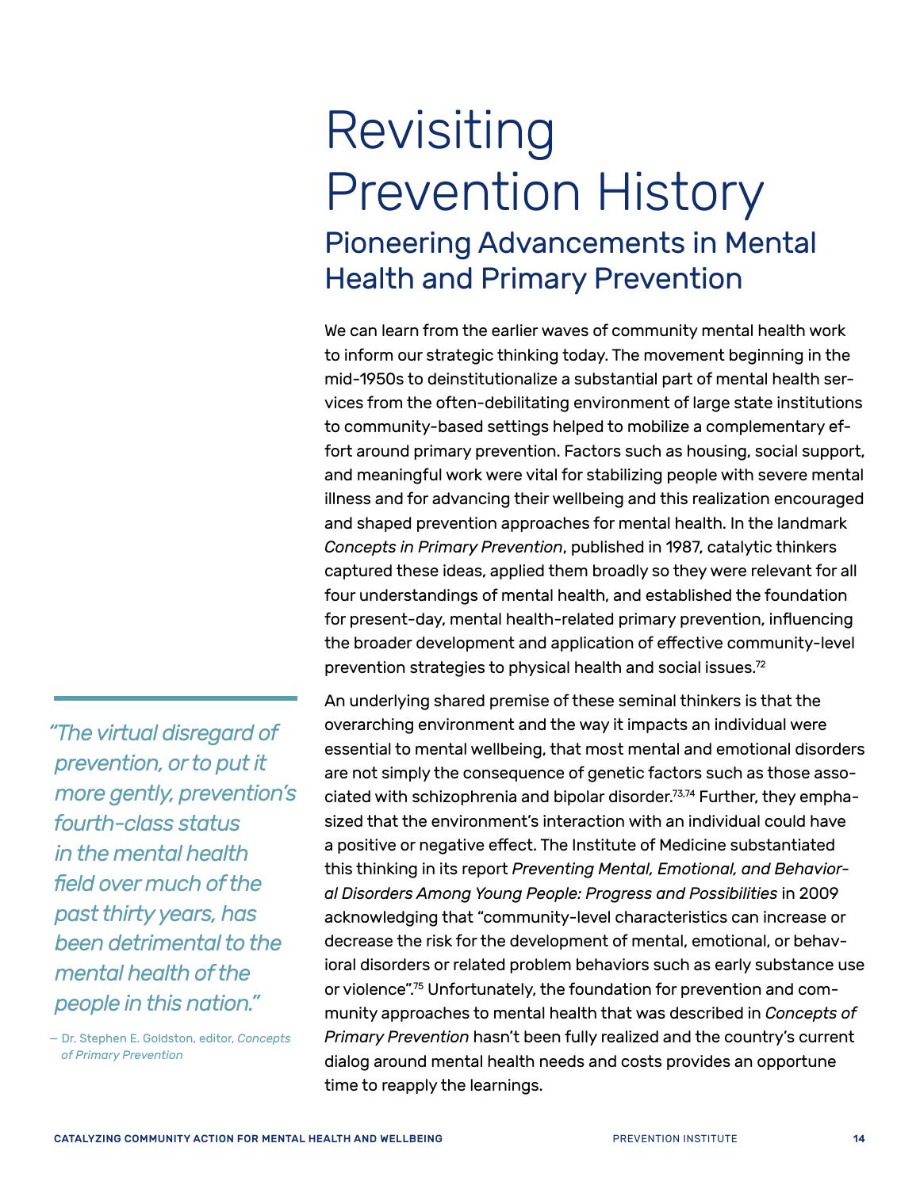# Revisiting Prevention History

## Pioneering Advancements in Mental Health and Primary Prevention

We can learn from the earlier waves of community mental health work to inform our strategic thinking today. The movement beginning in the mid-1950s to deinstitutionalize a substantial part of mental health services from the often-debilitating environment of large state institutions to community-based settings helped to mobilize a complementary effort around primary prevention. Factors such as housing, social support, and meaningful work were vital for stabilizing people with severe mental illness and for advancing their wellbeing and this realization encouraged and shaped prevention approaches for mental health. In the landmark *Concepts in Primary Prevention*, published in 1987, catalytic thinkers captured these ideas, applied them broadly so they were relevant for all four understandings of mental health, and established the foundation for present-day, mental health-related primary prevention, influencing the broader development and application of effective community-level prevention strategies to physical health and social issues.[72]

> *"The virtual disregard of prevention, or to put it more gently, prevention's fourth-class status in the mental health field over much of the past thirty years, has been detrimental to the mental health of the people in this nation."*
>
> — Dr. Stephen E. Goldston, editor, *Concepts of Primary Prevention*

An underlying shared premise of these seminal thinkers is that the overarching environment and the way it impacts an individual were essential to mental wellbeing, that most mental and emotional disorders are not simply the consequence of genetic factors such as those associated with schizophrenia and bipolar disorder.[73,74] Further, they emphasized that the environment's interaction with an individual could have a positive or negative effect. The Institute of Medicine substantiated this thinking in its report *Preventing Mental, Emotional, and Behavioral Disorders Among Young People: Progress and Possibilities* in 2009 acknowledging that "community-level characteristics can increase or decrease the risk for the development of mental, emotional, or behavioral disorders or related problem behaviors such as early substance use or violence".[75] Unfortunately, the foundation for prevention and community approaches to mental health that was described in *Concepts of Primary Prevention* hasn't been fully realized and the country's current dialog around mental health needs and costs provides an opportune time to reapply the learnings.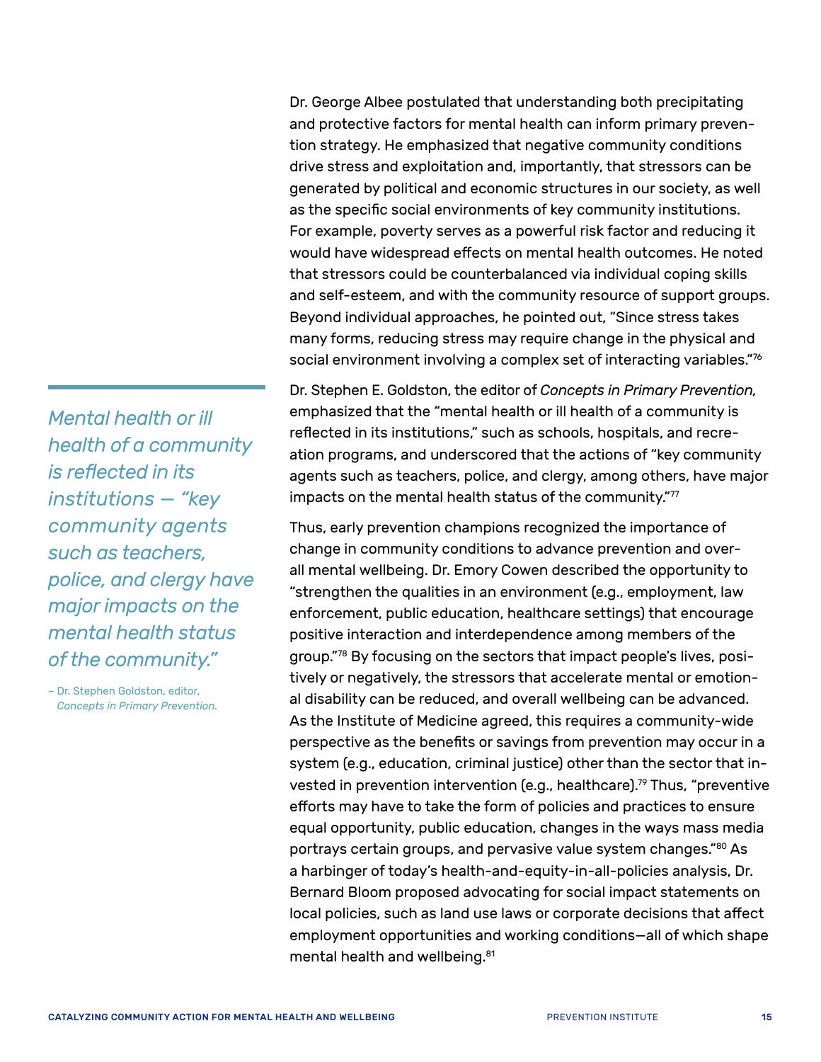Dr. George Albee postulated that understanding both precipitating and protective factors for mental health can inform primary prevention strategy. He emphasized that negative community conditions drive stress and exploitation and, importantly, that stressors can be generated by political and economic structures in our society, as well as the specific social environments of key community institutions. For example, poverty serves as a powerful risk factor and reducing it would have widespread effects on mental health outcomes. He noted that stressors could be counterbalanced via individual coping skills and self-esteem, and with the community resource of support groups. Beyond individual approaches, he pointed out, "Since stress takes many forms, reducing stress may require change in the physical and social environment involving a complex set of interacting variables."[76]

Dr. Stephen E. Goldston, the editor of *Concepts in Primary Prevention,* emphasized that the "mental health or ill health of a community is reflected in its institutions," such as schools, hospitals, and recreation programs, and underscored that the actions of "key community agents such as teachers, police, and clergy, among others, have major impacts on the mental health status of the community."[77]

> *Mental health or ill health of a community is reflected in its institutions — "key community agents such as teachers, police, and clergy have major impacts on the mental health status of the community."*
>
> – Dr. Stephen Goldston, editor, *Concepts in Primary Prevention.*

Thus, early prevention champions recognized the importance of change in community conditions to advance prevention and overall mental wellbeing. Dr. Emory Cowen described the opportunity to "strengthen the qualities in an environment (e.g., employment, law enforcement, public education, healthcare settings) that encourage positive interaction and interdependence among members of the group."[78] By focusing on the sectors that impact people's lives, positively or negatively, the stressors that accelerate mental or emotional disability can be reduced, and overall wellbeing can be advanced. As the Institute of Medicine agreed, this requires a community-wide perspective as the benefits or savings from prevention may occur in a system (e.g., education, criminal justice) other than the sector that invested in prevention intervention (e.g., healthcare).[79] Thus, "preventive efforts may have to take the form of policies and practices to ensure equal opportunity, public education, changes in the ways mass media portrays certain groups, and pervasive value system changes."[80] As a harbinger of today's health-and-equity-in-all-policies analysis, Dr. Bernard Bloom proposed advocating for social impact statements on local policies, such as land use laws or corporate decisions that affect employment opportunities and working conditions—all of which shape mental health and wellbeing.[81]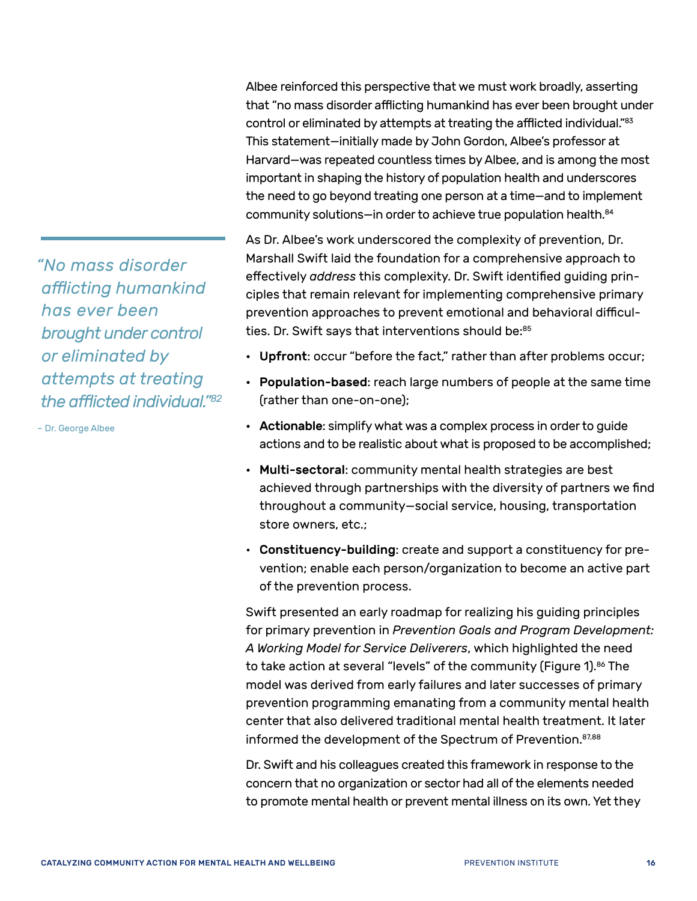Albee reinforced this perspective that we must work broadly, asserting that "no mass disorder afflicting humankind has ever been brought under control or eliminated by attempts at treating the afflicted individual."[83] This statement—initially made by John Gordon, Albee's professor at Harvard—was repeated countless times by Albee, and is among the most important in shaping the history of population health and underscores the need to go beyond treating one person at a time—and to implement community solutions—in order to achieve true population health.[84]

> *"No mass disorder afflicting humankind has ever been brought under control or eliminated by attempts at treating the afflicted individual."*[82]
>
> – Dr. George Albee

As Dr. Albee's work underscored the complexity of prevention, Dr. Marshall Swift laid the foundation for a comprehensive approach to effectively *address* this complexity. Dr. Swift identified guiding principles that remain relevant for implementing comprehensive primary prevention approaches to prevent emotional and behavioral difficulties. Dr. Swift says that interventions should be:[85]

- **Upfront**: occur "before the fact," rather than after problems occur;
- **Population-based**: reach large numbers of people at the same time (rather than one-on-one);
- **Actionable**: simplify what was a complex process in order to guide actions and to be realistic about what is proposed to be accomplished;
- **Multi-sectoral**: community mental health strategies are best achieved through partnerships with the diversity of partners we find throughout a community—social service, housing, transportation store owners, etc.;
- **Constituency-building**: create and support a constituency for prevention; enable each person/organization to become an active part of the prevention process.

Swift presented an early roadmap for realizing his guiding principles for primary prevention in *Prevention Goals and Program Development: A Working Model for Service Deliverers*, which highlighted the need to take action at several "levels" of the community (Figure 1).[86] The model was derived from early failures and later successes of primary prevention programming emanating from a community mental health center that also delivered traditional mental health treatment. It later informed the development of the Spectrum of Prevention.[87,88]

Dr. Swift and his colleagues created this framework in response to the concern that no organization or sector had all of the elements needed to promote mental health or prevent mental illness on its own. Yet they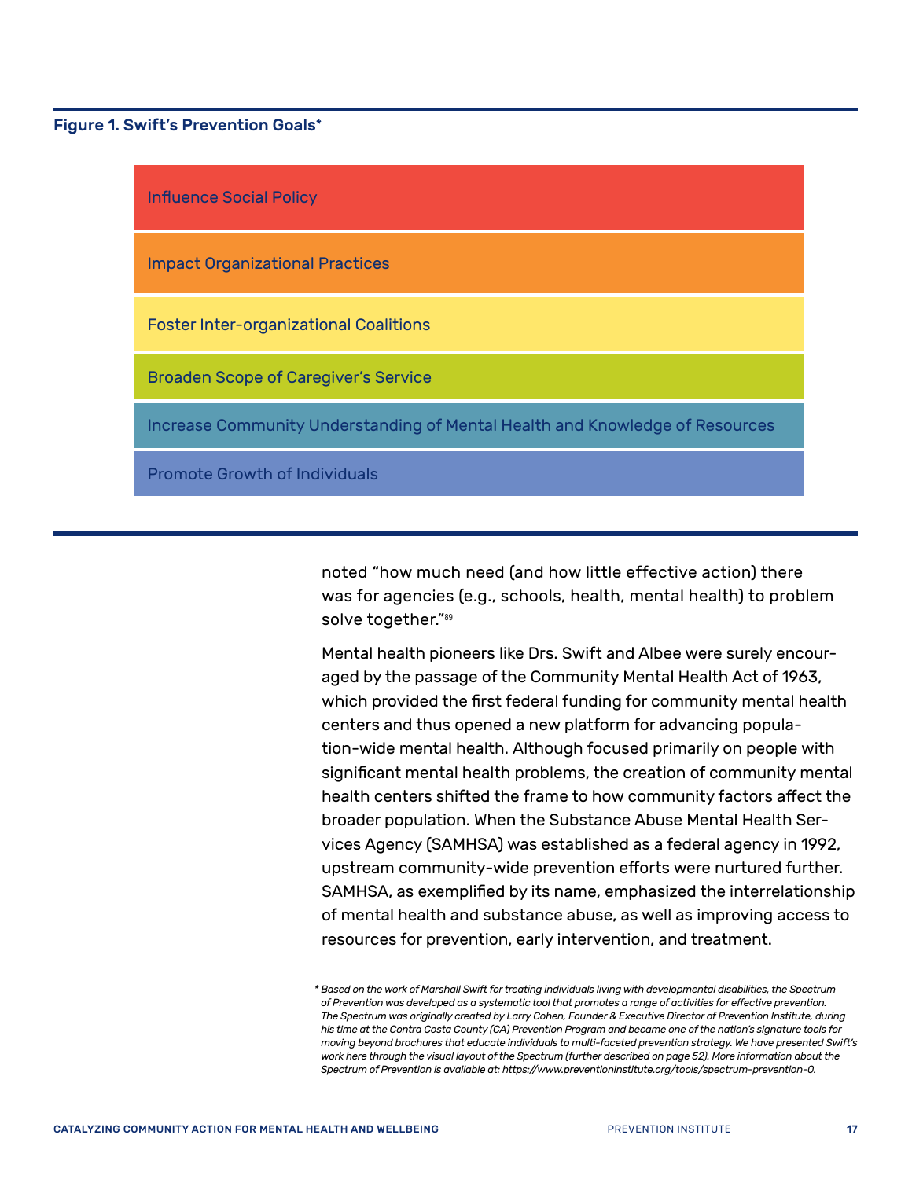**Figure 1. Swift's Prevention Goals***

- Influence Social Policy
- Impact Organizational Practices
- Foster Inter-organizational Coalitions
- Broaden Scope of Caregiver's Service
- Increase Community Understanding of Mental Health and Knowledge of Resources
- Promote Growth of Individuals

noted "how much need (and how little effective action) there was for agencies (e.g., schools, health, mental health) to problem solve together."[89]

Mental health pioneers like Drs. Swift and Albee were surely encouraged by the passage of the Community Mental Health Act of 1963, which provided the first federal funding for community mental health centers and thus opened a new platform for advancing population-wide mental health. Although focused primarily on people with significant mental health problems, the creation of community mental health centers shifted the frame to how community factors affect the broader population. When the Substance Abuse Mental Health Services Agency (SAMHSA) was established as a federal agency in 1992, upstream community-wide prevention efforts were nurtured further. SAMHSA, as exemplified by its name, emphasized the interrelationship of mental health and substance abuse, as well as improving access to resources for prevention, early intervention, and treatment.

*\* Based on the work of Marshall Swift for treating individuals living with developmental disabilities, the Spectrum of Prevention was developed as a systematic tool that promotes a range of activities for effective prevention. The Spectrum was originally created by Larry Cohen, Founder & Executive Director of Prevention Institute, during his time at the Contra Costa County (CA) Prevention Program and became one of the nation's signature tools for moving beyond brochures that educate individuals to multi-faceted prevention strategy. We have presented Swift's work here through the visual layout of the Spectrum (further described on page 52). More information about the Spectrum of Prevention is available at: https://www.preventioninstitute.org/tools/spectrum-prevention-0.*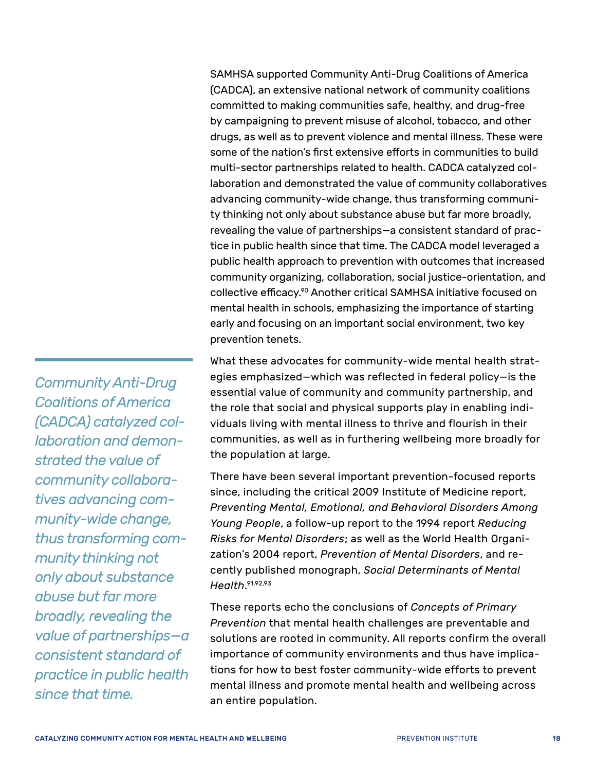SAMHSA supported Community Anti-Drug Coalitions of America (CADCA), an extensive national network of community coalitions committed to making communities safe, healthy, and drug-free by campaigning to prevent misuse of alcohol, tobacco, and other drugs, as well as to prevent violence and mental illness. These were some of the nation's first extensive efforts in communities to build multi-sector partnerships related to health. CADCA catalyzed collaboration and demonstrated the value of community collaboratives advancing community-wide change, thus transforming community thinking not only about substance abuse but far more broadly, revealing the value of partnerships—a consistent standard of practice in public health since that time. The CADCA model leveraged a public health approach to prevention with outcomes that increased community organizing, collaboration, social justice-orientation, and collective efficacy.[90] Another critical SAMHSA initiative focused on mental health in schools, emphasizing the importance of starting early and focusing on an important social environment, two key prevention tenets.

*Community Anti-Drug Coalitions of America (CADCA) catalyzed collaboration and demonstrated the value of community collaboratives advancing community-wide change, thus transforming community thinking not only about substance abuse but far more broadly, revealing the value of partnerships—a consistent standard of practice in public health since that time.*

What these advocates for community-wide mental health strategies emphasized—which was reflected in federal policy—is the essential value of community and community partnership, and the role that social and physical supports play in enabling individuals living with mental illness to thrive and flourish in their communities, as well as in furthering wellbeing more broadly for the population at large.

There have been several important prevention-focused reports since, including the critical 2009 Institute of Medicine report, *Preventing Mental, Emotional, and Behavioral Disorders Among Young People*, a follow-up report to the 1994 report *Reducing Risks for Mental Disorders*; as well as the World Health Organization's 2004 report, *Prevention of Mental Disorders*, and recently published monograph, *Social Determinants of Mental Health*.[91,92,93]

These reports echo the conclusions of *Concepts of Primary Prevention* that mental health challenges are preventable and solutions are rooted in community. All reports confirm the overall importance of community environments and thus have implications for how to best foster community-wide efforts to prevent mental illness and promote mental health and wellbeing across an entire population.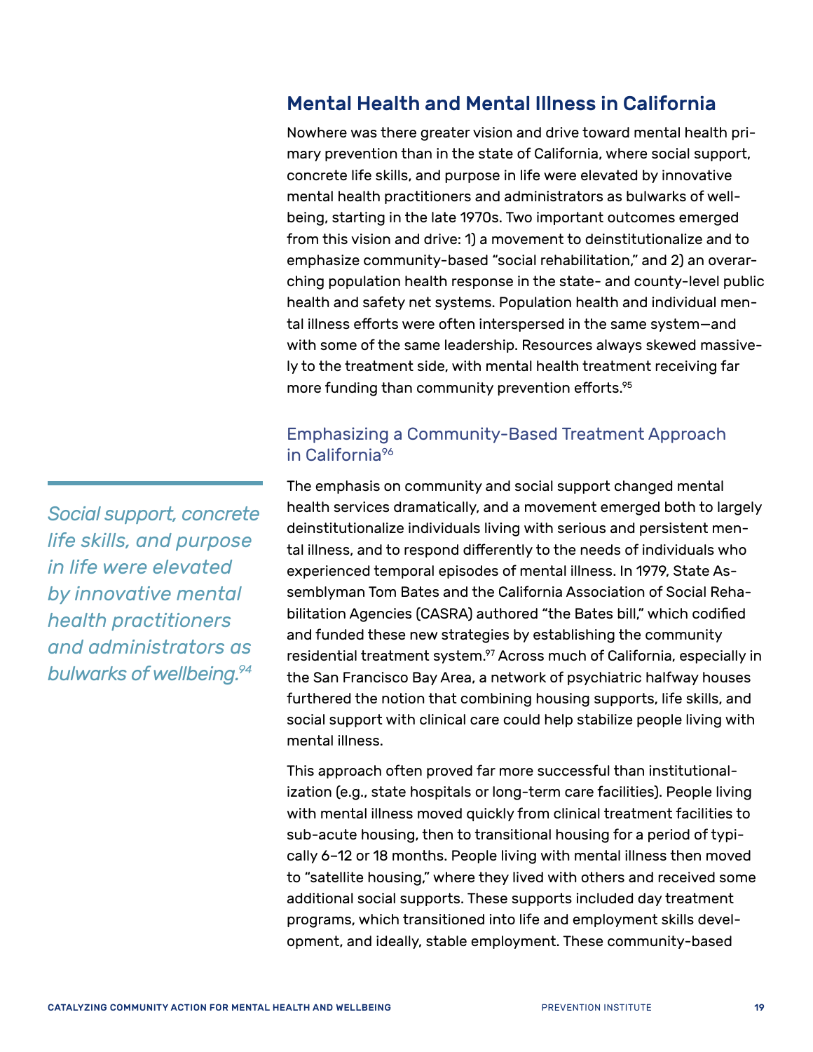## Mental Health and Mental Illness in California

Nowhere was there greater vision and drive toward mental health primary prevention than in the state of California, where social support, concrete life skills, and purpose in life were elevated by innovative mental health practitioners and administrators as bulwarks of wellbeing, starting in the late 1970s. Two important outcomes emerged from this vision and drive: 1) a movement to deinstitutionalize and to emphasize community-based "social rehabilitation," and 2) an overarching population health response in the state- and county-level public health and safety net systems. Population health and individual mental illness efforts were often interspersed in the same system—and with some of the same leadership. Resources always skewed massively to the treatment side, with mental health treatment receiving far more funding than community prevention efforts.[95]

### Emphasizing a Community-Based Treatment Approach in California[96]

*Social support, concrete life skills, and purpose in life were elevated by innovative mental health practitioners and administrators as bulwarks of wellbeing.[94]*

The emphasis on community and social support changed mental health services dramatically, and a movement emerged both to largely deinstitutionalize individuals living with serious and persistent mental illness, and to respond differently to the needs of individuals who experienced temporal episodes of mental illness. In 1979, State Assemblyman Tom Bates and the California Association of Social Rehabilitation Agencies (CASRA) authored "the Bates bill," which codified and funded these new strategies by establishing the community residential treatment system.[97] Across much of California, especially in the San Francisco Bay Area, a network of psychiatric halfway houses furthered the notion that combining housing supports, life skills, and social support with clinical care could help stabilize people living with mental illness.

This approach often proved far more successful than institutionalization (e.g., state hospitals or long-term care facilities). People living with mental illness moved quickly from clinical treatment facilities to sub-acute housing, then to transitional housing for a period of typically 6–12 or 18 months. People living with mental illness then moved to "satellite housing," where they lived with others and received some additional social supports. These supports included day treatment programs, which transitioned into life and employment skills development, and ideally, stable employment. These community-based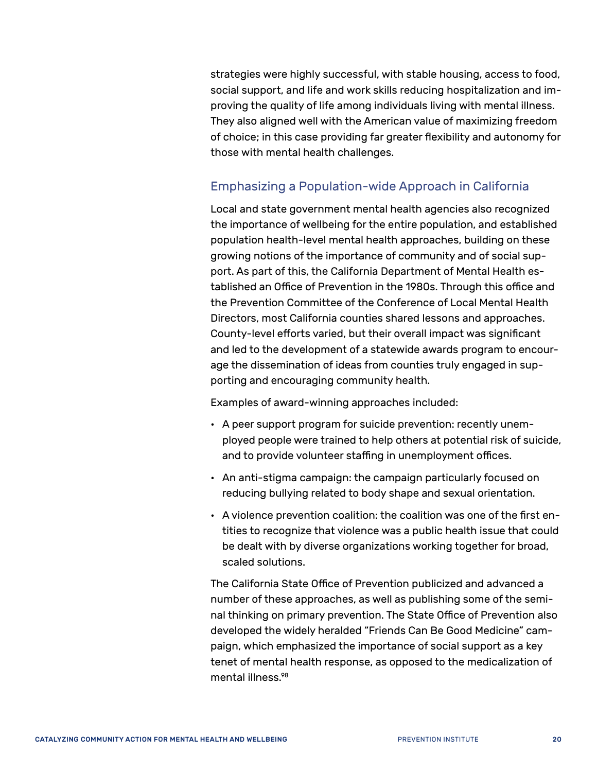strategies were highly successful, with stable housing, access to food, social support, and life and work skills reducing hospitalization and improving the quality of life among individuals living with mental illness. They also aligned well with the American value of maximizing freedom of choice; in this case providing far greater flexibility and autonomy for those with mental health challenges.

### Emphasizing a Population-wide Approach in California

Local and state government mental health agencies also recognized the importance of wellbeing for the entire population, and established population health-level mental health approaches, building on these growing notions of the importance of community and of social support. As part of this, the California Department of Mental Health established an Office of Prevention in the 1980s. Through this office and the Prevention Committee of the Conference of Local Mental Health Directors, most California counties shared lessons and approaches. County-level efforts varied, but their overall impact was significant and led to the development of a statewide awards program to encourage the dissemination of ideas from counties truly engaged in supporting and encouraging community health.

Examples of award-winning approaches included:

- A peer support program for suicide prevention: recently unemployed people were trained to help others at potential risk of suicide, and to provide volunteer staffing in unemployment offices.
- An anti-stigma campaign: the campaign particularly focused on reducing bullying related to body shape and sexual orientation.
- A violence prevention coalition: the coalition was one of the first entities to recognize that violence was a public health issue that could be dealt with by diverse organizations working together for broad, scaled solutions.

The California State Office of Prevention publicized and advanced a number of these approaches, as well as publishing some of the seminal thinking on primary prevention. The State Office of Prevention also developed the widely heralded "Friends Can Be Good Medicine" campaign, which emphasized the importance of social support as a key tenet of mental health response, as opposed to the medicalization of mental illness.[98]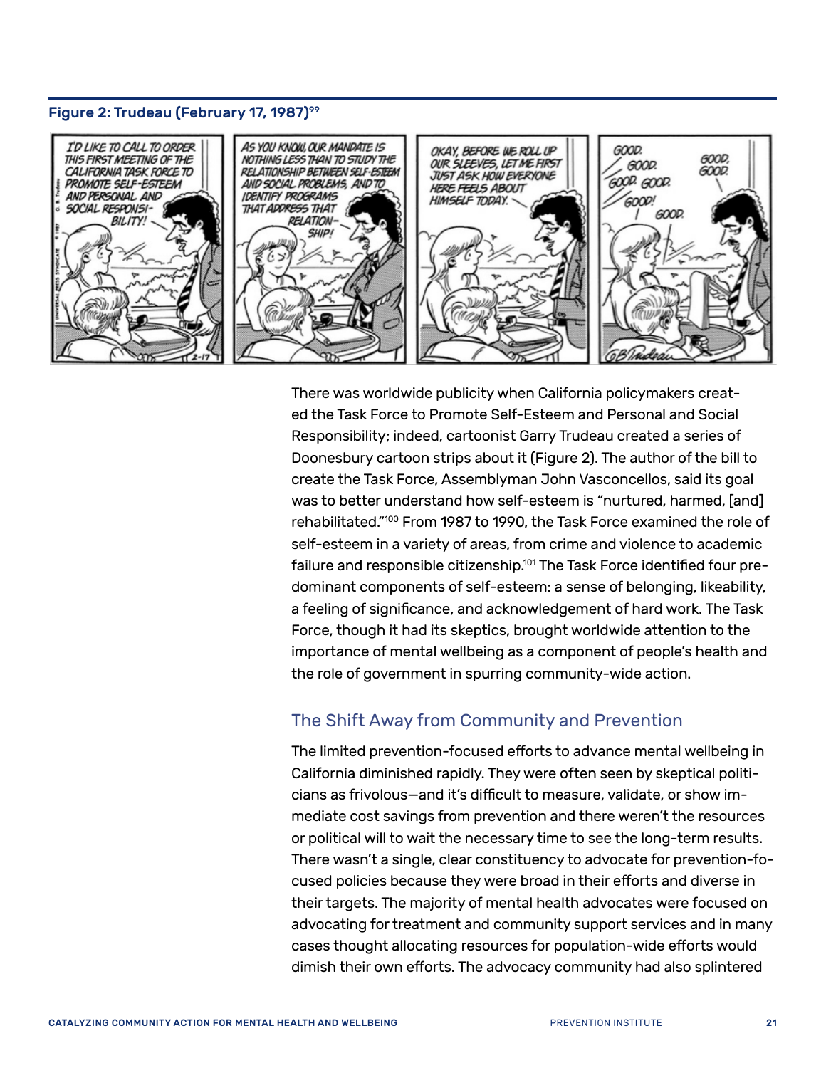**Figure 2: Trudeau (February 17, 1987)**[99]

There was worldwide publicity when California policymakers created the Task Force to Promote Self-Esteem and Personal and Social Responsibility; indeed, cartoonist Garry Trudeau created a series of Doonesbury cartoon strips about it (Figure 2). The author of the bill to create the Task Force, Assemblyman John Vasconcellos, said its goal was to better understand how self-esteem is "nurtured, harmed, [and] rehabilitated."[100] From 1987 to 1990, the Task Force examined the role of self-esteem in a variety of areas, from crime and violence to academic failure and responsible citizenship.[101] The Task Force identified four predominant components of self-esteem: a sense of belonging, likeability, a feeling of significance, and acknowledgement of hard work. The Task Force, though it had its skeptics, brought worldwide attention to the importance of mental wellbeing as a component of people's health and the role of government in spurring community-wide action.

## The Shift Away from Community and Prevention

The limited prevention-focused efforts to advance mental wellbeing in California diminished rapidly. They were often seen by skeptical politicians as frivolous—and it's difficult to measure, validate, or show immediate cost savings from prevention and there weren't the resources or political will to wait the necessary time to see the long-term results. There wasn't a single, clear constituency to advocate for prevention-focused policies because they were broad in their efforts and diverse in their targets. The majority of mental health advocates were focused on advocating for treatment and community support services and in many cases thought allocating resources for population-wide efforts would dimish their own efforts. The advocacy community had also splintered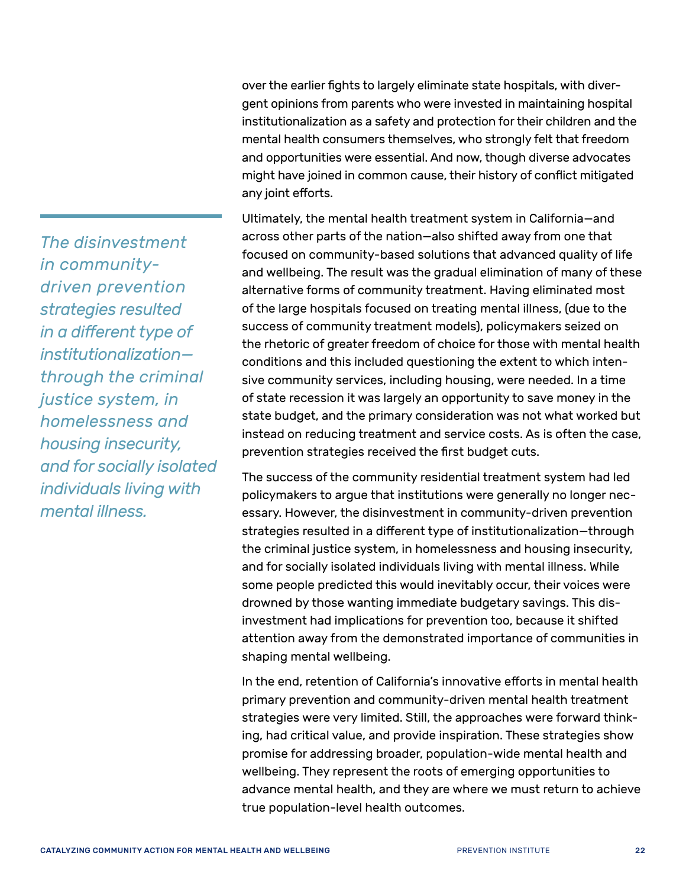over the earlier fights to largely eliminate state hospitals, with divergent opinions from parents who were invested in maintaining hospital institutionalization as a safety and protection for their children and the mental health consumers themselves, who strongly felt that freedom and opportunities were essential. And now, though diverse advocates might have joined in common cause, their history of conflict mitigated any joint efforts.

> *The disinvestment in community-driven prevention strategies resulted in a different type of institutionalization—through the criminal justice system, in homelessness and housing insecurity, and for socially isolated individuals living with mental illness.*

Ultimately, the mental health treatment system in California—and across other parts of the nation—also shifted away from one that focused on community-based solutions that advanced quality of life and wellbeing. The result was the gradual elimination of many of these alternative forms of community treatment. Having eliminated most of the large hospitals focused on treating mental illness, (due to the success of community treatment models), policymakers seized on the rhetoric of greater freedom of choice for those with mental health conditions and this included questioning the extent to which intensive community services, including housing, were needed. In a time of state recession it was largely an opportunity to save money in the state budget, and the primary consideration was not what worked but instead on reducing treatment and service costs. As is often the case, prevention strategies received the first budget cuts.

The success of the community residential treatment system had led policymakers to argue that institutions were generally no longer necessary. However, the disinvestment in community-driven prevention strategies resulted in a different type of institutionalization—through the criminal justice system, in homelessness and housing insecurity, and for socially isolated individuals living with mental illness. While some people predicted this would inevitably occur, their voices were drowned by those wanting immediate budgetary savings. This disinvestment had implications for prevention too, because it shifted attention away from the demonstrated importance of communities in shaping mental wellbeing.

In the end, retention of California's innovative efforts in mental health primary prevention and community-driven mental health treatment strategies were very limited. Still, the approaches were forward thinking, had critical value, and provide inspiration. These strategies show promise for addressing broader, population-wide mental health and wellbeing. They represent the roots of emerging opportunities to advance mental health, and they are where we must return to achieve true population-level health outcomes.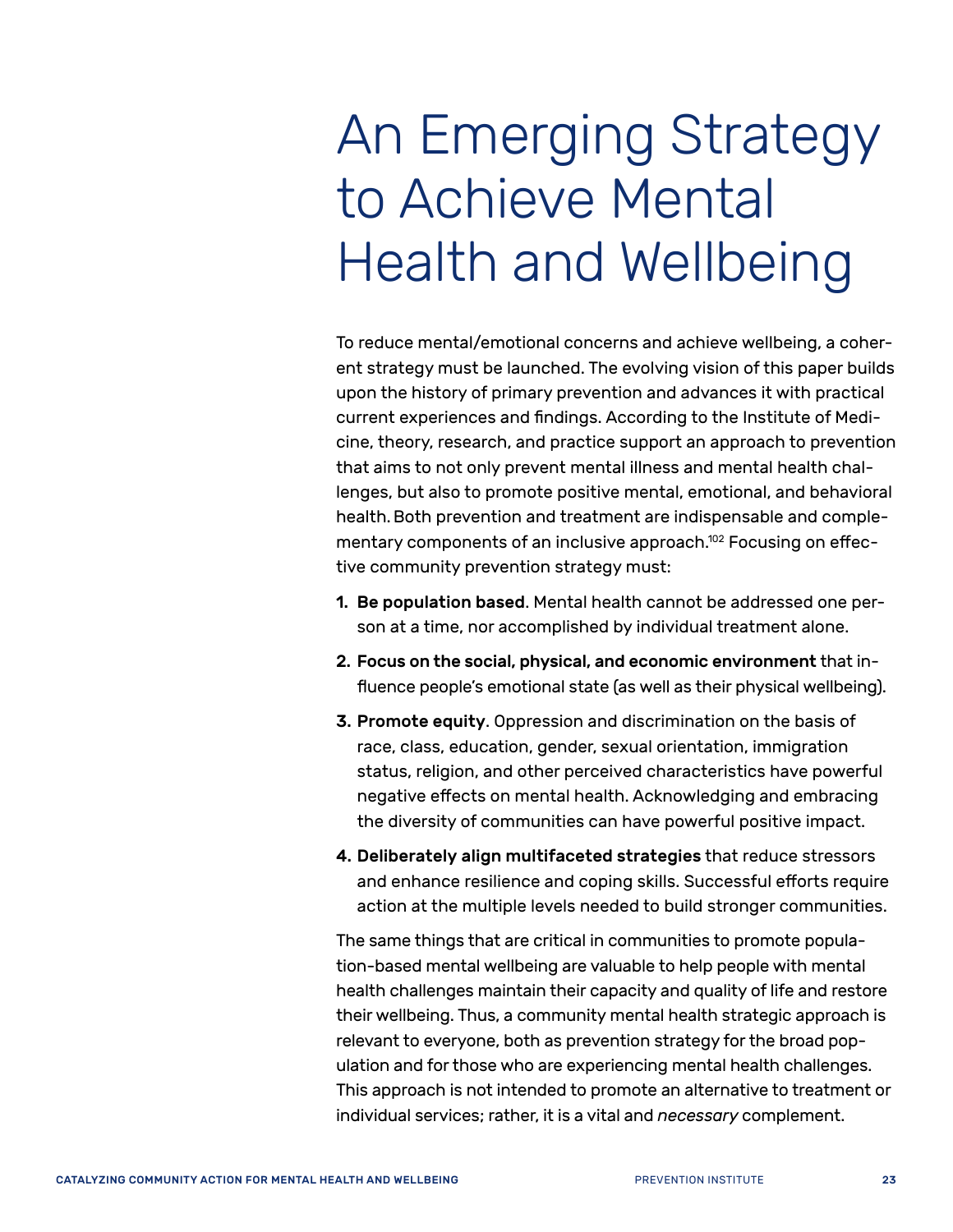# An Emerging Strategy to Achieve Mental Health and Wellbeing

To reduce mental/emotional concerns and achieve wellbeing, a coherent strategy must be launched. The evolving vision of this paper builds upon the history of primary prevention and advances it with practical current experiences and findings. According to the Institute of Medicine, theory, research, and practice support an approach to prevention that aims to not only prevent mental illness and mental health challenges, but also to promote positive mental, emotional, and behavioral health. Both prevention and treatment are indispensable and complementary components of an inclusive approach.[102] Focusing on effective community prevention strategy must:

1. **Be population based**. Mental health cannot be addressed one person at a time, nor accomplished by individual treatment alone.
2. **Focus on the social, physical, and economic environment** that influence people's emotional state (as well as their physical wellbeing).
3. **Promote equity**. Oppression and discrimination on the basis of race, class, education, gender, sexual orientation, immigration status, religion, and other perceived characteristics have powerful negative effects on mental health. Acknowledging and embracing the diversity of communities can have powerful positive impact.
4. **Deliberately align multifaceted strategies** that reduce stressors and enhance resilience and coping skills. Successful efforts require action at the multiple levels needed to build stronger communities.

The same things that are critical in communities to promote population-based mental wellbeing are valuable to help people with mental health challenges maintain their capacity and quality of life and restore their wellbeing. Thus, a community mental health strategic approach is relevant to everyone, both as prevention strategy for the broad population and for those who are experiencing mental health challenges. This approach is not intended to promote an alternative to treatment or individual services; rather, it is a vital and *necessary* complement.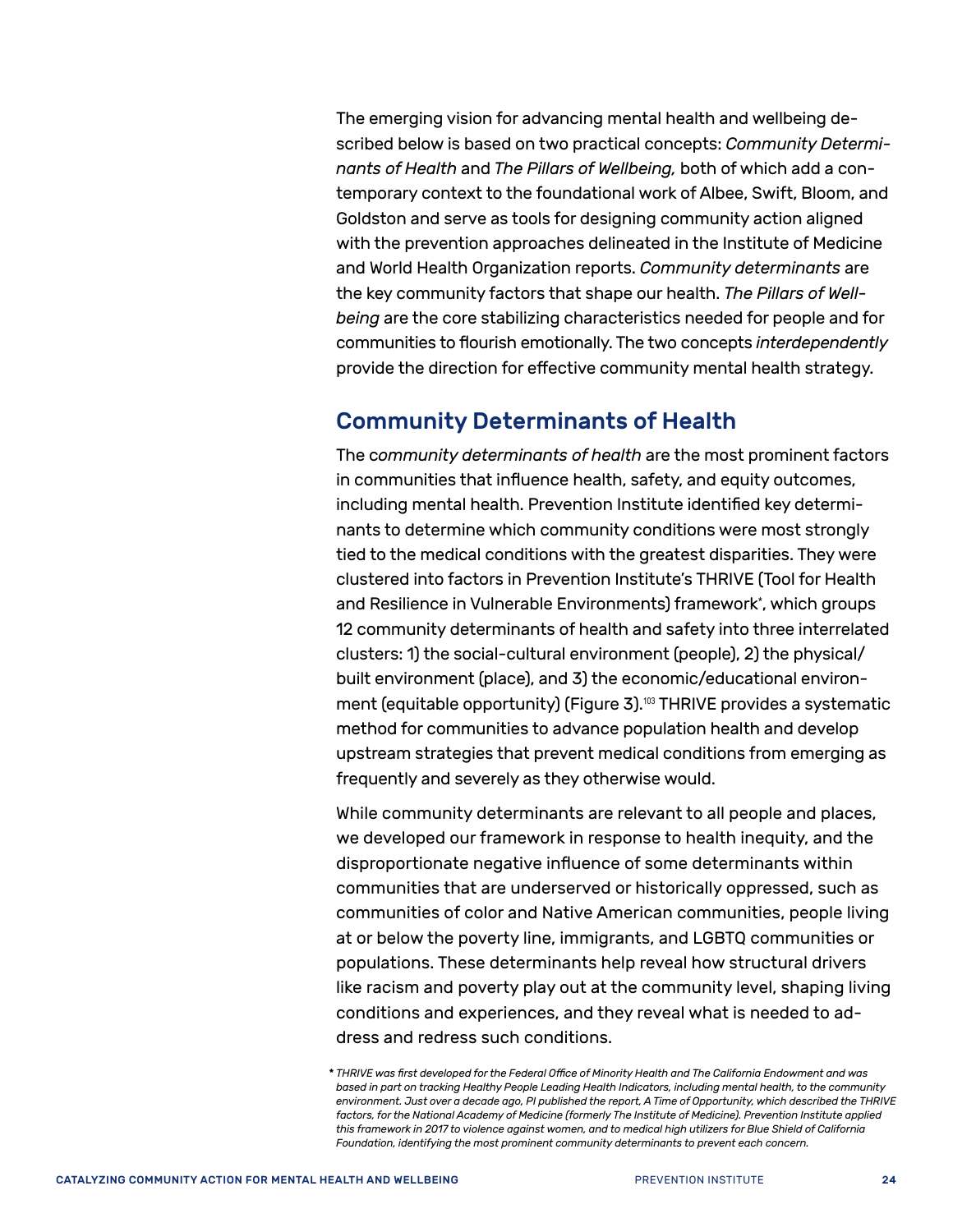The emerging vision for advancing mental health and wellbeing described below is based on two practical concepts: *Community Determinants of Health* and *The Pillars of Wellbeing,* both of which add a contemporary context to the foundational work of Albee, Swift, Bloom, and Goldston and serve as tools for designing community action aligned with the prevention approaches delineated in the Institute of Medicine and World Health Organization reports. *Community determinants* are the key community factors that shape our health. *The Pillars of Wellbeing* are the core stabilizing characteristics needed for people and for communities to flourish emotionally. The two concepts *interdependently* provide the direction for effective community mental health strategy.

## Community Determinants of Health

The *community determinants of health* are the most prominent factors in communities that influence health, safety, and equity outcomes, including mental health. Prevention Institute identified key determinants to determine which community conditions were most strongly tied to the medical conditions with the greatest disparities. They were clustered into factors in Prevention Institute's THRIVE (Tool for Health and Resilience in Vulnerable Environments) framework*, which groups 12 community determinants of health and safety into three interrelated clusters: 1) the social-cultural environment (people), 2) the physical/built environment (place), and 3) the economic/educational environment (equitable opportunity) (Figure 3).[103] THRIVE provides a systematic method for communities to advance population health and develop upstream strategies that prevent medical conditions from emerging as frequently and severely as they otherwise would.

While community determinants are relevant to all people and places, we developed our framework in response to health inequity, and the disproportionate negative influence of some determinants within communities that are underserved or historically oppressed, such as communities of color and Native American communities, people living at or below the poverty line, immigrants, and LGBTQ communities or populations. These determinants help reveal how structural drivers like racism and poverty play out at the community level, shaping living conditions and experiences, and they reveal what is needed to address and redress such conditions.

\* *THRIVE was first developed for the Federal Office of Minority Health and The California Endowment and was based in part on tracking Healthy People Leading Health Indicators, including mental health, to the community environment. Just over a decade ago, PI published the report, A Time of Opportunity, which described the THRIVE factors, for the National Academy of Medicine (formerly The Institute of Medicine). Prevention Institute applied this framework in 2017 to violence against women, and to medical high utilizers for Blue Shield of California Foundation, identifying the most prominent community determinants to prevent each concern.*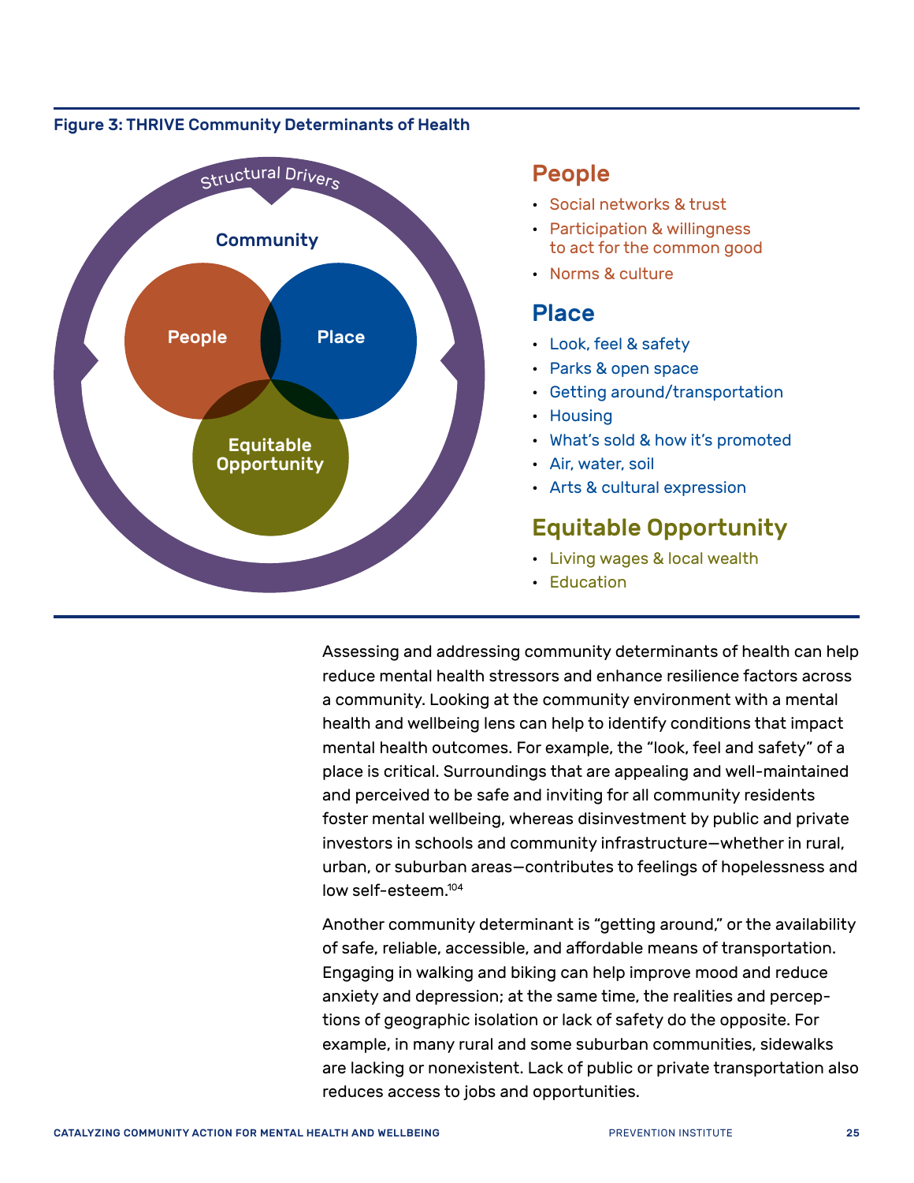**Figure 3: THRIVE Community Determinants of Health**

Structural Drivers

Community

People

Place

Equitable Opportunity

## People

- Social networks & trust
- Participation & willingness to act for the common good
- Norms & culture

## Place

- Look, feel & safety
- Parks & open space
- Getting around/transportation
- Housing
- What's sold & how it's promoted
- Air, water, soil
- Arts & cultural expression

## Equitable Opportunity

- Living wages & local wealth
- Education

Assessing and addressing community determinants of health can help reduce mental health stressors and enhance resilience factors across a community. Looking at the community environment with a mental health and wellbeing lens can help to identify conditions that impact mental health outcomes. For example, the "look, feel and safety" of a place is critical. Surroundings that are appealing and well-maintained and perceived to be safe and inviting for all community residents foster mental wellbeing, whereas disinvestment by public and private investors in schools and community infrastructure—whether in rural, urban, or suburban areas—contributes to feelings of hopelessness and low self-esteem.[104]

Another community determinant is "getting around," or the availability of safe, reliable, accessible, and affordable means of transportation. Engaging in walking and biking can help improve mood and reduce anxiety and depression; at the same time, the realities and perceptions of geographic isolation or lack of safety do the opposite. For example, in many rural and some suburban communities, sidewalks are lacking or nonexistent. Lack of public or private transportation also reduces access to jobs and opportunities.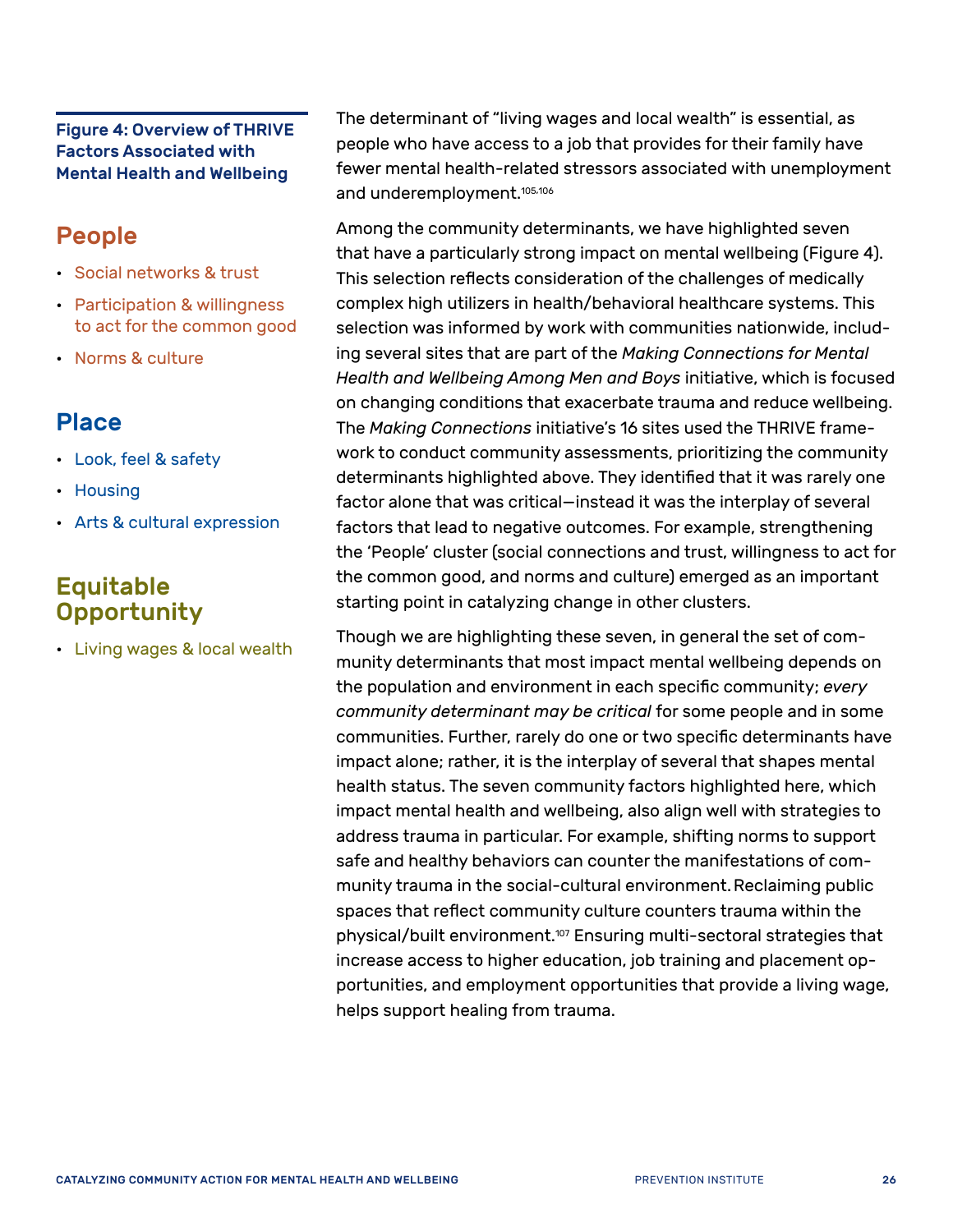**Figure 4: Overview of THRIVE Factors Associated with Mental Health and Wellbeing**

## People

- Social networks & trust
- Participation & willingness to act for the common good
- Norms & culture

## Place

- Look, feel & safety
- Housing
- Arts & cultural expression

## Equitable Opportunity

- Living wages & local wealth

The determinant of "living wages and local wealth" is essential, as people who have access to a job that provides for their family have fewer mental health-related stressors associated with unemployment and underemployment.[105,106]

Among the community determinants, we have highlighted seven that have a particularly strong impact on mental wellbeing (Figure 4). This selection reflects consideration of the challenges of medically complex high utilizers in health/behavioral healthcare systems. This selection was informed by work with communities nationwide, including several sites that are part of the *Making Connections for Mental Health and Wellbeing Among Men and Boys* initiative, which is focused on changing conditions that exacerbate trauma and reduce wellbeing. The *Making Connections* initiative's 16 sites used the THRIVE framework to conduct community assessments, prioritizing the community determinants highlighted above. They identified that it was rarely one factor alone that was critical—instead it was the interplay of several factors that lead to negative outcomes. For example, strengthening the 'People' cluster (social connections and trust, willingness to act for the common good, and norms and culture) emerged as an important starting point in catalyzing change in other clusters.

Though we are highlighting these seven, in general the set of community determinants that most impact mental wellbeing depends on the population and environment in each specific community; *every community determinant may be critical* for some people and in some communities. Further, rarely do one or two specific determinants have impact alone; rather, it is the interplay of several that shapes mental health status. The seven community factors highlighted here, which impact mental health and wellbeing, also align well with strategies to address trauma in particular. For example, shifting norms to support safe and healthy behaviors can counter the manifestations of community trauma in the social-cultural environment. Reclaiming public spaces that reflect community culture counters trauma within the physical/built environment.[107] Ensuring multi-sectoral strategies that increase access to higher education, job training and placement opportunities, and employment opportunities that provide a living wage, helps support healing from trauma.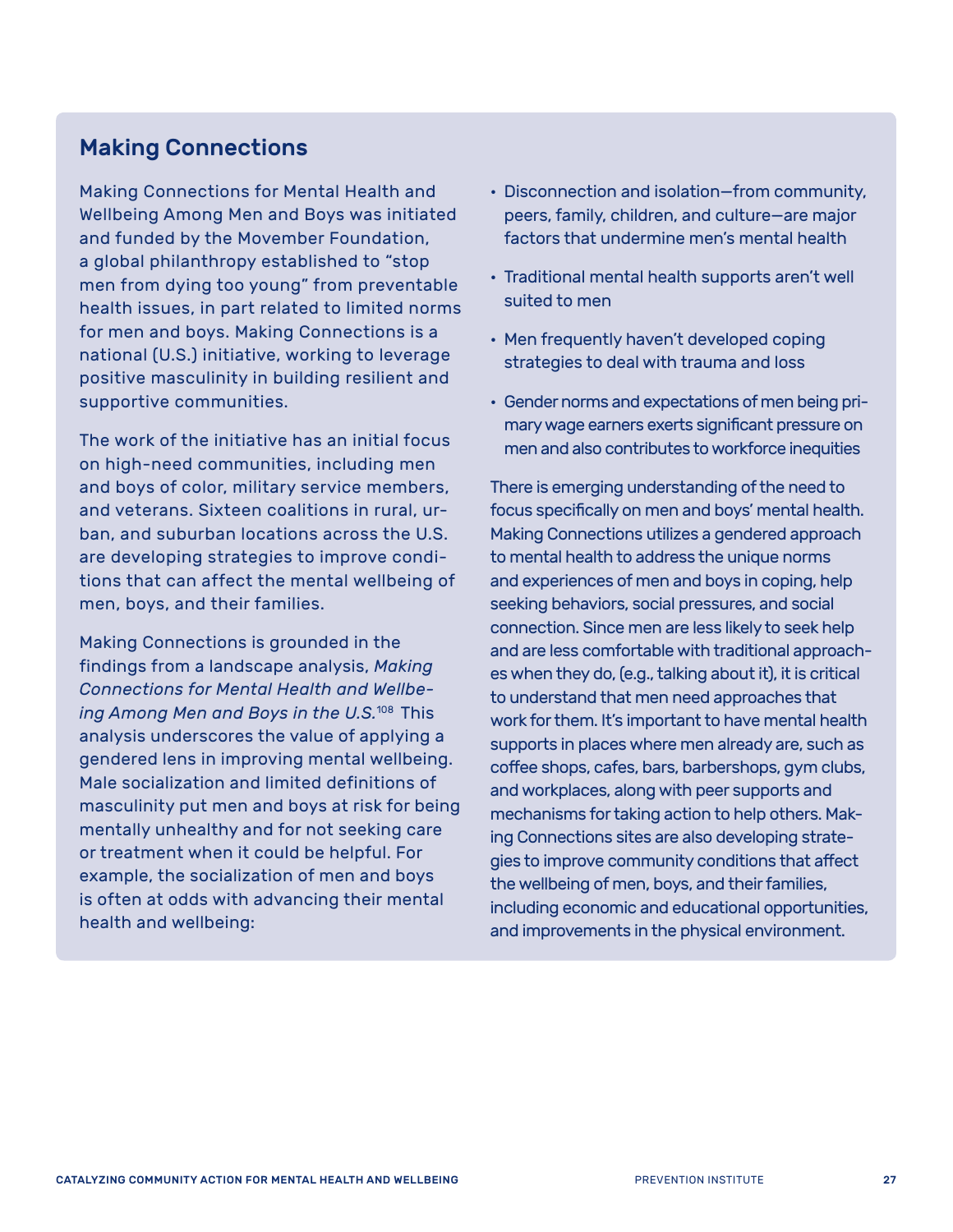## Making Connections

Making Connections for Mental Health and Wellbeing Among Men and Boys was initiated and funded by the Movember Foundation, a global philanthropy established to "stop men from dying too young" from preventable health issues, in part related to limited norms for men and boys. Making Connections is a national (U.S.) initiative, working to leverage positive masculinity in building resilient and supportive communities.

The work of the initiative has an initial focus on high-need communities, including men and boys of color, military service members, and veterans. Sixteen coalitions in rural, urban, and suburban locations across the U.S. are developing strategies to improve conditions that can affect the mental wellbeing of men, boys, and their families.

Making Connections is grounded in the findings from a landscape analysis, *Making Connections for Mental Health and Wellbeing Among Men and Boys in the U.S.*[108] This analysis underscores the value of applying a gendered lens in improving mental wellbeing. Male socialization and limited definitions of masculinity put men and boys at risk for being mentally unhealthy and for not seeking care or treatment when it could be helpful. For example, the socialization of men and boys is often at odds with advancing their mental health and wellbeing:

- Disconnection and isolation—from community, peers, family, children, and culture—are major factors that undermine men's mental health
- Traditional mental health supports aren't well suited to men
- Men frequently haven't developed coping strategies to deal with trauma and loss
- Gender norms and expectations of men being primary wage earners exerts significant pressure on men and also contributes to workforce inequities

There is emerging understanding of the need to focus specifically on men and boys' mental health. Making Connections utilizes a gendered approach to mental health to address the unique norms and experiences of men and boys in coping, help seeking behaviors, social pressures, and social connection. Since men are less likely to seek help and are less comfortable with traditional approaches when they do, (e.g., talking about it), it is critical to understand that men need approaches that work for them. It's important to have mental health supports in places where men already are, such as coffee shops, cafes, bars, barbershops, gym clubs, and workplaces, along with peer supports and mechanisms for taking action to help others. Making Connections sites are also developing strategies to improve community conditions that affect the wellbeing of men, boys, and their families, including economic and educational opportunities, and improvements in the physical environment.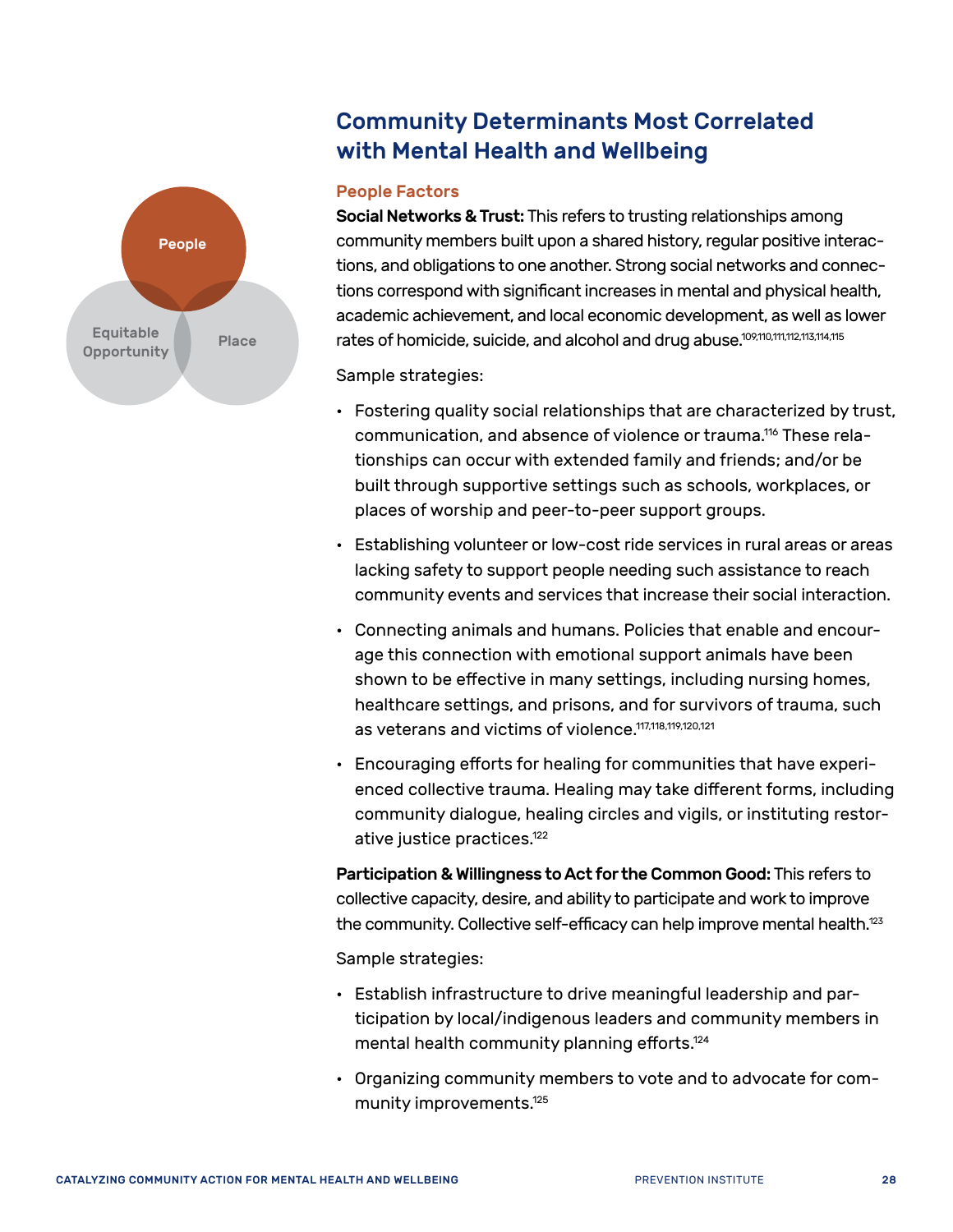## Community Determinants Most Correlated with Mental Health and Wellbeing

People

Equitable Opportunity

Place

### People Factors

**Social Networks & Trust:** This refers to trusting relationships among community members built upon a shared history, regular positive interactions, and obligations to one another. Strong social networks and connections correspond with significant increases in mental and physical health, academic achievement, and local economic development, as well as lower rates of homicide, suicide, and alcohol and drug abuse.[109,110,111,112,113,114,115]

Sample strategies:

- Fostering quality social relationships that are characterized by trust, communication, and absence of violence or trauma.[116] These relationships can occur with extended family and friends; and/or be built through supportive settings such as schools, workplaces, or places of worship and peer-to-peer support groups.
- Establishing volunteer or low-cost ride services in rural areas or areas lacking safety to support people needing such assistance to reach community events and services that increase their social interaction.
- Connecting animals and humans. Policies that enable and encourage this connection with emotional support animals have been shown to be effective in many settings, including nursing homes, healthcare settings, and prisons, and for survivors of trauma, such as veterans and victims of violence.[117,118,119,120,121]
- Encouraging efforts for healing for communities that have experienced collective trauma. Healing may take different forms, including community dialogue, healing circles and vigils, or instituting restorative justice practices.[122]

**Participation & Willingness to Act for the Common Good:** This refers to collective capacity, desire, and ability to participate and work to improve the community. Collective self-efficacy can help improve mental health.[123]

Sample strategies:

- Establish infrastructure to drive meaningful leadership and participation by local/indigenous leaders and community members in mental health community planning efforts.[124]
- Organizing community members to vote and to advocate for community improvements.[125]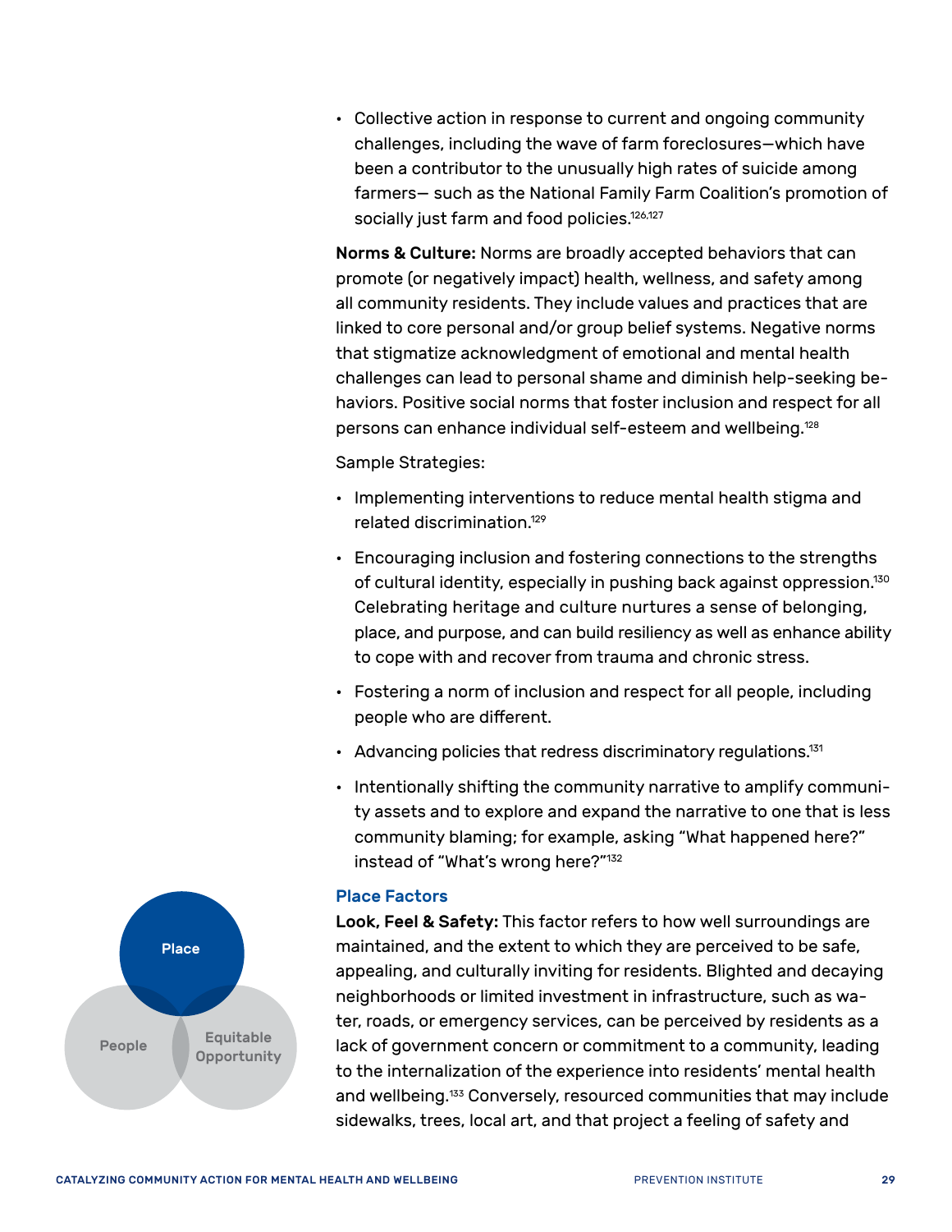- Collective action in response to current and ongoing community challenges, including the wave of farm foreclosures—which have been a contributor to the unusually high rates of suicide among farmers— such as the National Family Farm Coalition's promotion of socially just farm and food policies.[126,127]

**Norms & Culture:** Norms are broadly accepted behaviors that can promote (or negatively impact) health, wellness, and safety among all community residents. They include values and practices that are linked to core personal and/or group belief systems. Negative norms that stigmatize acknowledgment of emotional and mental health challenges can lead to personal shame and diminish help-seeking behaviors. Positive social norms that foster inclusion and respect for all persons can enhance individual self-esteem and wellbeing.[128]

Sample Strategies:

- Implementing interventions to reduce mental health stigma and related discrimination.[129]
- Encouraging inclusion and fostering connections to the strengths of cultural identity, especially in pushing back against oppression.[130] Celebrating heritage and culture nurtures a sense of belonging, place, and purpose, and can build resiliency as well as enhance ability to cope with and recover from trauma and chronic stress.
- Fostering a norm of inclusion and respect for all people, including people who are different.
- Advancing policies that redress discriminatory regulations.[131]
- Intentionally shifting the community narrative to amplify community assets and to explore and expand the narrative to one that is less community blaming; for example, asking "What happened here?" instead of "What's wrong here?"[132]

Place

People

Equitable Opportunity

### Place Factors

**Look, Feel & Safety:** This factor refers to how well surroundings are maintained, and the extent to which they are perceived to be safe, appealing, and culturally inviting for residents. Blighted and decaying neighborhoods or limited investment in infrastructure, such as water, roads, or emergency services, can be perceived by residents as a lack of government concern or commitment to a community, leading to the internalization of the experience into residents' mental health and wellbeing.[133] Conversely, resourced communities that may include sidewalks, trees, local art, and that project a feeling of safety and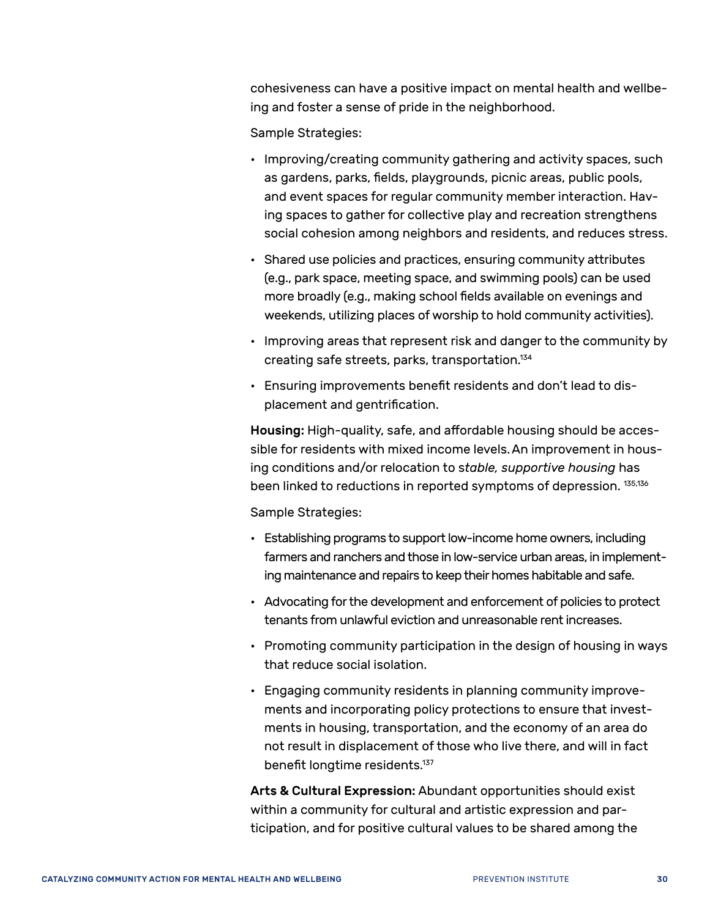cohesiveness can have a positive impact on mental health and wellbeing and foster a sense of pride in the neighborhood.

Sample Strategies:

- Improving/creating community gathering and activity spaces, such as gardens, parks, fields, playgrounds, picnic areas, public pools, and event spaces for regular community member interaction. Having spaces to gather for collective play and recreation strengthens social cohesion among neighbors and residents, and reduces stress.
- Shared use policies and practices, ensuring community attributes (e.g., park space, meeting space, and swimming pools) can be used more broadly (e.g., making school fields available on evenings and weekends, utilizing places of worship to hold community activities).
- Improving areas that represent risk and danger to the community by creating safe streets, parks, transportation.[134]
- Ensuring improvements benefit residents and don't lead to displacement and gentrification.

**Housing:** High-quality, safe, and affordable housing should be accessible for residents with mixed income levels. An improvement in housing conditions and/or relocation to s*table, supportive housing* has been linked to reductions in reported symptoms of depression. [135,136]

Sample Strategies:

- Establishing programs to support low-income home owners, including farmers and ranchers and those in low-service urban areas, in implementing maintenance and repairs to keep their homes habitable and safe.
- Advocating for the development and enforcement of policies to protect tenants from unlawful eviction and unreasonable rent increases.
- Promoting community participation in the design of housing in ways that reduce social isolation.
- Engaging community residents in planning community improvements and incorporating policy protections to ensure that investments in housing, transportation, and the economy of an area do not result in displacement of those who live there, and will in fact benefit longtime residents.[137]

**Arts & Cultural Expression:** Abundant opportunities should exist within a community for cultural and artistic expression and participation, and for positive cultural values to be shared among the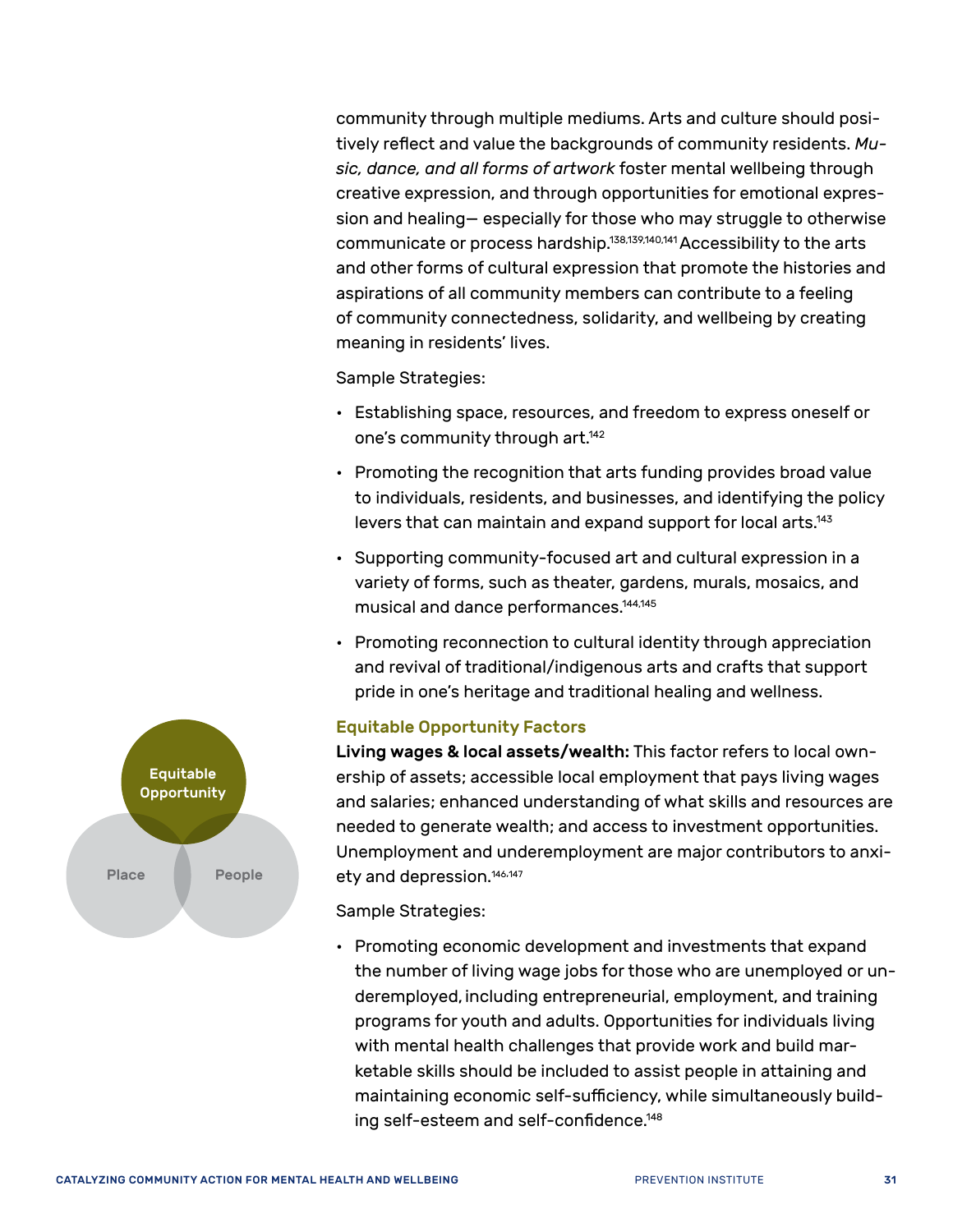community through multiple mediums. Arts and culture should positively reflect and value the backgrounds of community residents. *Music, dance, and all forms of artwork* foster mental wellbeing through creative expression, and through opportunities for emotional expression and healing— especially for those who may struggle to otherwise communicate or process hardship.[138,139,140,141] Accessibility to the arts and other forms of cultural expression that promote the histories and aspirations of all community members can contribute to a feeling of community connectedness, solidarity, and wellbeing by creating meaning in residents' lives.

Sample Strategies:

- Establishing space, resources, and freedom to express oneself or one's community through art.[142]
- Promoting the recognition that arts funding provides broad value to individuals, residents, and businesses, and identifying the policy levers that can maintain and expand support for local arts.[143]
- Supporting community-focused art and cultural expression in a variety of forms, such as theater, gardens, murals, mosaics, and musical and dance performances.[144,145]
- Promoting reconnection to cultural identity through appreciation and revival of traditional/indigenous arts and crafts that support pride in one's heritage and traditional healing and wellness.

### Equitable Opportunity Factors

Equitable Opportunity

Place

People

**Living wages & local assets/wealth:** This factor refers to local ownership of assets; accessible local employment that pays living wages and salaries; enhanced understanding of what skills and resources are needed to generate wealth; and access to investment opportunities. Unemployment and underemployment are major contributors to anxiety and depression.[146,147]

Sample Strategies:

- Promoting economic development and investments that expand the number of living wage jobs for those who are unemployed or underemployed, including entrepreneurial, employment, and training programs for youth and adults. Opportunities for individuals living with mental health challenges that provide work and build marketable skills should be included to assist people in attaining and maintaining economic self-sufficiency, while simultaneously building self-esteem and self-confidence.[148]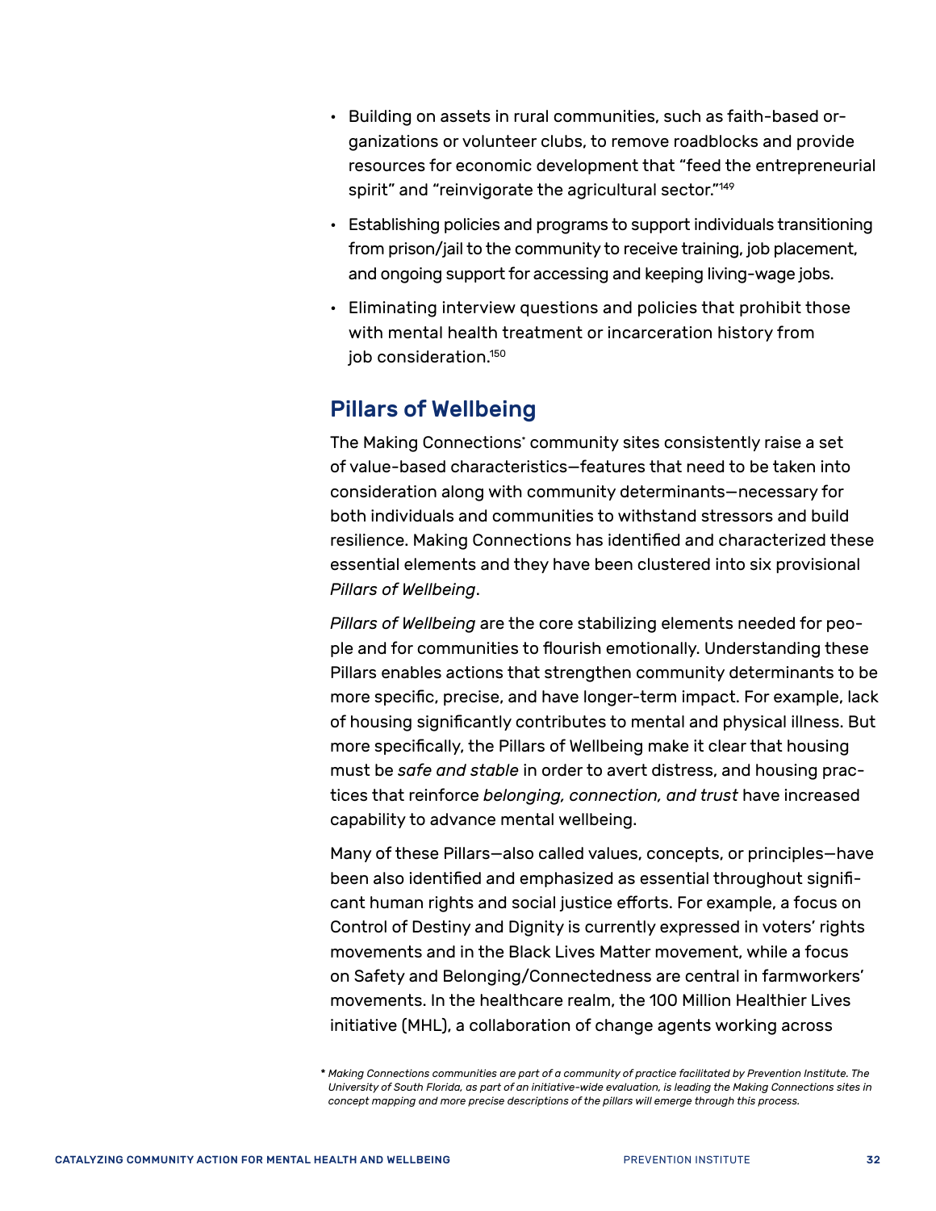- Building on assets in rural communities, such as faith-based organizations or volunteer clubs, to remove roadblocks and provide resources for economic development that "feed the entrepreneurial spirit" and "reinvigorate the agricultural sector."[149]
- Establishing policies and programs to support individuals transitioning from prison/jail to the community to receive training, job placement, and ongoing support for accessing and keeping living-wage jobs.
- Eliminating interview questions and policies that prohibit those with mental health treatment or incarceration history from job consideration.[150]

## Pillars of Wellbeing

The Making Connections* community sites consistently raise a set of value-based characteristics—features that need to be taken into consideration along with community determinants—necessary for both individuals and communities to withstand stressors and build resilience. Making Connections has identified and characterized these essential elements and they have been clustered into six provisional *Pillars of Wellbeing*.

*Pillars of Wellbeing* are the core stabilizing elements needed for people and for communities to flourish emotionally. Understanding these Pillars enables actions that strengthen community determinants to be more specific, precise, and have longer-term impact. For example, lack of housing significantly contributes to mental and physical illness. But more specifically, the Pillars of Wellbeing make it clear that housing must be *safe and stable* in order to avert distress, and housing practices that reinforce *belonging, connection, and trust* have increased capability to advance mental wellbeing.

Many of these Pillars—also called values, concepts, or principles—have been also identified and emphasized as essential throughout significant human rights and social justice efforts. For example, a focus on Control of Destiny and Dignity is currently expressed in voters' rights movements and in the Black Lives Matter movement, while a focus on Safety and Belonging/Connectedness are central in farmworkers' movements. In the healthcare realm, the 100 Million Healthier Lives initiative (MHL), a collaboration of change agents working across

\* *Making Connections communities are part of a community of practice facilitated by Prevention Institute. The University of South Florida, as part of an initiative-wide evaluation, is leading the Making Connections sites in concept mapping and more precise descriptions of the pillars will emerge through this process.*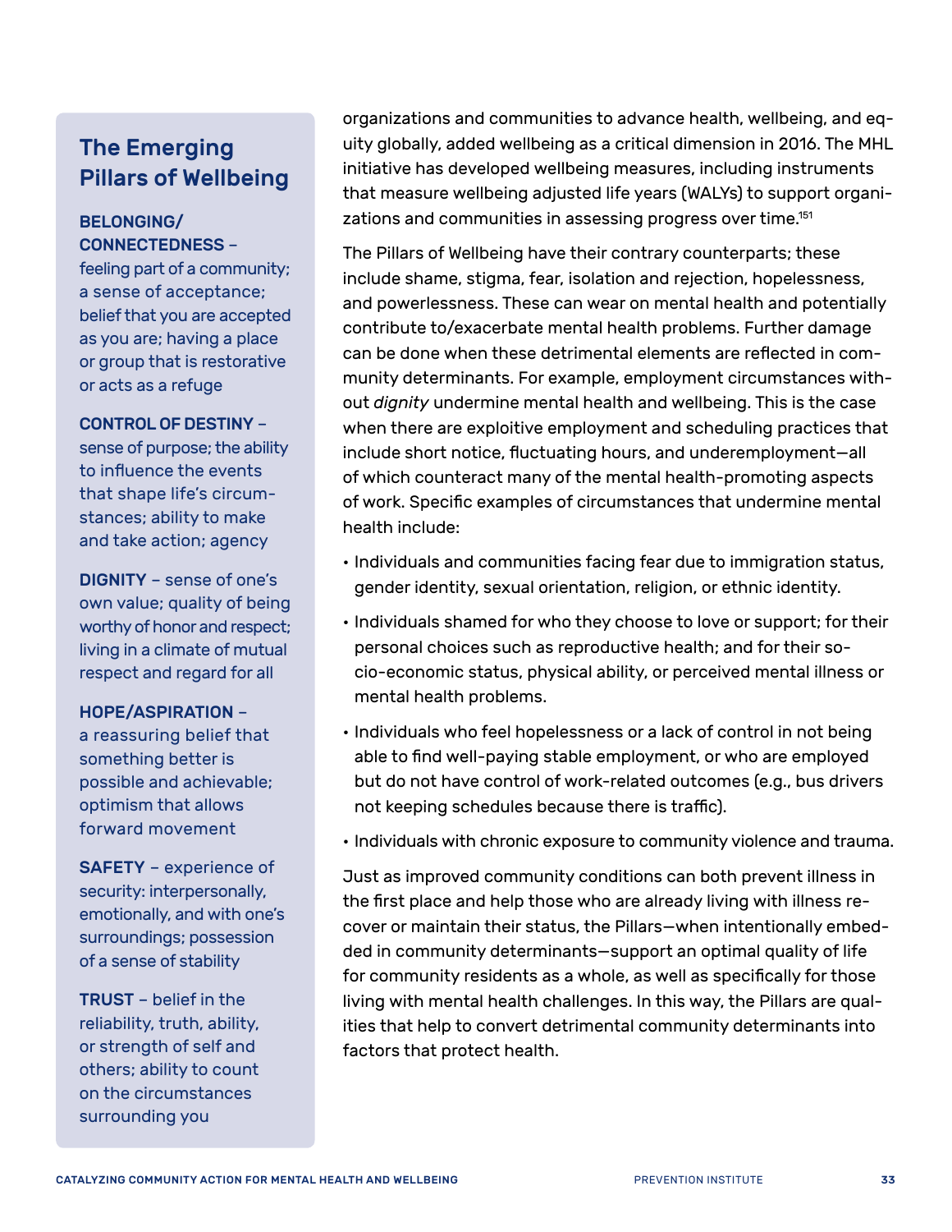organizations and communities to advance health, wellbeing, and equity globally, added wellbeing as a critical dimension in 2016. The MHL initiative has developed wellbeing measures, including instruments that measure wellbeing adjusted life years (WALYs) to support organizations and communities in assessing progress over time.[151]

The Pillars of Wellbeing have their contrary counterparts; these include shame, stigma, fear, isolation and rejection, hopelessness, and powerlessness. These can wear on mental health and potentially contribute to/exacerbate mental health problems. Further damage can be done when these detrimental elements are reflected in community determinants. For example, employment circumstances without *dignity* undermine mental health and wellbeing. This is the case when there are exploitive employment and scheduling practices that include short notice, fluctuating hours, and underemployment—all of which counteract many of the mental health-promoting aspects of work. Specific examples of circumstances that undermine mental health include:

- Individuals and communities facing fear due to immigration status, gender identity, sexual orientation, religion, or ethnic identity.
- Individuals shamed for who they choose to love or support; for their personal choices such as reproductive health; and for their socio-economic status, physical ability, or perceived mental illness or mental health problems.
- Individuals who feel hopelessness or a lack of control in not being able to find well-paying stable employment, or who are employed but do not have control of work-related outcomes (e.g., bus drivers not keeping schedules because there is traffic).
- Individuals with chronic exposure to community violence and trauma.

Just as improved community conditions can both prevent illness in the first place and help those who are already living with illness recover or maintain their status, the Pillars—when intentionally embedded in community determinants—support an optimal quality of life for community residents as a whole, as well as specifically for those living with mental health challenges. In this way, the Pillars are qualities that help to convert detrimental community determinants into factors that protect health.

## The Emerging Pillars of Wellbeing

**BELONGING/ CONNECTEDNESS** – feeling part of a community; a sense of acceptance; belief that you are accepted as you are; having a place or group that is restorative or acts as a refuge

**CONTROL OF DESTINY** – sense of purpose; the ability to influence the events that shape life's circumstances; ability to make and take action; agency

**DIGNITY** – sense of one's own value; quality of being worthy of honor and respect; living in a climate of mutual respect and regard for all

**HOPE/ASPIRATION** – a reassuring belief that something better is possible and achievable; optimism that allows forward movement

**SAFETY** – experience of security: interpersonally, emotionally, and with one's surroundings; possession of a sense of stability

**TRUST** – belief in the reliability, truth, ability, or strength of self and others; ability to count on the circumstances surrounding you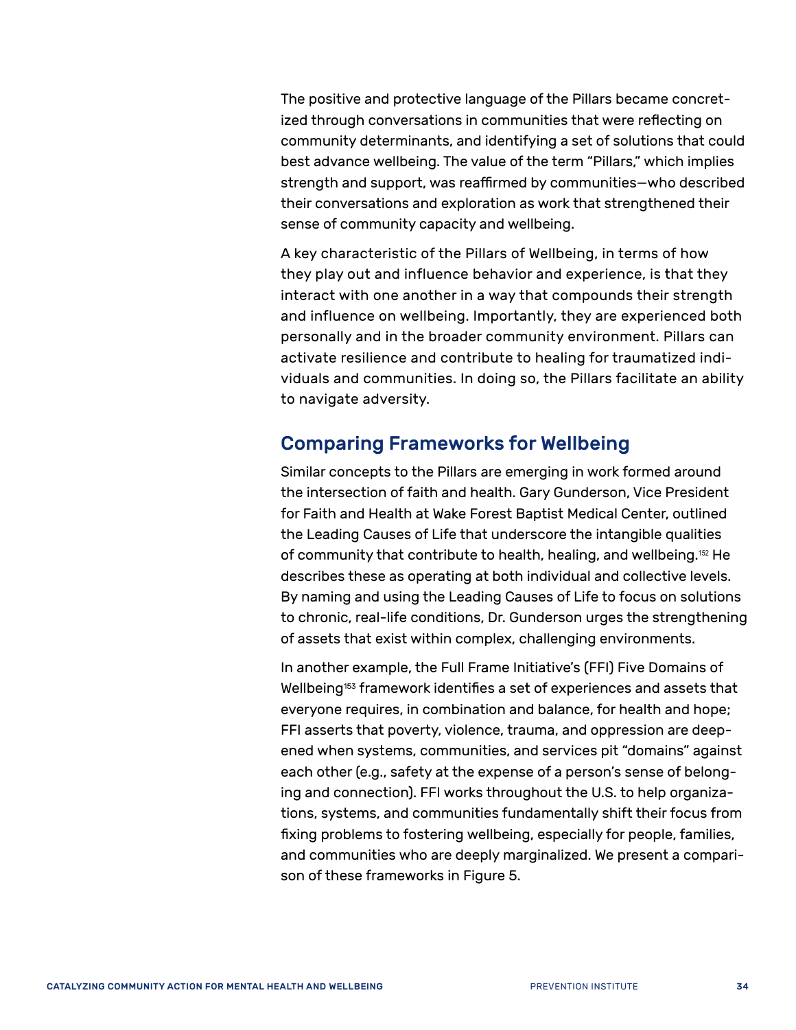The positive and protective language of the Pillars became concretized through conversations in communities that were reflecting on community determinants, and identifying a set of solutions that could best advance wellbeing. The value of the term "Pillars," which implies strength and support, was reaffirmed by communities—who described their conversations and exploration as work that strengthened their sense of community capacity and wellbeing.

A key characteristic of the Pillars of Wellbeing, in terms of how they play out and influence behavior and experience, is that they interact with one another in a way that compounds their strength and influence on wellbeing. Importantly, they are experienced both personally and in the broader community environment. Pillars can activate resilience and contribute to healing for traumatized individuals and communities. In doing so, the Pillars facilitate an ability to navigate adversity.

## Comparing Frameworks for Wellbeing

Similar concepts to the Pillars are emerging in work formed around the intersection of faith and health. Gary Gunderson, Vice President for Faith and Health at Wake Forest Baptist Medical Center, outlined the Leading Causes of Life that underscore the intangible qualities of community that contribute to health, healing, and wellbeing.[152] He describes these as operating at both individual and collective levels. By naming and using the Leading Causes of Life to focus on solutions to chronic, real-life conditions, Dr. Gunderson urges the strengthening of assets that exist within complex, challenging environments.

In another example, the Full Frame Initiative's (FFI) Five Domains of Wellbeing[153] framework identifies a set of experiences and assets that everyone requires, in combination and balance, for health and hope; FFI asserts that poverty, violence, trauma, and oppression are deepened when systems, communities, and services pit "domains" against each other (e.g., safety at the expense of a person's sense of belonging and connection). FFI works throughout the U.S. to help organizations, systems, and communities fundamentally shift their focus from fixing problems to fostering wellbeing, especially for people, families, and communities who are deeply marginalized. We present a comparison of these frameworks in Figure 5.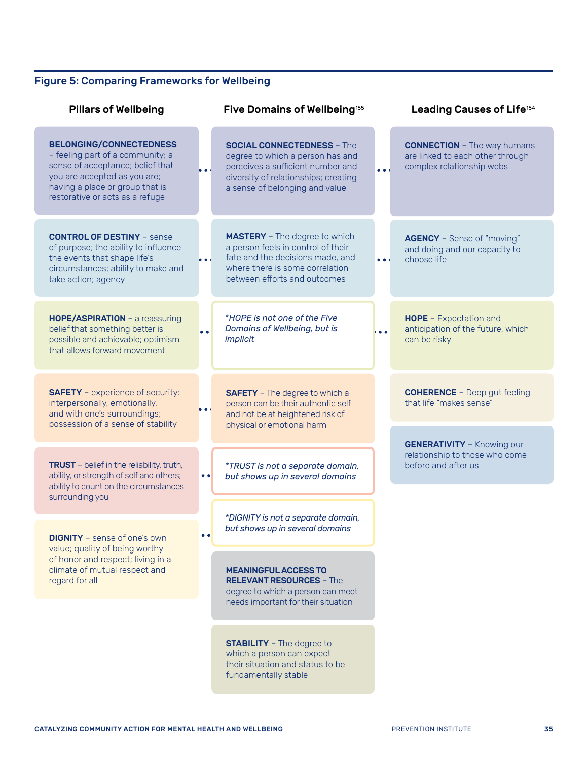### Figure 5: Comparing Frameworks for Wellbeing

| Pillars of Wellbeing | Five Domains of Wellbeing[155] | Leading Causes of Life[154] |
|---|---|---|
| **BELONGING/CONNECTEDNESS** – feeling part of a community; a sense of acceptance; belief that you are accepted as you are; having a place or group that is restorative or acts as a refuge | **SOCIAL CONNECTEDNESS** – The degree to which a person has and perceives a sufficient number and diversity of relationships; creating a sense of belonging and value | **CONNECTION** – The way humans are linked to each other through complex relationship webs |
| **CONTROL OF DESTINY** – sense of purpose; the ability to influence the events that shape life's circumstances; ability to make and take action; agency | **MASTERY** – The degree to which a person feels in control of their fate and the decisions made, and where there is some correlation between efforts and outcomes | **AGENCY** – Sense of "moving" and doing and our capacity to choose life |
| **HOPE/ASPIRATION** – a reassuring belief that something better is possible and achievable; optimism that allows forward movement | *\*HOPE is not one of the Five Domains of Wellbeing, but is implicit* | **HOPE** – Expectation and anticipation of the future, which can be risky |
| **SAFETY** – experience of security: interpersonally, emotionally, and with one's surroundings; possession of a sense of stability | **SAFETY** – The degree to which a person can be their authentic self and not be at heightened risk of physical or emotional harm | **COHERENCE** – Deep gut feeling that life "makes sense" |
| **TRUST** – belief in the reliability, truth, ability, or strength of self and others; ability to count on the circumstances surrounding you | *\*TRUST is not a separate domain, but shows up in several domains* | **GENERATIVITY** – Knowing our relationship to those who come before and after us |
| **DIGNITY** – sense of one's own value; quality of being worthy of honor and respect; living in a climate of mutual respect and regard for all | *\*DIGNITY is not a separate domain, but shows up in several domains* | |
| | **MEANINGFUL ACCESS TO RELEVANT RESOURCES** – The degree to which a person can meet needs important for their situation | |
| | **STABILITY** – The degree to which a person can expect their situation and status to be fundamentally stable | |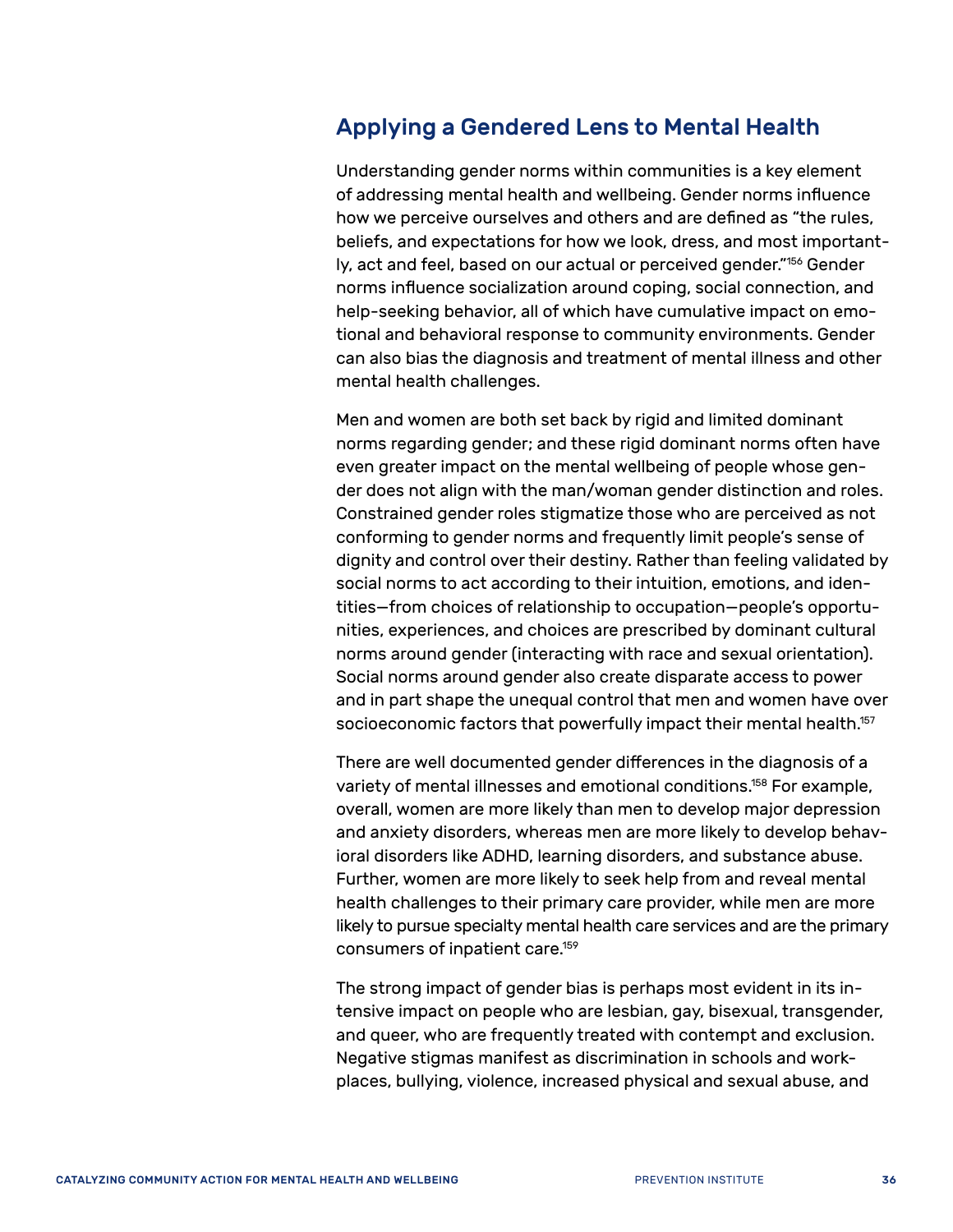## Applying a Gendered Lens to Mental Health

Understanding gender norms within communities is a key element of addressing mental health and wellbeing. Gender norms influence how we perceive ourselves and others and are defined as "the rules, beliefs, and expectations for how we look, dress, and most importantly, act and feel, based on our actual or perceived gender."[156] Gender norms influence socialization around coping, social connection, and help-seeking behavior, all of which have cumulative impact on emotional and behavioral response to community environments. Gender can also bias the diagnosis and treatment of mental illness and other mental health challenges.

Men and women are both set back by rigid and limited dominant norms regarding gender; and these rigid dominant norms often have even greater impact on the mental wellbeing of people whose gender does not align with the man/woman gender distinction and roles. Constrained gender roles stigmatize those who are perceived as not conforming to gender norms and frequently limit people's sense of dignity and control over their destiny. Rather than feeling validated by social norms to act according to their intuition, emotions, and identities—from choices of relationship to occupation—people's opportunities, experiences, and choices are prescribed by dominant cultural norms around gender (interacting with race and sexual orientation). Social norms around gender also create disparate access to power and in part shape the unequal control that men and women have over socioeconomic factors that powerfully impact their mental health.[157]

There are well documented gender differences in the diagnosis of a variety of mental illnesses and emotional conditions.[158] For example, overall, women are more likely than men to develop major depression and anxiety disorders, whereas men are more likely to develop behavioral disorders like ADHD, learning disorders, and substance abuse. Further, women are more likely to seek help from and reveal mental health challenges to their primary care provider, while men are more likely to pursue specialty mental health care services and are the primary consumers of inpatient care.[159]

The strong impact of gender bias is perhaps most evident in its intensive impact on people who are lesbian, gay, bisexual, transgender, and queer, who are frequently treated with contempt and exclusion. Negative stigmas manifest as discrimination in schools and workplaces, bullying, violence, increased physical and sexual abuse, and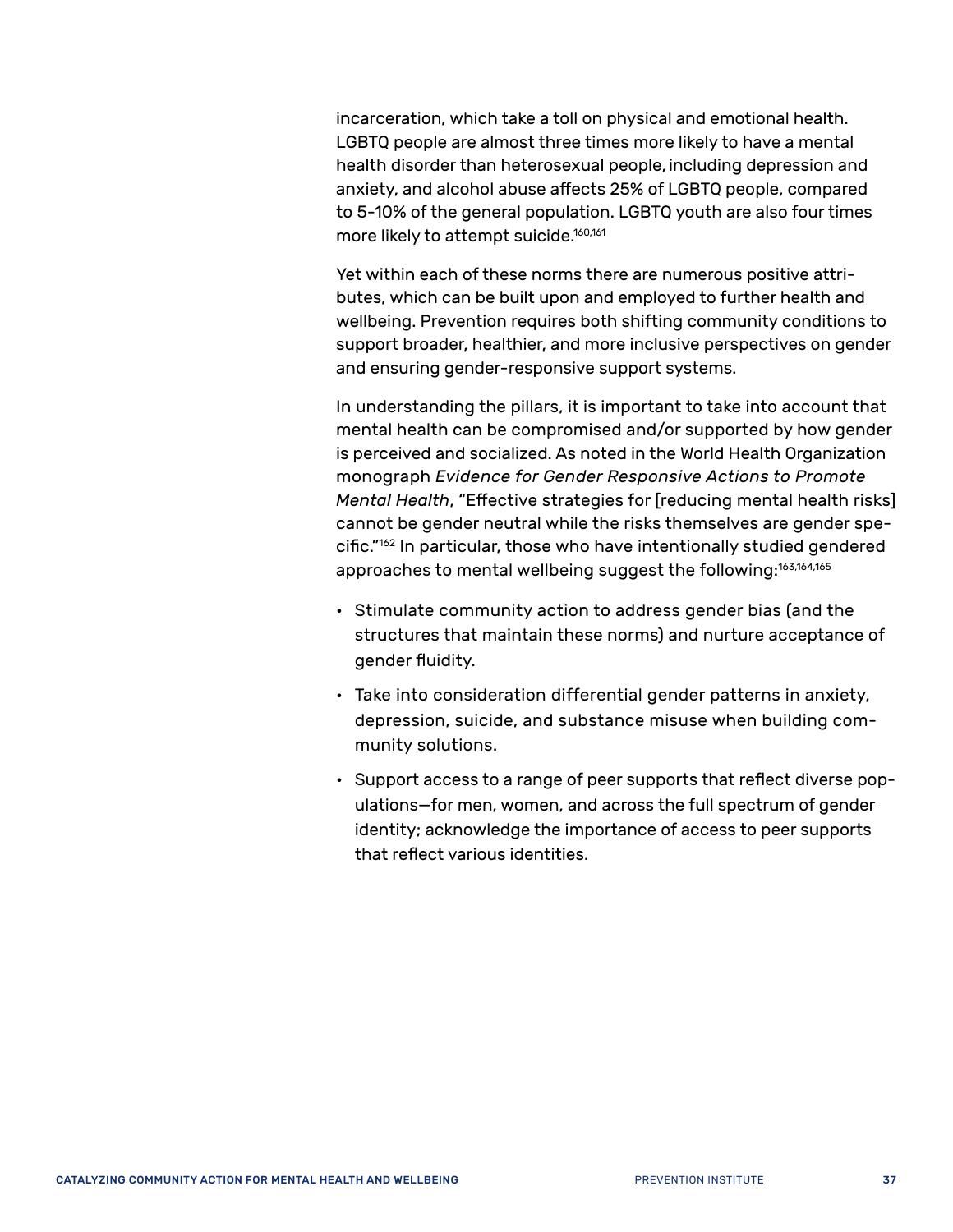incarceration, which take a toll on physical and emotional health. LGBTQ people are almost three times more likely to have a mental health disorder than heterosexual people, including depression and anxiety, and alcohol abuse affects 25% of LGBTQ people, compared to 5-10% of the general population. LGBTQ youth are also four times more likely to attempt suicide.[160,161]

Yet within each of these norms there are numerous positive attributes, which can be built upon and employed to further health and wellbeing. Prevention requires both shifting community conditions to support broader, healthier, and more inclusive perspectives on gender and ensuring gender-responsive support systems.

In understanding the pillars, it is important to take into account that mental health can be compromised and/or supported by how gender is perceived and socialized. As noted in the World Health Organization monograph *Evidence for Gender Responsive Actions to Promote Mental Health*, "Effective strategies for [reducing mental health risks] cannot be gender neutral while the risks themselves are gender specific."[162] In particular, those who have intentionally studied gendered approaches to mental wellbeing suggest the following:[163,164,165]

- Stimulate community action to address gender bias (and the structures that maintain these norms) and nurture acceptance of gender fluidity.
- Take into consideration differential gender patterns in anxiety, depression, suicide, and substance misuse when building community solutions.
- Support access to a range of peer supports that reflect diverse populations—for men, women, and across the full spectrum of gender identity; acknowledge the importance of access to peer supports that reflect various identities.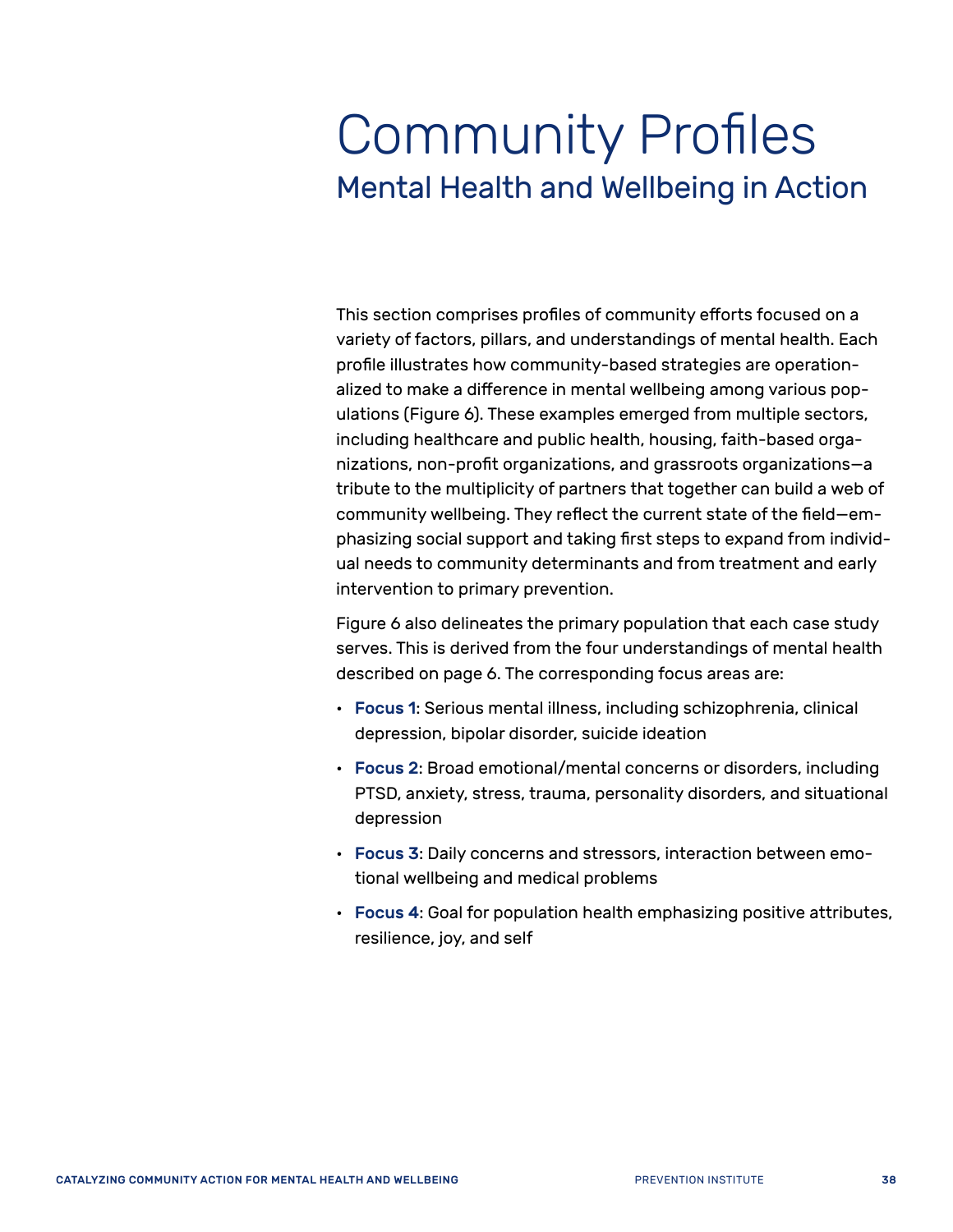# Community Profiles

## Mental Health and Wellbeing in Action

This section comprises profiles of community efforts focused on a variety of factors, pillars, and understandings of mental health. Each profile illustrates how community-based strategies are operationalized to make a difference in mental wellbeing among various populations (Figure 6). These examples emerged from multiple sectors, including healthcare and public health, housing, faith-based organizations, non-profit organizations, and grassroots organizations—a tribute to the multiplicity of partners that together can build a web of community wellbeing. They reflect the current state of the field—emphasizing social support and taking first steps to expand from individual needs to community determinants and from treatment and early intervention to primary prevention.

Figure 6 also delineates the primary population that each case study serves. This is derived from the four understandings of mental health described on page 6. The corresponding focus areas are:

- **Focus 1**: Serious mental illness, including schizophrenia, clinical depression, bipolar disorder, suicide ideation
- **Focus 2**: Broad emotional/mental concerns or disorders, including PTSD, anxiety, stress, trauma, personality disorders, and situational depression
- **Focus 3**: Daily concerns and stressors, interaction between emotional wellbeing and medical problems
- **Focus 4**: Goal for population health emphasizing positive attributes, resilience, joy, and self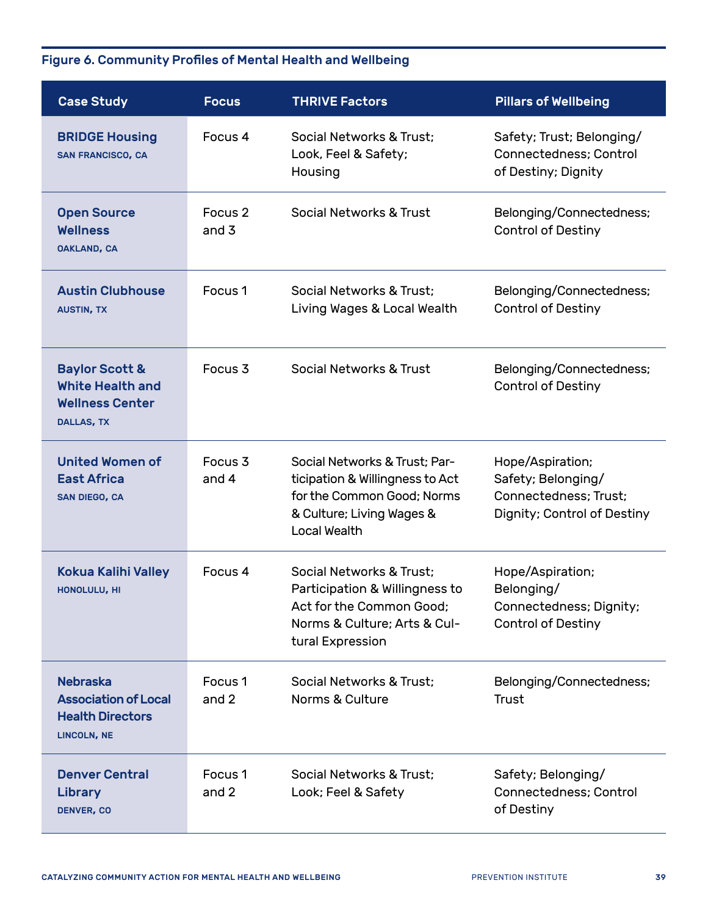**Figure 6. Community Profiles of Mental Health and Wellbeing**

| Case Study | Focus | THRIVE Factors | Pillars of Wellbeing |
|---|---|---|---|
| **BRIDGE Housing** SAN FRANCISCO, CA | Focus 4 | Social Networks & Trust; Look, Feel & Safety; Housing | Safety; Trust; Belonging/ Connectedness; Control of Destiny; Dignity |
| **Open Source Wellness** OAKLAND, CA | Focus 2 and 3 | Social Networks & Trust | Belonging/Connectedness; Control of Destiny |
| **Austin Clubhouse** AUSTIN, TX | Focus 1 | Social Networks & Trust; Living Wages & Local Wealth | Belonging/Connectedness; Control of Destiny |
| **Baylor Scott & White Health and Wellness Center** DALLAS, TX | Focus 3 | Social Networks & Trust | Belonging/Connectedness; Control of Destiny |
| **United Women of East Africa** SAN DIEGO, CA | Focus 3 and 4 | Social Networks & Trust; Participation & Willingness to Act for the Common Good; Norms & Culture; Living Wages & Local Wealth | Hope/Aspiration; Safety; Belonging/ Connectedness; Trust; Dignity; Control of Destiny |
| **Kokua Kalihi Valley** HONOLULU, HI | Focus 4 | Social Networks & Trust; Participation & Willingness to Act for the Common Good; Norms & Culture; Arts & Cultural Expression | Hope/Aspiration; Belonging/ Connectedness; Dignity; Control of Destiny |
| **Nebraska Association of Local Health Directors** LINCOLN, NE | Focus 1 and 2 | Social Networks & Trust; Norms & Culture | Belonging/Connectedness; Trust |
| **Denver Central Library** DENVER, CO | Focus 1 and 2 | Social Networks & Trust; Look; Feel & Safety | Safety; Belonging/ Connectedness; Control of Destiny |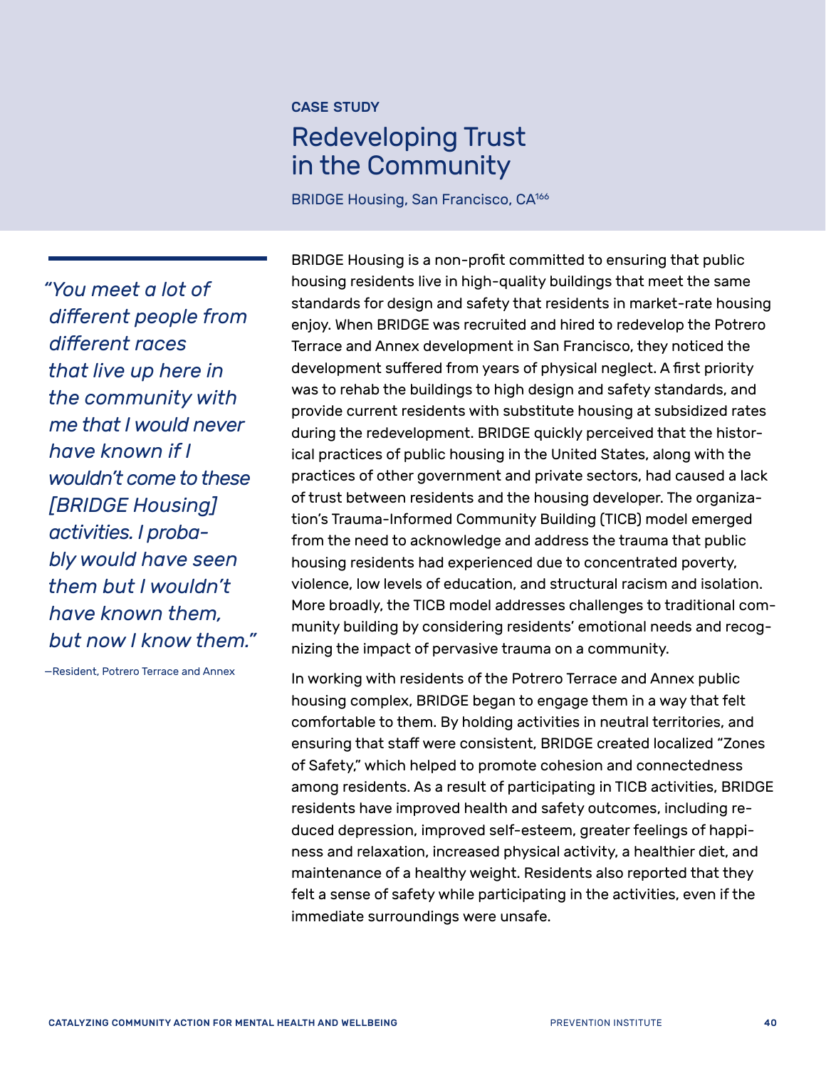**CASE STUDY**

# Redeveloping Trust in the Community

BRIDGE Housing, San Francisco, CA[166]

*"You meet a lot of different people from different races that live up here in the community with me that I would never have known if I wouldn't come to these [BRIDGE Housing] activities. I probably would have seen them but I wouldn't have known them, but now I know them."*

—Resident, Potrero Terrace and Annex

BRIDGE Housing is a non-profit committed to ensuring that public housing residents live in high-quality buildings that meet the same standards for design and safety that residents in market-rate housing enjoy. When BRIDGE was recruited and hired to redevelop the Potrero Terrace and Annex development in San Francisco, they noticed the development suffered from years of physical neglect. A first priority was to rehab the buildings to high design and safety standards, and provide current residents with substitute housing at subsidized rates during the redevelopment. BRIDGE quickly perceived that the historical practices of public housing in the United States, along with the practices of other government and private sectors, had caused a lack of trust between residents and the housing developer. The organization's Trauma-Informed Community Building (TICB) model emerged from the need to acknowledge and address the trauma that public housing residents had experienced due to concentrated poverty, violence, low levels of education, and structural racism and isolation. More broadly, the TICB model addresses challenges to traditional community building by considering residents' emotional needs and recognizing the impact of pervasive trauma on a community.

In working with residents of the Potrero Terrace and Annex public housing complex, BRIDGE began to engage them in a way that felt comfortable to them. By holding activities in neutral territories, and ensuring that staff were consistent, BRIDGE created localized "Zones of Safety," which helped to promote cohesion and connectedness among residents. As a result of participating in TICB activities, BRIDGE residents have improved health and safety outcomes, including reduced depression, improved self-esteem, greater feelings of happiness and relaxation, increased physical activity, a healthier diet, and maintenance of a healthy weight. Residents also reported that they felt a sense of safety while participating in the activities, even if the immediate surroundings were unsafe.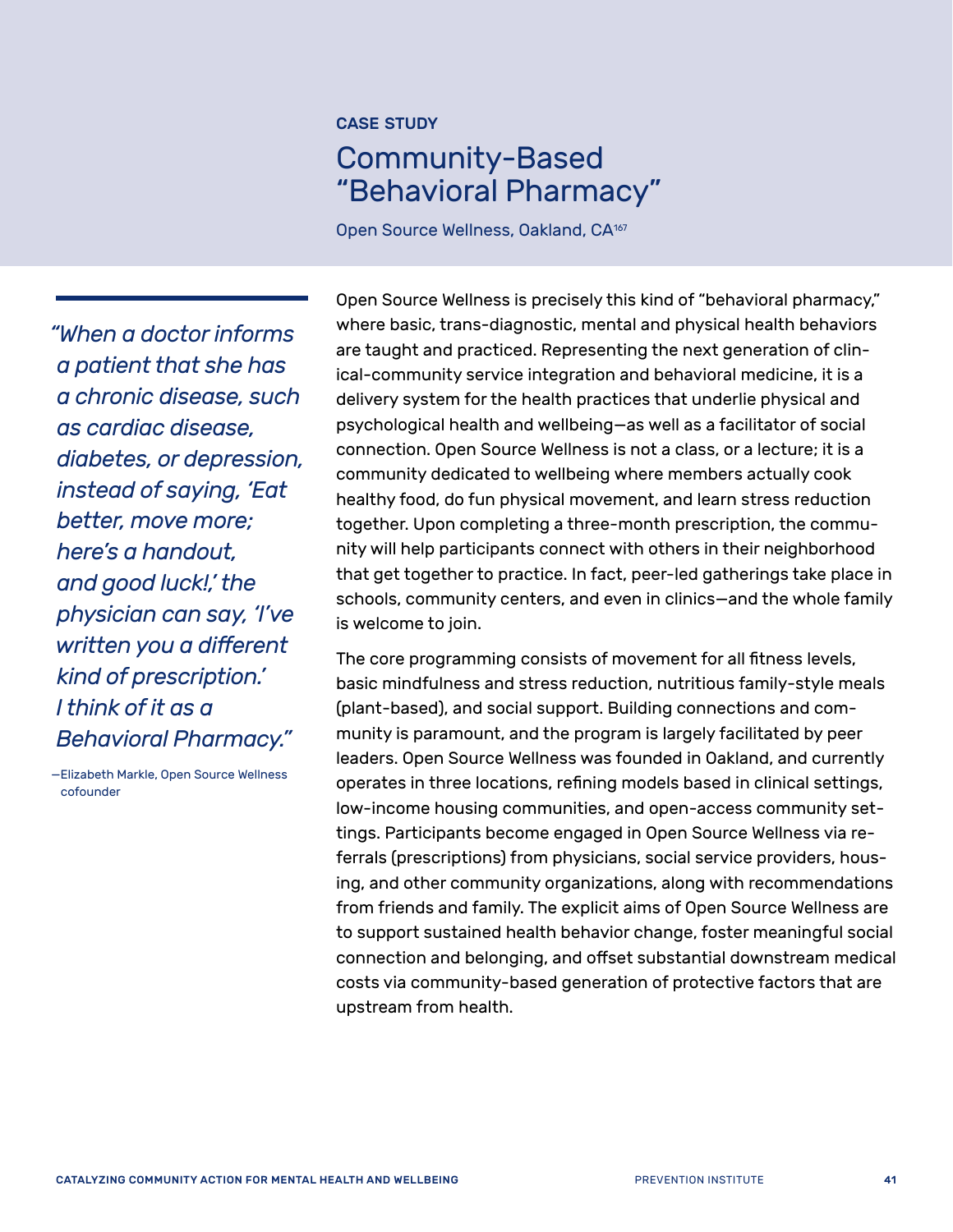CASE STUDY

# Community-Based "Behavioral Pharmacy"

Open Source Wellness, Oakland, CA[167]

*"When a doctor informs a patient that she has a chronic disease, such as cardiac disease, diabetes, or depression, instead of saying, 'Eat better, move more; here's a handout, and good luck!,' the physician can say, 'I've written you a different kind of prescription.' I think of it as a Behavioral Pharmacy."*

—Elizabeth Markle, Open Source Wellness cofounder

Open Source Wellness is precisely this kind of "behavioral pharmacy," where basic, trans-diagnostic, mental and physical health behaviors are taught and practiced. Representing the next generation of clinical-community service integration and behavioral medicine, it is a delivery system for the health practices that underlie physical and psychological health and wellbeing—as well as a facilitator of social connection. Open Source Wellness is not a class, or a lecture; it is a community dedicated to wellbeing where members actually cook healthy food, do fun physical movement, and learn stress reduction together. Upon completing a three-month prescription, the community will help participants connect with others in their neighborhood that get together to practice. In fact, peer-led gatherings take place in schools, community centers, and even in clinics—and the whole family is welcome to join.

The core programming consists of movement for all fitness levels, basic mindfulness and stress reduction, nutritious family-style meals (plant-based), and social support. Building connections and community is paramount, and the program is largely facilitated by peer leaders. Open Source Wellness was founded in Oakland, and currently operates in three locations, refining models based in clinical settings, low-income housing communities, and open-access community settings. Participants become engaged in Open Source Wellness via referrals (prescriptions) from physicians, social service providers, housing, and other community organizations, along with recommendations from friends and family. The explicit aims of Open Source Wellness are to support sustained health behavior change, foster meaningful social connection and belonging, and offset substantial downstream medical costs via community-based generation of protective factors that are upstream from health.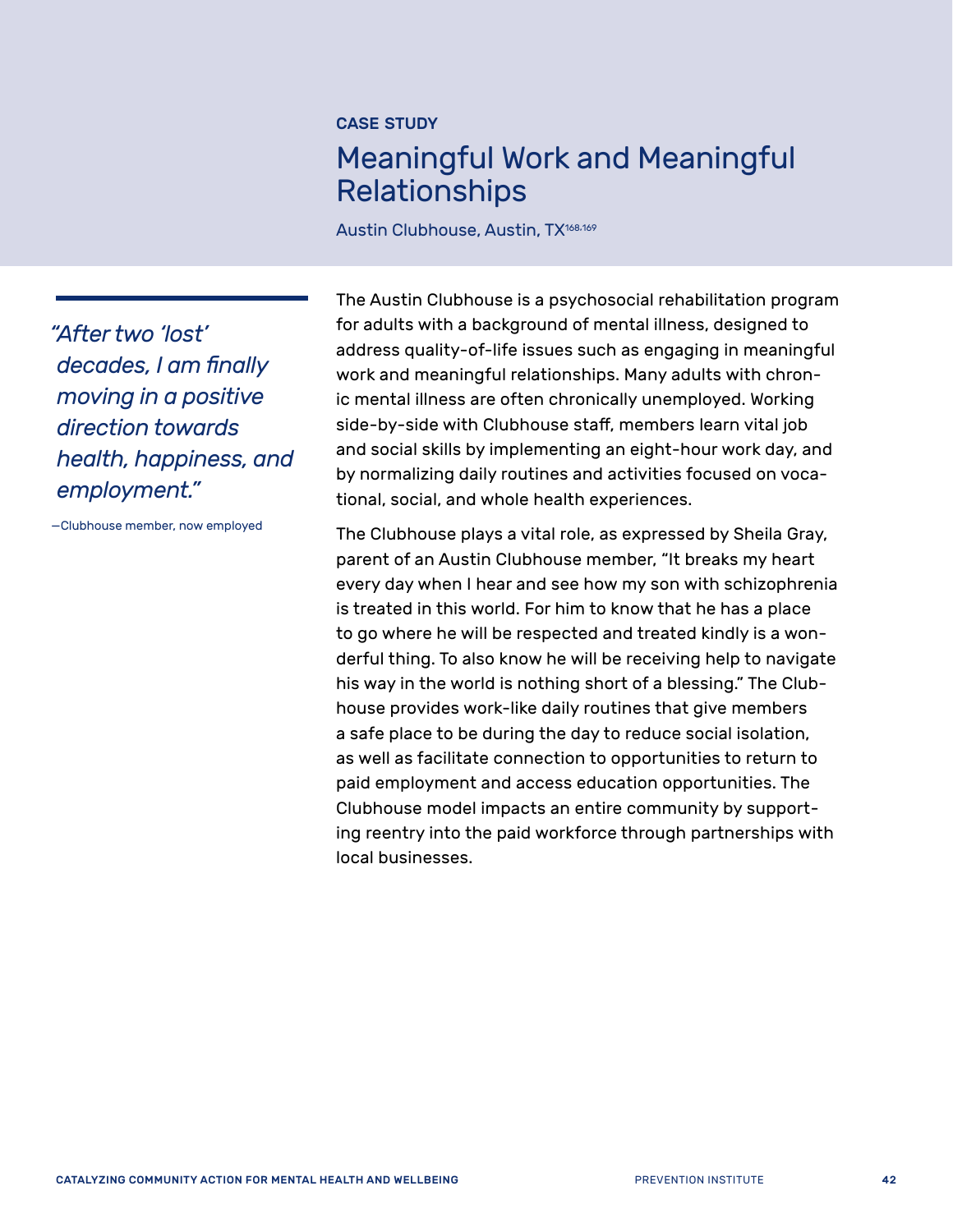CASE STUDY

## Meaningful Work and Meaningful Relationships

Austin Clubhouse, Austin, TX[168,169]

*"After two 'lost' decades, I am finally moving in a positive direction towards health, happiness, and employment."*

—Clubhouse member, now employed

The Austin Clubhouse is a psychosocial rehabilitation program for adults with a background of mental illness, designed to address quality-of-life issues such as engaging in meaningful work and meaningful relationships. Many adults with chronic mental illness are often chronically unemployed. Working side-by-side with Clubhouse staff, members learn vital job and social skills by implementing an eight-hour work day, and by normalizing daily routines and activities focused on vocational, social, and whole health experiences.

The Clubhouse plays a vital role, as expressed by Sheila Gray, parent of an Austin Clubhouse member, "It breaks my heart every day when I hear and see how my son with schizophrenia is treated in this world. For him to know that he has a place to go where he will be respected and treated kindly is a wonderful thing. To also know he will be receiving help to navigate his way in the world is nothing short of a blessing." The Clubhouse provides work-like daily routines that give members a safe place to be during the day to reduce social isolation, as well as facilitate connection to opportunities to return to paid employment and access education opportunities. The Clubhouse model impacts an entire community by supporting reentry into the paid workforce through partnerships with local businesses.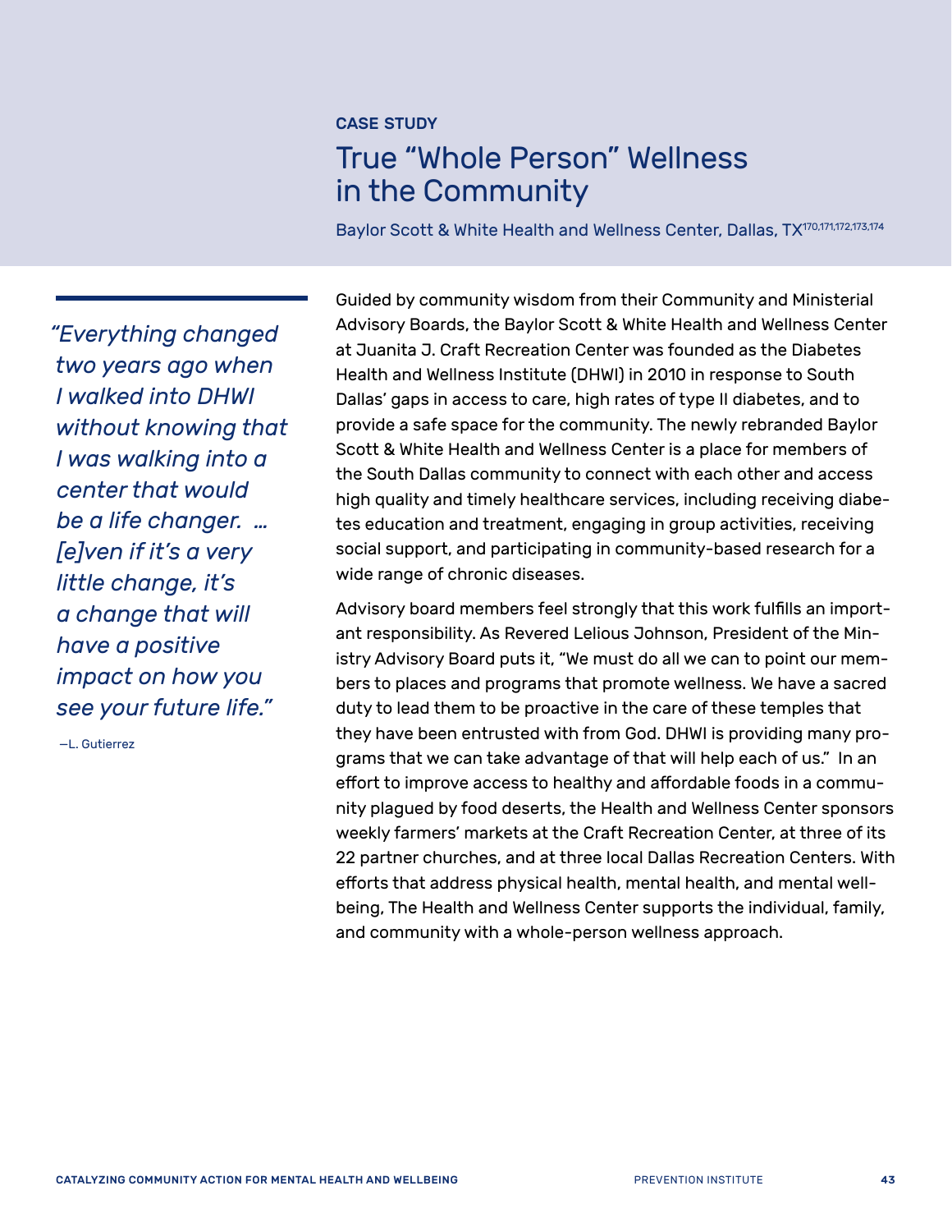CASE STUDY

# True "Whole Person" Wellness in the Community

Baylor Scott & White Health and Wellness Center, Dallas, TX[170,171,172,173,174]

*"Everything changed two years ago when I walked into DHWI without knowing that I was walking into a center that would be a life changer. … [e]ven if it's a very little change, it's a change that will have a positive impact on how you see your future life."*

—L. Gutierrez

Guided by community wisdom from their Community and Ministerial Advisory Boards, the Baylor Scott & White Health and Wellness Center at Juanita J. Craft Recreation Center was founded as the Diabetes Health and Wellness Institute (DHWI) in 2010 in response to South Dallas' gaps in access to care, high rates of type II diabetes, and to provide a safe space for the community. The newly rebranded Baylor Scott & White Health and Wellness Center is a place for members of the South Dallas community to connect with each other and access high quality and timely healthcare services, including receiving diabetes education and treatment, engaging in group activities, receiving social support, and participating in community-based research for a wide range of chronic diseases.

Advisory board members feel strongly that this work fulfills an important responsibility. As Revered Lelious Johnson, President of the Ministry Advisory Board puts it, "We must do all we can to point our members to places and programs that promote wellness. We have a sacred duty to lead them to be proactive in the care of these temples that they have been entrusted with from God. DHWI is providing many programs that we can take advantage of that will help each of us." In an effort to improve access to healthy and affordable foods in a community plagued by food deserts, the Health and Wellness Center sponsors weekly farmers' markets at the Craft Recreation Center, at three of its 22 partner churches, and at three local Dallas Recreation Centers. With efforts that address physical health, mental health, and mental wellbeing, The Health and Wellness Center supports the individual, family, and community with a whole-person wellness approach.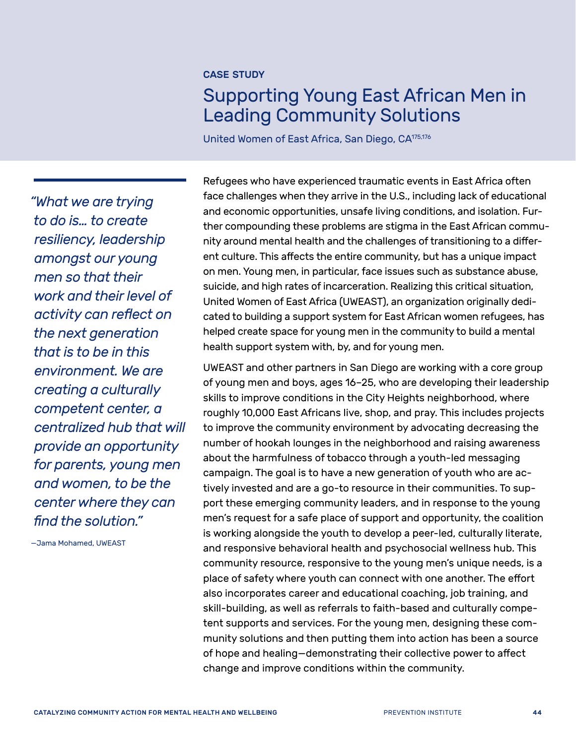**CASE STUDY**

## Supporting Young East African Men in Leading Community Solutions

United Women of East Africa, San Diego, CA[175,176]

> *"What we are trying to do is… to create resiliency, leadership amongst our young men so that their work and their level of activity can reflect on the next generation that is to be in this environment. We are creating a culturally competent center, a centralized hub that will provide an opportunity for parents, young men and women, to be the center where they can find the solution."*
>
> —Jama Mohamed, UWEAST

Refugees who have experienced traumatic events in East Africa often face challenges when they arrive in the U.S., including lack of educational and economic opportunities, unsafe living conditions, and isolation. Further compounding these problems are stigma in the East African community around mental health and the challenges of transitioning to a different culture. This affects the entire community, but has a unique impact on men. Young men, in particular, face issues such as substance abuse, suicide, and high rates of incarceration. Realizing this critical situation, United Women of East Africa (UWEAST), an organization originally dedicated to building a support system for East African women refugees, has helped create space for young men in the community to build a mental health support system with, by, and for young men.

UWEAST and other partners in San Diego are working with a core group of young men and boys, ages 16–25, who are developing their leadership skills to improve conditions in the City Heights neighborhood, where roughly 10,000 East Africans live, shop, and pray. This includes projects to improve the community environment by advocating decreasing the number of hookah lounges in the neighborhood and raising awareness about the harmfulness of tobacco through a youth-led messaging campaign. The goal is to have a new generation of youth who are actively invested and are a go-to resource in their communities. To support these emerging community leaders, and in response to the young men's request for a safe place of support and opportunity, the coalition is working alongside the youth to develop a peer-led, culturally literate, and responsive behavioral health and psychosocial wellness hub. This community resource, responsive to the young men's unique needs, is a place of safety where youth can connect with one another. The effort also incorporates career and educational coaching, job training, and skill-building, as well as referrals to faith-based and culturally competent supports and services. For the young men, designing these community solutions and then putting them into action has been a source of hope and healing—demonstrating their collective power to affect change and improve conditions within the community.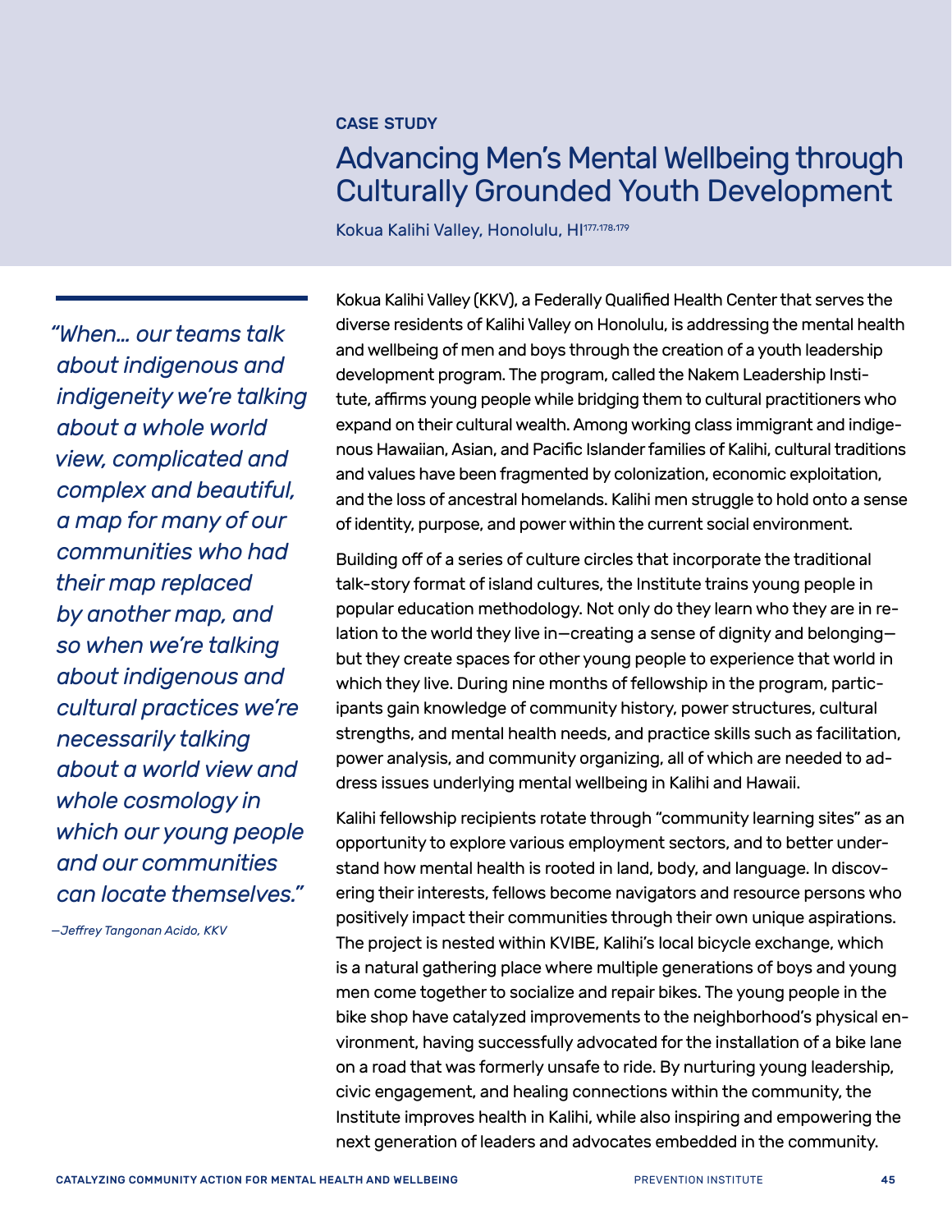**CASE STUDY**

# Advancing Men's Mental Wellbeing through Culturally Grounded Youth Development

Kokua Kalihi Valley, Honolulu, HI[177,178,179]

> *"When… our teams talk about indigenous and indigeneity we're talking about a whole world view, complicated and complex and beautiful, a map for many of our communities who had their map replaced by another map, and so when we're talking about indigenous and cultural practices we're necessarily talking about a world view and whole cosmology in which our young people and our communities can locate themselves."*
>
> *—Jeffrey Tangonan Acido, KKV*

Kokua Kalihi Valley (KKV), a Federally Qualified Health Center that serves the diverse residents of Kalihi Valley on Honolulu, is addressing the mental health and wellbeing of men and boys through the creation of a youth leadership development program. The program, called the Nakem Leadership Institute, affirms young people while bridging them to cultural practitioners who expand on their cultural wealth. Among working class immigrant and indigenous Hawaiian, Asian, and Pacific Islander families of Kalihi, cultural traditions and values have been fragmented by colonization, economic exploitation, and the loss of ancestral homelands. Kalihi men struggle to hold onto a sense of identity, purpose, and power within the current social environment.

Building off of a series of culture circles that incorporate the traditional talk-story format of island cultures, the Institute trains young people in popular education methodology. Not only do they learn who they are in relation to the world they live in—creating a sense of dignity and belonging—but they create spaces for other young people to experience that world in which they live. During nine months of fellowship in the program, participants gain knowledge of community history, power structures, cultural strengths, and mental health needs, and practice skills such as facilitation, power analysis, and community organizing, all of which are needed to address issues underlying mental wellbeing in Kalihi and Hawaii.

Kalihi fellowship recipients rotate through "community learning sites" as an opportunity to explore various employment sectors, and to better understand how mental health is rooted in land, body, and language. In discovering their interests, fellows become navigators and resource persons who positively impact their communities through their own unique aspirations. The project is nested within KVIBE, Kalihi's local bicycle exchange, which is a natural gathering place where multiple generations of boys and young men come together to socialize and repair bikes. The young people in the bike shop have catalyzed improvements to the neighborhood's physical environment, having successfully advocated for the installation of a bike lane on a road that was formerly unsafe to ride. By nurturing young leadership, civic engagement, and healing connections within the community, the Institute improves health in Kalihi, while also inspiring and empowering the next generation of leaders and advocates embedded in the community.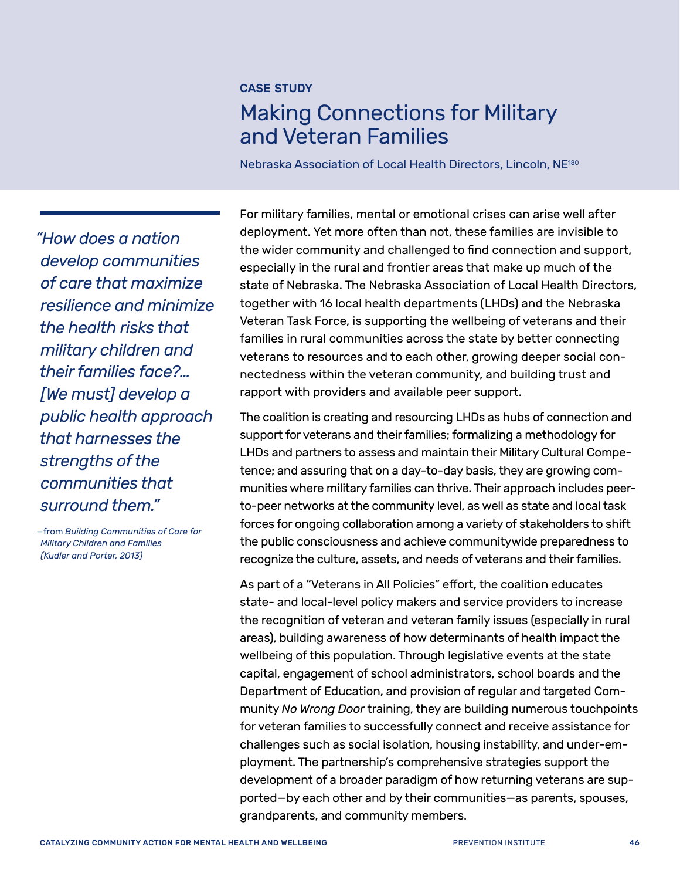CASE STUDY

# Making Connections for Military and Veteran Families

Nebraska Association of Local Health Directors, Lincoln, NE[180]

*"How does a nation develop communities of care that maximize resilience and minimize the health risks that military children and their families face?… [We must] develop a public health approach that harnesses the strengths of the communities that surround them."*

—from *Building Communities of Care for Military Children and Families (Kudler and Porter, 2013)*

For military families, mental or emotional crises can arise well after deployment. Yet more often than not, these families are invisible to the wider community and challenged to find connection and support, especially in the rural and frontier areas that make up much of the state of Nebraska. The Nebraska Association of Local Health Directors, together with 16 local health departments (LHDs) and the Nebraska Veteran Task Force, is supporting the wellbeing of veterans and their families in rural communities across the state by better connecting veterans to resources and to each other, growing deeper social connectedness within the veteran community, and building trust and rapport with providers and available peer support.

The coalition is creating and resourcing LHDs as hubs of connection and support for veterans and their families; formalizing a methodology for LHDs and partners to assess and maintain their Military Cultural Competence; and assuring that on a day-to-day basis, they are growing communities where military families can thrive. Their approach includes peer-to-peer networks at the community level, as well as state and local task forces for ongoing collaboration among a variety of stakeholders to shift the public consciousness and achieve communitywide preparedness to recognize the culture, assets, and needs of veterans and their families.

As part of a "Veterans in All Policies" effort, the coalition educates state- and local-level policy makers and service providers to increase the recognition of veteran and veteran family issues (especially in rural areas), building awareness of how determinants of health impact the wellbeing of this population. Through legislative events at the state capital, engagement of school administrators, school boards and the Department of Education, and provision of regular and targeted Community *No Wrong Door* training, they are building numerous touchpoints for veteran families to successfully connect and receive assistance for challenges such as social isolation, housing instability, and under-employment. The partnership's comprehensive strategies support the development of a broader paradigm of how returning veterans are supported—by each other and by their communities—as parents, spouses, grandparents, and community members.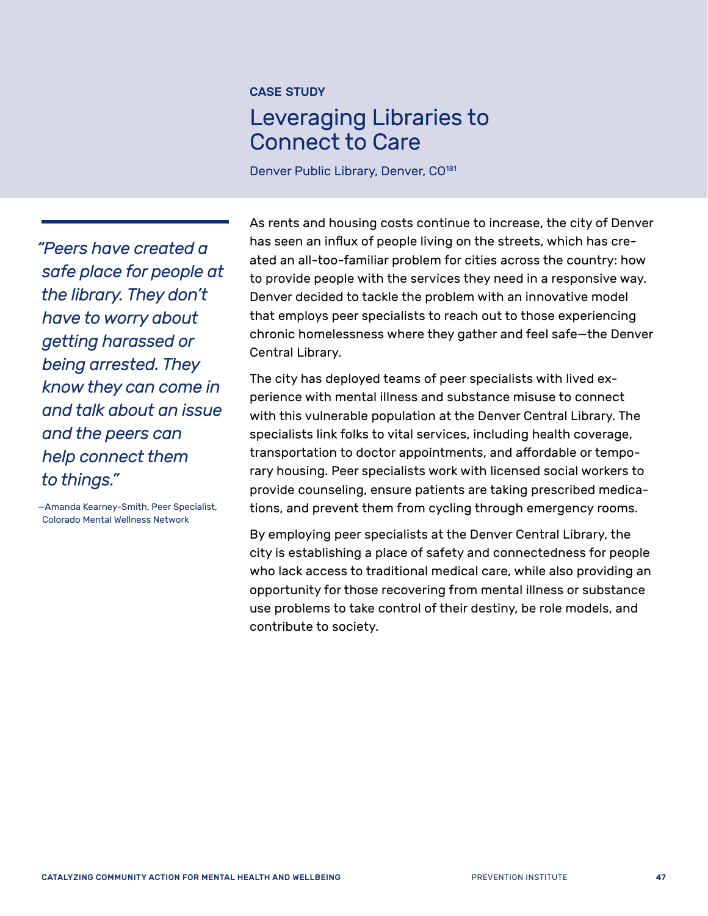CASE STUDY

# Leveraging Libraries to Connect to Care

Denver Public Library, Denver, CO[181]

*"Peers have created a safe place for people at the library. They don't have to worry about getting harassed or being arrested. They know they can come in and talk about an issue and the peers can help connect them to things."*

—Amanda Kearney-Smith, Peer Specialist, Colorado Mental Wellness Network

As rents and housing costs continue to increase, the city of Denver has seen an influx of people living on the streets, which has created an all-too-familiar problem for cities across the country: how to provide people with the services they need in a responsive way. Denver decided to tackle the problem with an innovative model that employs peer specialists to reach out to those experiencing chronic homelessness where they gather and feel safe—the Denver Central Library.

The city has deployed teams of peer specialists with lived experience with mental illness and substance misuse to connect with this vulnerable population at the Denver Central Library. The specialists link folks to vital services, including health coverage, transportation to doctor appointments, and affordable or temporary housing. Peer specialists work with licensed social workers to provide counseling, ensure patients are taking prescribed medications, and prevent them from cycling through emergency rooms.

By employing peer specialists at the Denver Central Library, the city is establishing a place of safety and connectedness for people who lack access to traditional medical care, while also providing an opportunity for those recovering from mental illness or substance use problems to take control of their destiny, be role models, and contribute to society.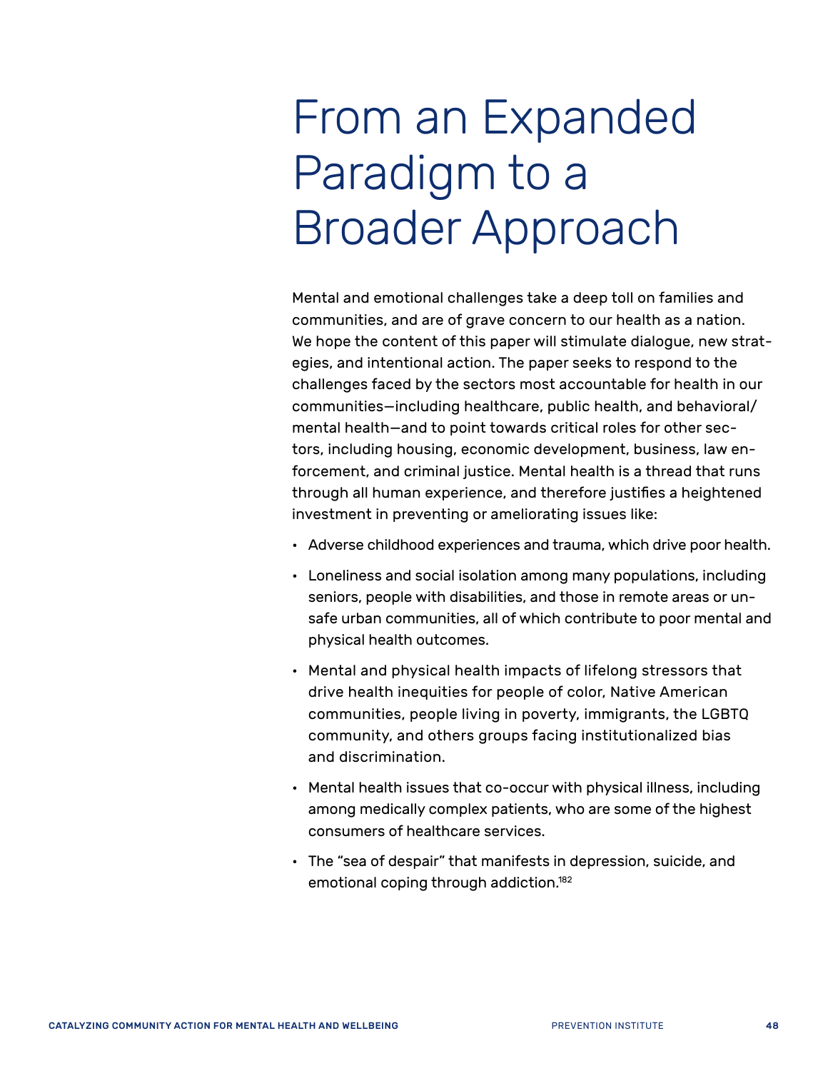# From an Expanded Paradigm to a Broader Approach

Mental and emotional challenges take a deep toll on families and communities, and are of grave concern to our health as a nation. We hope the content of this paper will stimulate dialogue, new strategies, and intentional action. The paper seeks to respond to the challenges faced by the sectors most accountable for health in our communities—including healthcare, public health, and behavioral/mental health—and to point towards critical roles for other sectors, including housing, economic development, business, law enforcement, and criminal justice. Mental health is a thread that runs through all human experience, and therefore justifies a heightened investment in preventing or ameliorating issues like:

- Adverse childhood experiences and trauma, which drive poor health.
- Loneliness and social isolation among many populations, including seniors, people with disabilities, and those in remote areas or unsafe urban communities, all of which contribute to poor mental and physical health outcomes.
- Mental and physical health impacts of lifelong stressors that drive health inequities for people of color, Native American communities, people living in poverty, immigrants, the LGBTQ community, and others groups facing institutionalized bias and discrimination.
- Mental health issues that co-occur with physical illness, including among medically complex patients, who are some of the highest consumers of healthcare services.
- The "sea of despair" that manifests in depression, suicide, and emotional coping through addiction.[182]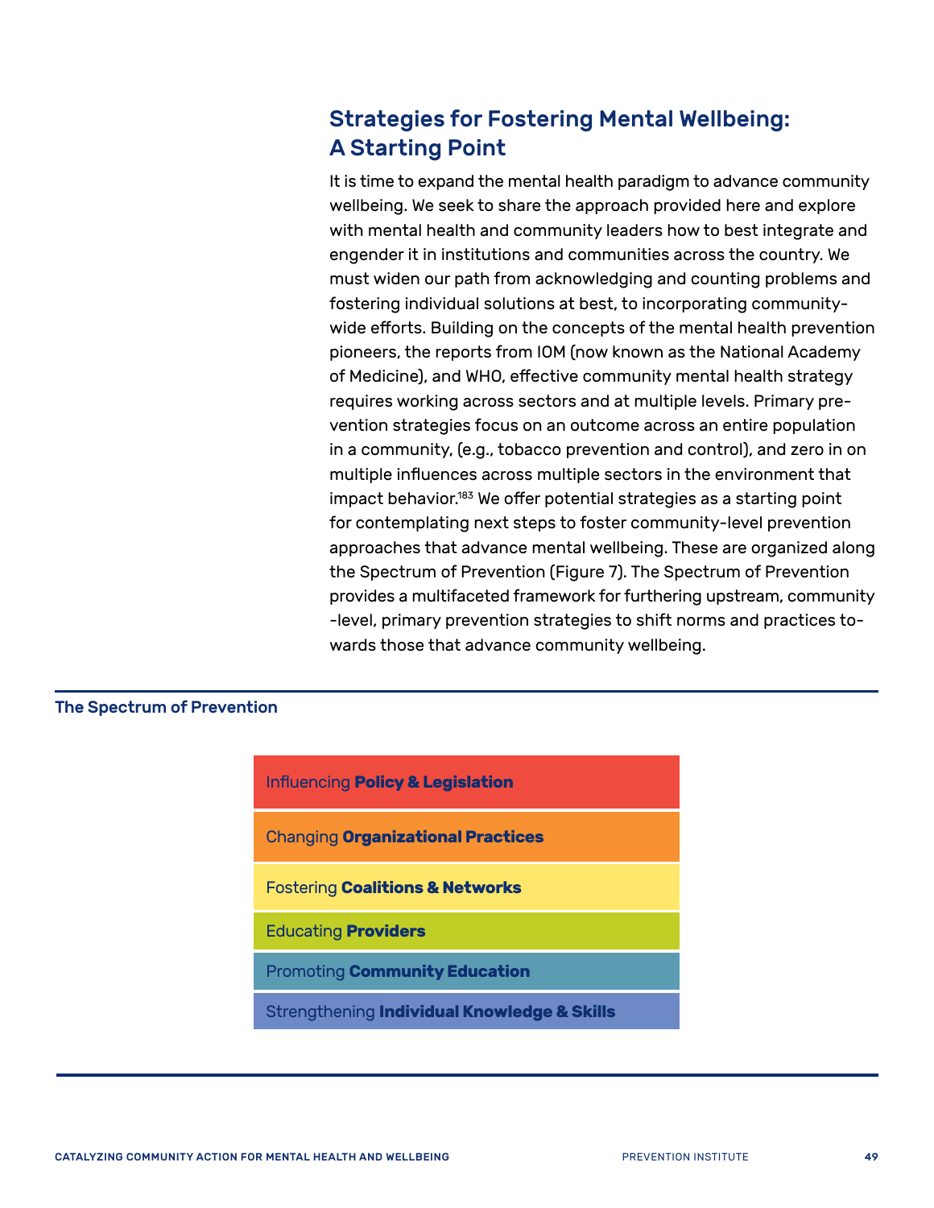## Strategies for Fostering Mental Wellbeing: A Starting Point

It is time to expand the mental health paradigm to advance community wellbeing. We seek to share the approach provided here and explore with mental health and community leaders how to best integrate and engender it in institutions and communities across the country. We must widen our path from acknowledging and counting problems and fostering individual solutions at best, to incorporating community-wide efforts. Building on the concepts of the mental health prevention pioneers, the reports from IOM (now known as the National Academy of Medicine), and WHO, effective community mental health strategy requires working across sectors and at multiple levels. Primary prevention strategies focus on an outcome across an entire population in a community, (e.g., tobacco prevention and control), and zero in on multiple influences across multiple sectors in the environment that impact behavior.[183] We offer potential strategies as a starting point for contemplating next steps to foster community-level prevention approaches that advance mental wellbeing. These are organized along the Spectrum of Prevention (Figure 7). The Spectrum of Prevention provides a multifaceted framework for furthering upstream, community-level, primary prevention strategies to shift norms and practices towards those that advance community wellbeing.

### The Spectrum of Prevention

- Influencing **Policy & Legislation**
- Changing **Organizational Practices**
- Fostering **Coalitions & Networks**
- Educating **Providers**
- Promoting **Community Education**
- Strengthening **Individual Knowledge & Skills**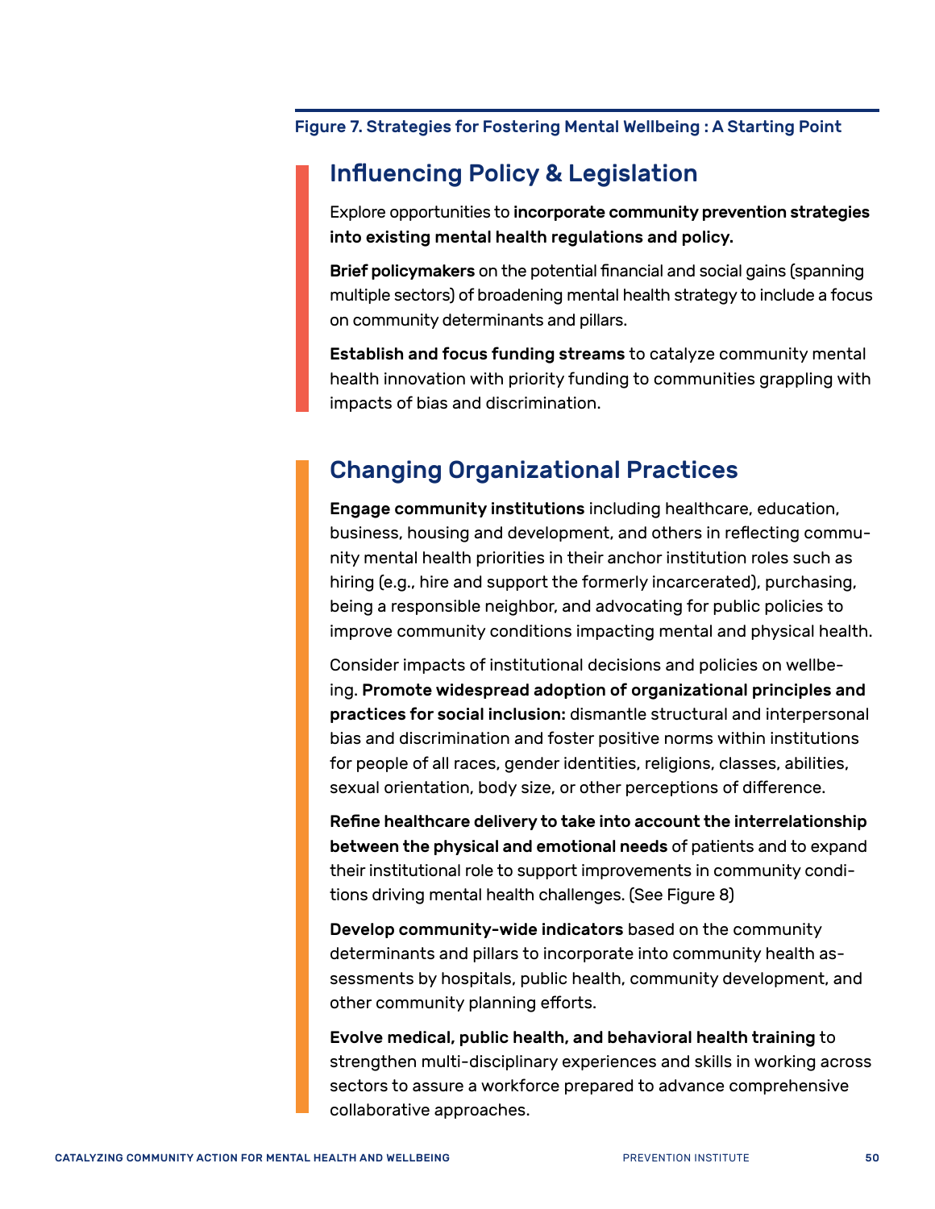**Figure 7. Strategies for Fostering Mental Wellbeing : A Starting Point**

## Influencing Policy & Legislation

Explore opportunities to **incorporate community prevention strategies into existing mental health regulations and policy.**

**Brief policymakers** on the potential financial and social gains (spanning multiple sectors) of broadening mental health strategy to include a focus on community determinants and pillars.

**Establish and focus funding streams** to catalyze community mental health innovation with priority funding to communities grappling with impacts of bias and discrimination.

## Changing Organizational Practices

**Engage community institutions** including healthcare, education, business, housing and development, and others in reflecting community mental health priorities in their anchor institution roles such as hiring (e.g., hire and support the formerly incarcerated), purchasing, being a responsible neighbor, and advocating for public policies to improve community conditions impacting mental and physical health.

Consider impacts of institutional decisions and policies on wellbeing. **Promote widespread adoption of organizational principles and practices for social inclusion:** dismantle structural and interpersonal bias and discrimination and foster positive norms within institutions for people of all races, gender identities, religions, classes, abilities, sexual orientation, body size, or other perceptions of difference.

**Refine healthcare delivery to take into account the interrelationship between the physical and emotional needs** of patients and to expand their institutional role to support improvements in community conditions driving mental health challenges. (See Figure 8)

**Develop community-wide indicators** based on the community determinants and pillars to incorporate into community health assessments by hospitals, public health, community development, and other community planning efforts.

**Evolve medical, public health, and behavioral health training** to strengthen multi-disciplinary experiences and skills in working across sectors to assure a workforce prepared to advance comprehensive collaborative approaches.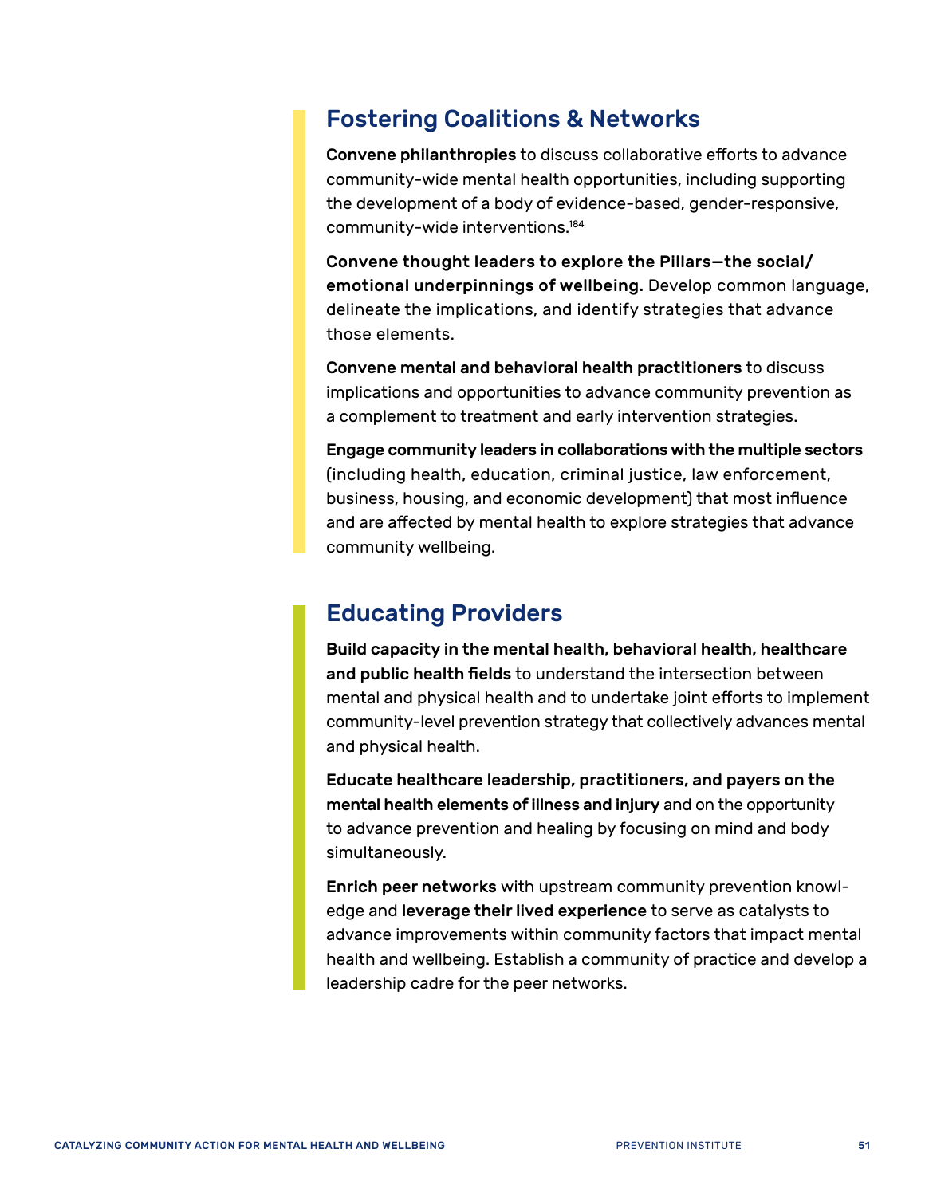## Fostering Coalitions & Networks

**Convene philanthropies** to discuss collaborative efforts to advance community-wide mental health opportunities, including supporting the development of a body of evidence-based, gender-responsive, community-wide interventions.[184]

**Convene thought leaders to explore the Pillars—the social/emotional underpinnings of wellbeing.** Develop common language, delineate the implications, and identify strategies that advance those elements.

**Convene mental and behavioral health practitioners** to discuss implications and opportunities to advance community prevention as a complement to treatment and early intervention strategies.

**Engage community leaders in collaborations with the multiple sectors** (including health, education, criminal justice, law enforcement, business, housing, and economic development) that most influence and are affected by mental health to explore strategies that advance community wellbeing.

## Educating Providers

**Build capacity in the mental health, behavioral health, healthcare and public health fields** to understand the intersection between mental and physical health and to undertake joint efforts to implement community-level prevention strategy that collectively advances mental and physical health.

**Educate healthcare leadership, practitioners, and payers on the mental health elements of illness and injury** and on the opportunity to advance prevention and healing by focusing on mind and body simultaneously.

**Enrich peer networks** with upstream community prevention knowledge and **leverage their lived experience** to serve as catalysts to advance improvements within community factors that impact mental health and wellbeing. Establish a community of practice and develop a leadership cadre for the peer networks.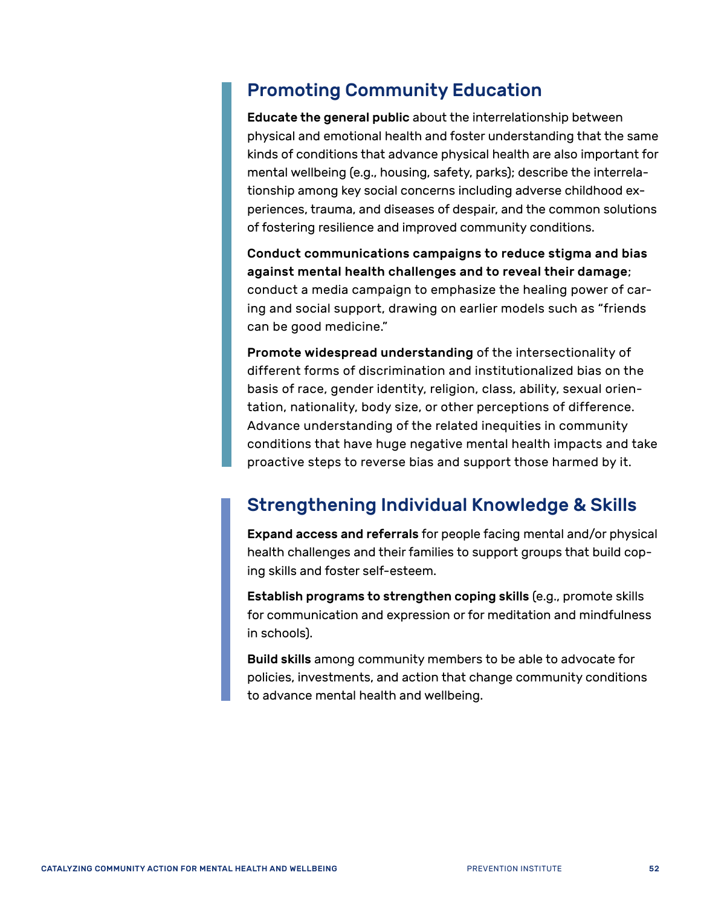## Promoting Community Education

**Educate the general public** about the interrelationship between physical and emotional health and foster understanding that the same kinds of conditions that advance physical health are also important for mental wellbeing (e.g., housing, safety, parks); describe the interrelationship among key social concerns including adverse childhood experiences, trauma, and diseases of despair, and the common solutions of fostering resilience and improved community conditions.

**Conduct communications campaigns to reduce stigma and bias against mental health challenges and to reveal their damage**; conduct a media campaign to emphasize the healing power of caring and social support, drawing on earlier models such as "friends can be good medicine."

**Promote widespread understanding** of the intersectionality of different forms of discrimination and institutionalized bias on the basis of race, gender identity, religion, class, ability, sexual orientation, nationality, body size, or other perceptions of difference. Advance understanding of the related inequities in community conditions that have huge negative mental health impacts and take proactive steps to reverse bias and support those harmed by it.

## Strengthening Individual Knowledge & Skills

**Expand access and referrals** for people facing mental and/or physical health challenges and their families to support groups that build coping skills and foster self-esteem.

**Establish programs to strengthen coping skills** (e.g., promote skills for communication and expression or for meditation and mindfulness in schools).

**Build skills** among community members to be able to advocate for policies, investments, and action that change community conditions to advance mental health and wellbeing.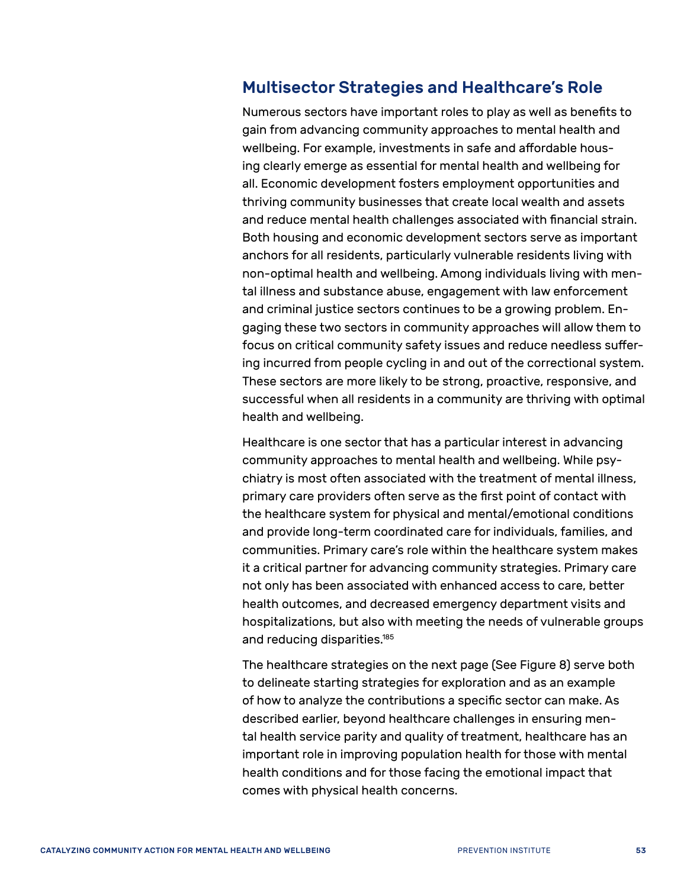## Multisector Strategies and Healthcare's Role

Numerous sectors have important roles to play as well as benefits to gain from advancing community approaches to mental health and wellbeing. For example, investments in safe and affordable housing clearly emerge as essential for mental health and wellbeing for all. Economic development fosters employment opportunities and thriving community businesses that create local wealth and assets and reduce mental health challenges associated with financial strain. Both housing and economic development sectors serve as important anchors for all residents, particularly vulnerable residents living with non-optimal health and wellbeing. Among individuals living with mental illness and substance abuse, engagement with law enforcement and criminal justice sectors continues to be a growing problem. Engaging these two sectors in community approaches will allow them to focus on critical community safety issues and reduce needless suffering incurred from people cycling in and out of the correctional system. These sectors are more likely to be strong, proactive, responsive, and successful when all residents in a community are thriving with optimal health and wellbeing.

Healthcare is one sector that has a particular interest in advancing community approaches to mental health and wellbeing. While psychiatry is most often associated with the treatment of mental illness, primary care providers often serve as the first point of contact with the healthcare system for physical and mental/emotional conditions and provide long-term coordinated care for individuals, families, and communities. Primary care's role within the healthcare system makes it a critical partner for advancing community strategies. Primary care not only has been associated with enhanced access to care, better health outcomes, and decreased emergency department visits and hospitalizations, but also with meeting the needs of vulnerable groups and reducing disparities.[185]

The healthcare strategies on the next page (See Figure 8) serve both to delineate starting strategies for exploration and as an example of how to analyze the contributions a specific sector can make. As described earlier, beyond healthcare challenges in ensuring mental health service parity and quality of treatment, healthcare has an important role in improving population health for those with mental health conditions and for those facing the emotional impact that comes with physical health concerns.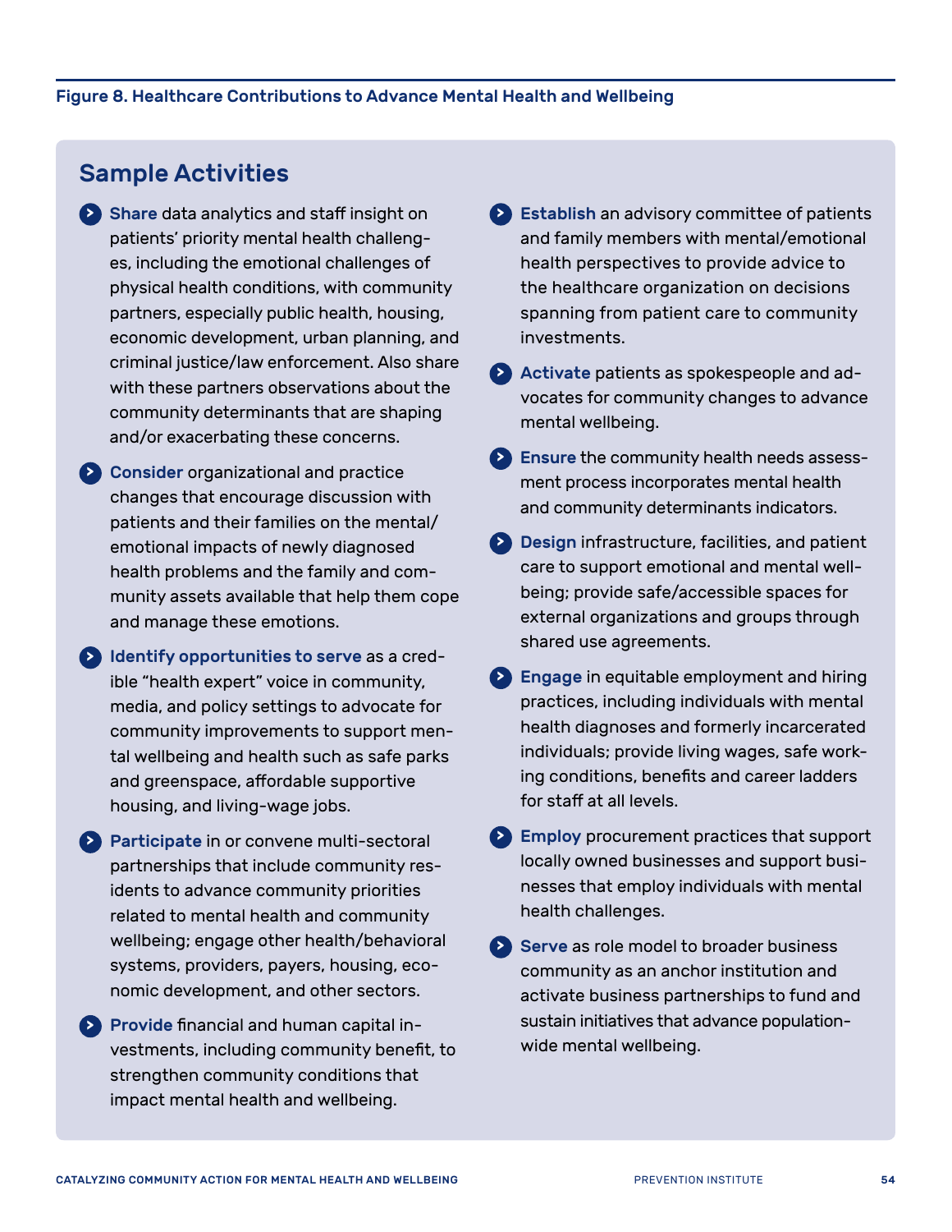**Figure 8. Healthcare Contributions to Advance Mental Health and Wellbeing**

## Sample Activities

- **Share** data analytics and staff insight on patients' priority mental health challenges, including the emotional challenges of physical health conditions, with community partners, especially public health, housing, economic development, urban planning, and criminal justice/law enforcement. Also share with these partners observations about the community determinants that are shaping and/or exacerbating these concerns.
- **Consider** organizational and practice changes that encourage discussion with patients and their families on the mental/emotional impacts of newly diagnosed health problems and the family and community assets available that help them cope and manage these emotions.
- **Identify opportunities to serve** as a credible "health expert" voice in community, media, and policy settings to advocate for community improvements to support mental wellbeing and health such as safe parks and greenspace, affordable supportive housing, and living-wage jobs.
- **Participate** in or convene multi-sectoral partnerships that include community residents to advance community priorities related to mental health and community wellbeing; engage other health/behavioral systems, providers, payers, housing, economic development, and other sectors.
- **Provide** financial and human capital investments, including community benefit, to strengthen community conditions that impact mental health and wellbeing.
- **Establish** an advisory committee of patients and family members with mental/emotional health perspectives to provide advice to the healthcare organization on decisions spanning from patient care to community investments.
- **Activate** patients as spokespeople and advocates for community changes to advance mental wellbeing.
- **Ensure** the community health needs assessment process incorporates mental health and community determinants indicators.
- **Design** infrastructure, facilities, and patient care to support emotional and mental wellbeing; provide safe/accessible spaces for external organizations and groups through shared use agreements.
- **Engage** in equitable employment and hiring practices, including individuals with mental health diagnoses and formerly incarcerated individuals; provide living wages, safe working conditions, benefits and career ladders for staff at all levels.
- **Employ** procurement practices that support locally owned businesses and support businesses that employ individuals with mental health challenges.
- **Serve** as role model to broader business community as an anchor institution and activate business partnerships to fund and sustain initiatives that advance population-wide mental wellbeing.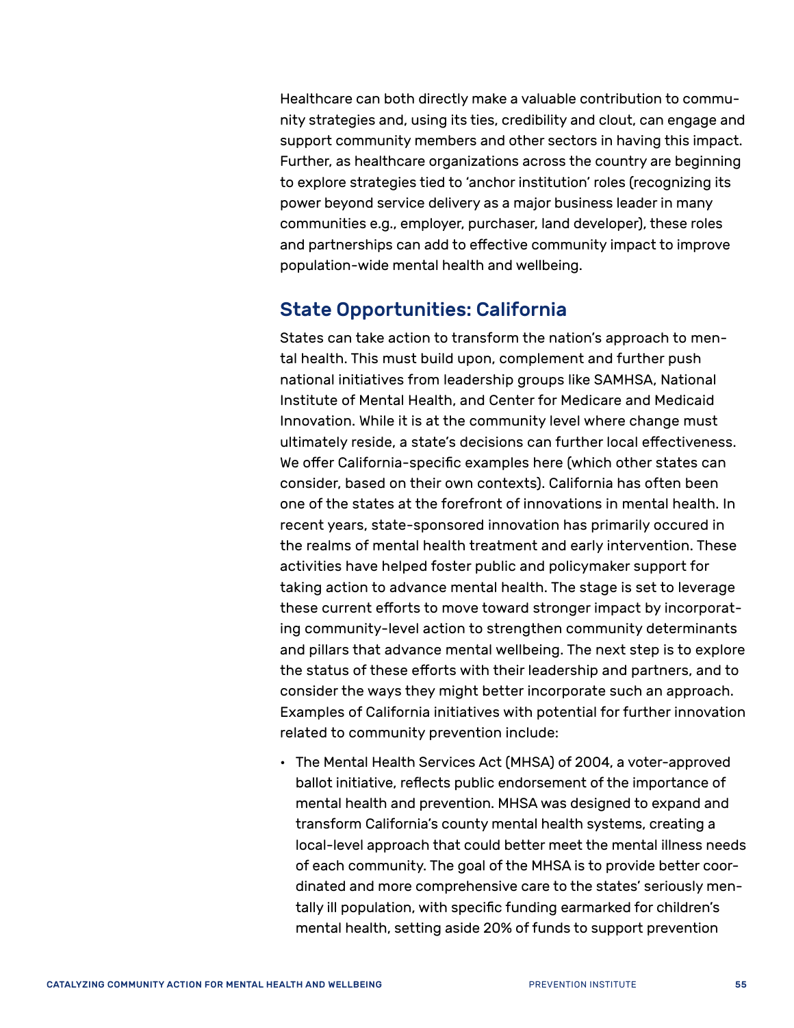Healthcare can both directly make a valuable contribution to community strategies and, using its ties, credibility and clout, can engage and support community members and other sectors in having this impact. Further, as healthcare organizations across the country are beginning to explore strategies tied to 'anchor institution' roles (recognizing its power beyond service delivery as a major business leader in many communities e.g., employer, purchaser, land developer), these roles and partnerships can add to effective community impact to improve population-wide mental health and wellbeing.

## State Opportunities: California

States can take action to transform the nation's approach to mental health. This must build upon, complement and further push national initiatives from leadership groups like SAMHSA, National Institute of Mental Health, and Center for Medicare and Medicaid Innovation. While it is at the community level where change must ultimately reside, a state's decisions can further local effectiveness. We offer California-specific examples here (which other states can consider, based on their own contexts). California has often been one of the states at the forefront of innovations in mental health. In recent years, state-sponsored innovation has primarily occured in the realms of mental health treatment and early intervention. These activities have helped foster public and policymaker support for taking action to advance mental health. The stage is set to leverage these current efforts to move toward stronger impact by incorporating community-level action to strengthen community determinants and pillars that advance mental wellbeing. The next step is to explore the status of these efforts with their leadership and partners, and to consider the ways they might better incorporate such an approach. Examples of California initiatives with potential for further innovation related to community prevention include:

- The Mental Health Services Act (MHSA) of 2004, a voter-approved ballot initiative, reflects public endorsement of the importance of mental health and prevention. MHSA was designed to expand and transform California's county mental health systems, creating a local-level approach that could better meet the mental illness needs of each community. The goal of the MHSA is to provide better coordinated and more comprehensive care to the states' seriously mentally ill population, with specific funding earmarked for children's mental health, setting aside 20% of funds to support prevention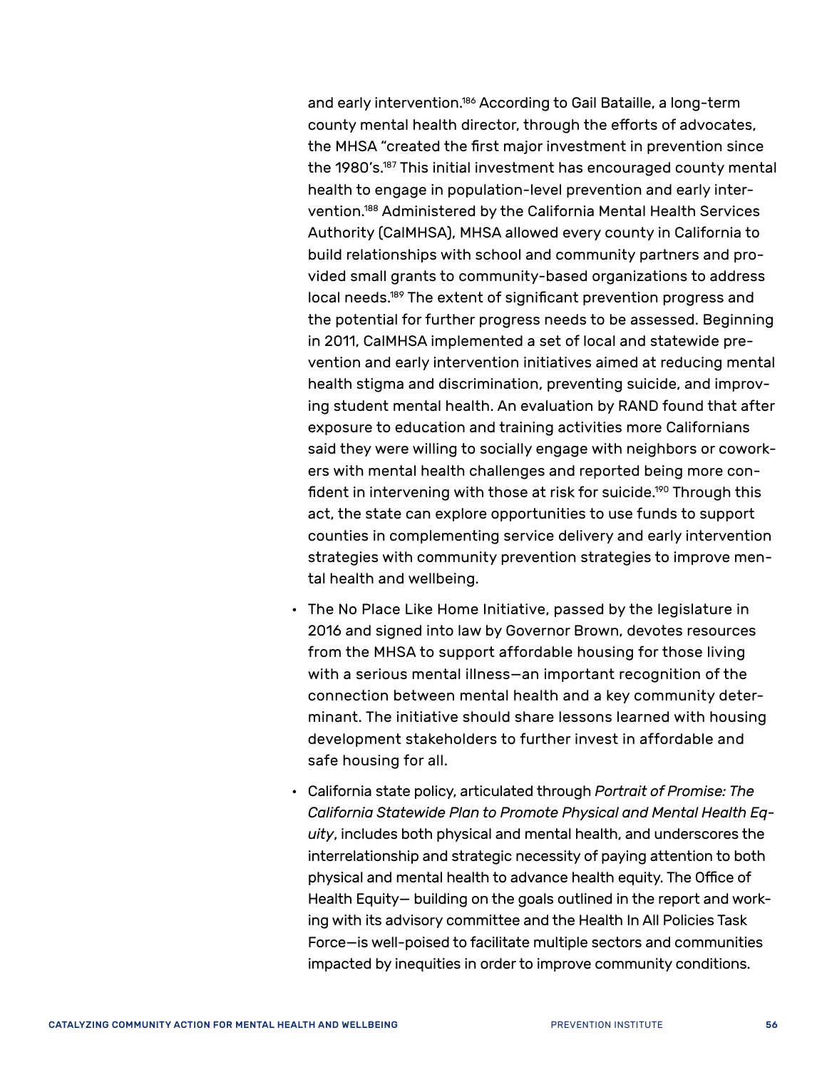and early intervention.[186] According to Gail Bataille, a long-term county mental health director, through the efforts of advocates, the MHSA "created the first major investment in prevention since the 1980's.[187] This initial investment has encouraged county mental health to engage in population-level prevention and early intervention.[188] Administered by the California Mental Health Services Authority (CalMHSA), MHSA allowed every county in California to build relationships with school and community partners and provided small grants to community-based organizations to address local needs.[189] The extent of significant prevention progress and the potential for further progress needs to be assessed. Beginning in 2011, CalMHSA implemented a set of local and statewide prevention and early intervention initiatives aimed at reducing mental health stigma and discrimination, preventing suicide, and improving student mental health. An evaluation by RAND found that after exposure to education and training activities more Californians said they were willing to socially engage with neighbors or coworkers with mental health challenges and reported being more confident in intervening with those at risk for suicide.[190] Through this act, the state can explore opportunities to use funds to support counties in complementing service delivery and early intervention strategies with community prevention strategies to improve mental health and wellbeing.

- The No Place Like Home Initiative, passed by the legislature in 2016 and signed into law by Governor Brown, devotes resources from the MHSA to support affordable housing for those living with a serious mental illness—an important recognition of the connection between mental health and a key community determinant. The initiative should share lessons learned with housing development stakeholders to further invest in affordable and safe housing for all.
- California state policy, articulated through *Portrait of Promise: The California Statewide Plan to Promote Physical and Mental Health Equity*, includes both physical and mental health, and underscores the interrelationship and strategic necessity of paying attention to both physical and mental health to advance health equity. The Office of Health Equity— building on the goals outlined in the report and working with its advisory committee and the Health In All Policies Task Force—is well-poised to facilitate multiple sectors and communities impacted by inequities in order to improve community conditions.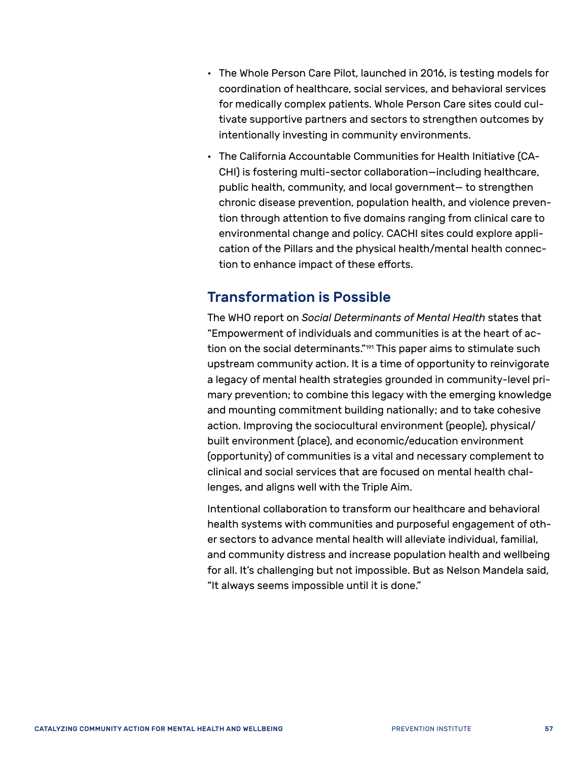- The Whole Person Care Pilot, launched in 2016, is testing models for coordination of healthcare, social services, and behavioral services for medically complex patients. Whole Person Care sites could cultivate supportive partners and sectors to strengthen outcomes by intentionally investing in community environments.
- The California Accountable Communities for Health Initiative (CACHI) is fostering multi-sector collaboration—including healthcare, public health, community, and local government— to strengthen chronic disease prevention, population health, and violence prevention through attention to five domains ranging from clinical care to environmental change and policy. CACHI sites could explore application of the Pillars and the physical health/mental health connection to enhance impact of these efforts.

## Transformation is Possible

The WHO report on *Social Determinants of Mental Health* states that "Empowerment of individuals and communities is at the heart of action on the social determinants."[191] This paper aims to stimulate such upstream community action. It is a time of opportunity to reinvigorate a legacy of mental health strategies grounded in community-level primary prevention; to combine this legacy with the emerging knowledge and mounting commitment building nationally; and to take cohesive action. Improving the sociocultural environment (people), physical/built environment (place), and economic/education environment (opportunity) of communities is a vital and necessary complement to clinical and social services that are focused on mental health challenges, and aligns well with the Triple Aim.

Intentional collaboration to transform our healthcare and behavioral health systems with communities and purposeful engagement of other sectors to advance mental health will alleviate individual, familial, and community distress and increase population health and wellbeing for all. It's challenging but not impossible. But as Nelson Mandela said, "It always seems impossible until it is done."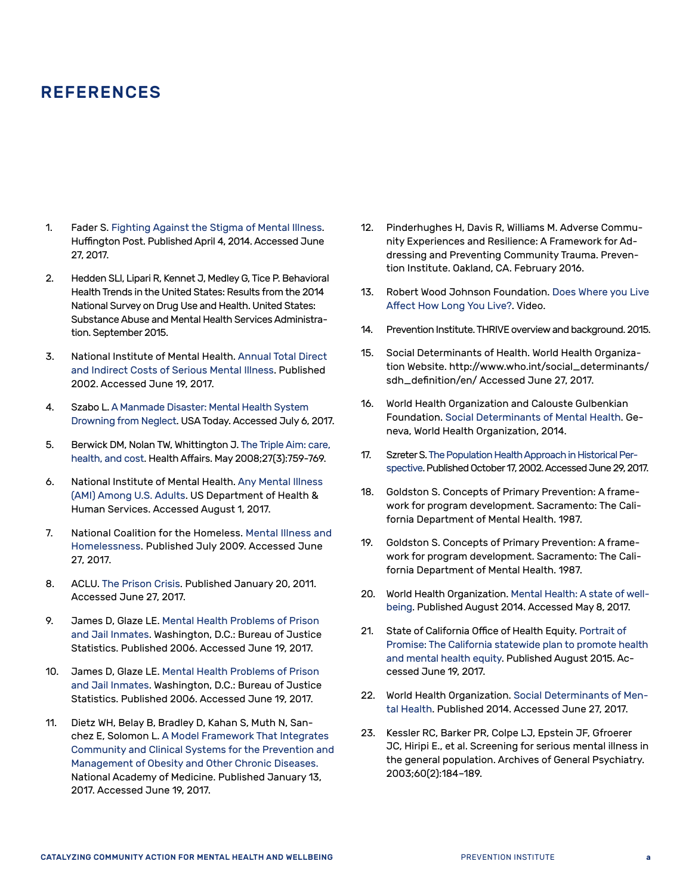# REFERENCES

1. Fader S. Fighting Against the Stigma of Mental Illness. Huffington Post. Published April 4, 2014. Accessed June 27, 2017.

2. Hedden SLl, Lipari R, Kennet J, Medley G, Tice P. Behavioral Health Trends in the United States: Results from the 2014 National Survey on Drug Use and Health. United States: Substance Abuse and Mental Health Services Administration. September 2015.

3. National Institute of Mental Health. Annual Total Direct and Indirect Costs of Serious Mental Illness. Published 2002. Accessed June 19, 2017.

4. Szabo L. A Manmade Disaster: Mental Health System Drowning from Neglect. USA Today. Accessed July 6, 2017.

5. Berwick DM, Nolan TW, Whittington J. The Triple Aim: care, health, and cost. Health Affairs. May 2008;27(3):759-769.

6. National Institute of Mental Health. Any Mental Illness (AMI) Among U.S. Adults. US Department of Health & Human Services. Accessed August 1, 2017.

7. National Coalition for the Homeless. Mental Illness and Homelessness. Published July 2009. Accessed June 27, 2017.

8. ACLU. The Prison Crisis. Published January 20, 2011. Accessed June 27, 2017.

9. James D, Glaze LE. Mental Health Problems of Prison and Jail Inmates. Washington, D.C.: Bureau of Justice Statistics. Published 2006. Accessed June 19, 2017.

10. James D, Glaze LE. Mental Health Problems of Prison and Jail Inmates. Washington, D.C.: Bureau of Justice Statistics. Published 2006. Accessed June 19, 2017.

11. Dietz WH, Belay B, Bradley D, Kahan S, Muth N, Sanchez E, Solomon L. A Model Framework That Integrates Community and Clinical Systems for the Prevention and Management of Obesity and Other Chronic Diseases. National Academy of Medicine. Published January 13, 2017. Accessed June 19, 2017.

12. Pinderhughes H, Davis R, Williams M. Adverse Community Experiences and Resilience: A Framework for Addressing and Preventing Community Trauma. Prevention Institute. Oakland, CA. February 2016.

13. Robert Wood Johnson Foundation. Does Where you Live Affect How Long You Live?. Video.

14. Prevention Institute. THRIVE overview and background. 2015.

15. Social Determinants of Health. World Health Organization Website. http://www.who.int/social_determinants/sdh_definition/en/ Accessed June 27, 2017.

16. World Health Organization and Calouste Gulbenkian Foundation. Social Determinants of Mental Health. Geneva, World Health Organization, 2014.

17. Szreter S. The Population Health Approach in Historical Perspective. Published October 17, 2002. Accessed June 29, 2017.

18. Goldston S. Concepts of Primary Prevention: A framework for program development. Sacramento: The California Department of Mental Health. 1987.

19. Goldston S. Concepts of Primary Prevention: A framework for program development. Sacramento: The California Department of Mental Health. 1987.

20. World Health Organization. Mental Health: A state of well-being. Published August 2014. Accessed May 8, 2017.

21. State of California Office of Health Equity. Portrait of Promise: The California statewide plan to promote health and mental health equity. Published August 2015. Accessed June 19, 2017.

22. World Health Organization. Social Determinants of Mental Health. Published 2014. Accessed June 27, 2017.

23. Kessler RC, Barker PR, Colpe LJ, Epstein JF, Gfroerer JC, Hiripi E., et al. Screening for serious mental illness in the general population. Archives of General Psychiatry. 2003;60(2):184–189.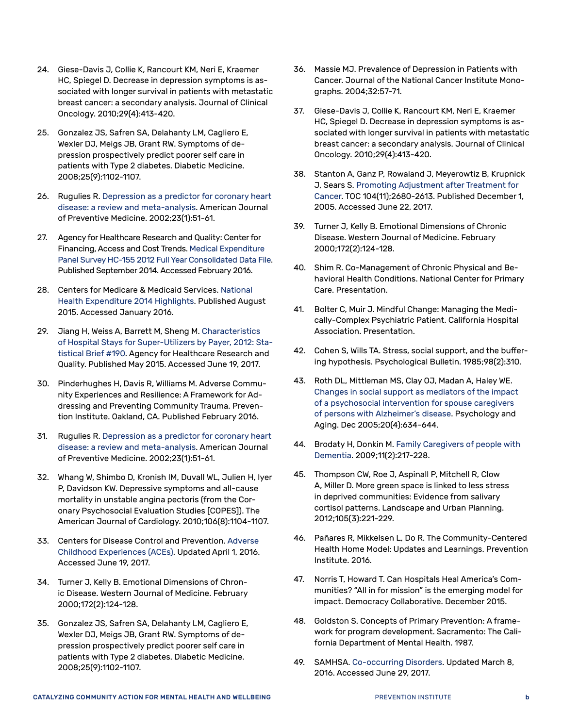24. Giese-Davis J, Collie K, Rancourt KM, Neri E, Kraemer HC, Spiegel D. Decrease in depression symptoms is associated with longer survival in patients with metastatic breast cancer: a secondary analysis. Journal of Clinical Oncology. 2010;29(4):413-420.

25. Gonzalez JS, Safren SA, Delahanty LM, Cagliero E, Wexler DJ, Meigs JB, Grant RW. Symptoms of depression prospectively predict poorer self care in patients with Type 2 diabetes. Diabetic Medicine. 2008;25(9):1102-1107.

26. Rugulies R. Depression as a predictor for coronary heart disease: a review and meta-analysis. American Journal of Preventive Medicine. 2002;23(1):51-61.

27. Agency for Healthcare Research and Quality: Center for Financing, Access and Cost Trends. Medical Expenditure Panel Survey HC-155 2012 Full Year Consolidated Data File. Published September 2014. Accessed February 2016.

28. Centers for Medicare & Medicaid Services. National Health Expenditure 2014 Highlights. Published August 2015. Accessed January 2016.

29. Jiang H, Weiss A, Barrett M, Sheng M. Characteristics of Hospital Stays for Super-Utilizers by Payer, 2012: Statistical Brief #190. Agency for Healthcare Research and Quality. Published May 2015. Accessed June 19, 2017.

30. Pinderhughes H, Davis R, Williams M. Adverse Community Experiences and Resilience: A Framework for Addressing and Preventing Community Trauma. Prevention Institute. Oakland, CA. Published February 2016.

31. Rugulies R. Depression as a predictor for coronary heart disease: a review and meta-analysis. American Journal of Preventive Medicine. 2002;23(1):51-61.

32. Whang W, Shimbo D, Kronish IM, Duvall WL, Julien H, Iyer P, Davidson KW. Depressive symptoms and all-cause mortality in unstable angina pectoris (from the Coronary Psychosocial Evaluation Studies [COPES]). The American Journal of Cardiology. 2010;106(8):1104-1107.

33. Centers for Disease Control and Prevention. Adverse Childhood Experiences (ACEs). Updated April 1, 2016. Accessed June 19, 2017.

34. Turner J, Kelly B. Emotional Dimensions of Chronic Disease. Western Journal of Medicine. February 2000;172(2):124-128.

35. Gonzalez JS, Safren SA, Delahanty LM, Cagliero E, Wexler DJ, Meigs JB, Grant RW. Symptoms of depression prospectively predict poorer self care in patients with Type 2 diabetes. Diabetic Medicine. 2008;25(9):1102-1107.

36. Massie MJ. Prevalence of Depression in Patients with Cancer. Journal of the National Cancer Institute Monographs. 2004;32:57-71.

37. Giese-Davis J, Collie K, Rancourt KM, Neri E, Kraemer HC, Spiegel D. Decrease in depression symptoms is associated with longer survival in patients with metastatic breast cancer: a secondary analysis. Journal of Clinical Oncology. 2010;29(4):413-420.

38. Stanton A, Ganz P, Rowaland J, Meyerowtiz B, Krupnick J, Sears S. Promoting Adjustment after Treatment for Cancer. TOC 104(11);2680-2613. Published December 1, 2005. Accessed June 22, 2017.

39. Turner J, Kelly B. Emotional Dimensions of Chronic Disease. Western Journal of Medicine. February 2000;172(2):124-128.

40. Shim R. Co-Management of Chronic Physical and Behavioral Health Conditions. National Center for Primary Care. Presentation.

41. Bolter C, Muir J. Mindful Change: Managing the Medically-Complex Psychiatric Patient. California Hospital Association. Presentation.

42. Cohen S, Wills TA. Stress, social support, and the buffering hypothesis. Psychological Bulletin. 1985;98(2):310.

43. Roth DL, Mittleman MS, Clay OJ, Madan A, Haley WE. Changes in social support as mediators of the impact of a psychosocial intervention for spouse caregivers of persons with Alzheimer's disease. Psychology and Aging. Dec 2005;20(4):634-644.

44. Brodaty H, Donkin M. Family Caregivers of people with Dementia. 2009;11(2):217-228.

45. Thompson CW, Roe J, Aspinall P, Mitchell R, Clow A, Miller D. More green space is linked to less stress in deprived communities: Evidence from salivary cortisol patterns. Landscape and Urban Planning. 2012;105(3):221-229.

46. Pañares R, Mikkelsen L, Do R. The Community-Centered Health Home Model: Updates and Learnings. Prevention Institute. 2016.

47. Norris T, Howard T. Can Hospitals Heal America's Communities? "All in for mission" is the emerging model for impact. Democracy Collaborative. December 2015.

48. Goldston S. Concepts of Primary Prevention: A framework for program development. Sacramento: The California Department of Mental Health. 1987.

49. SAMHSA. Co-occurring Disorders. Updated March 8, 2016. Accessed June 29, 2017.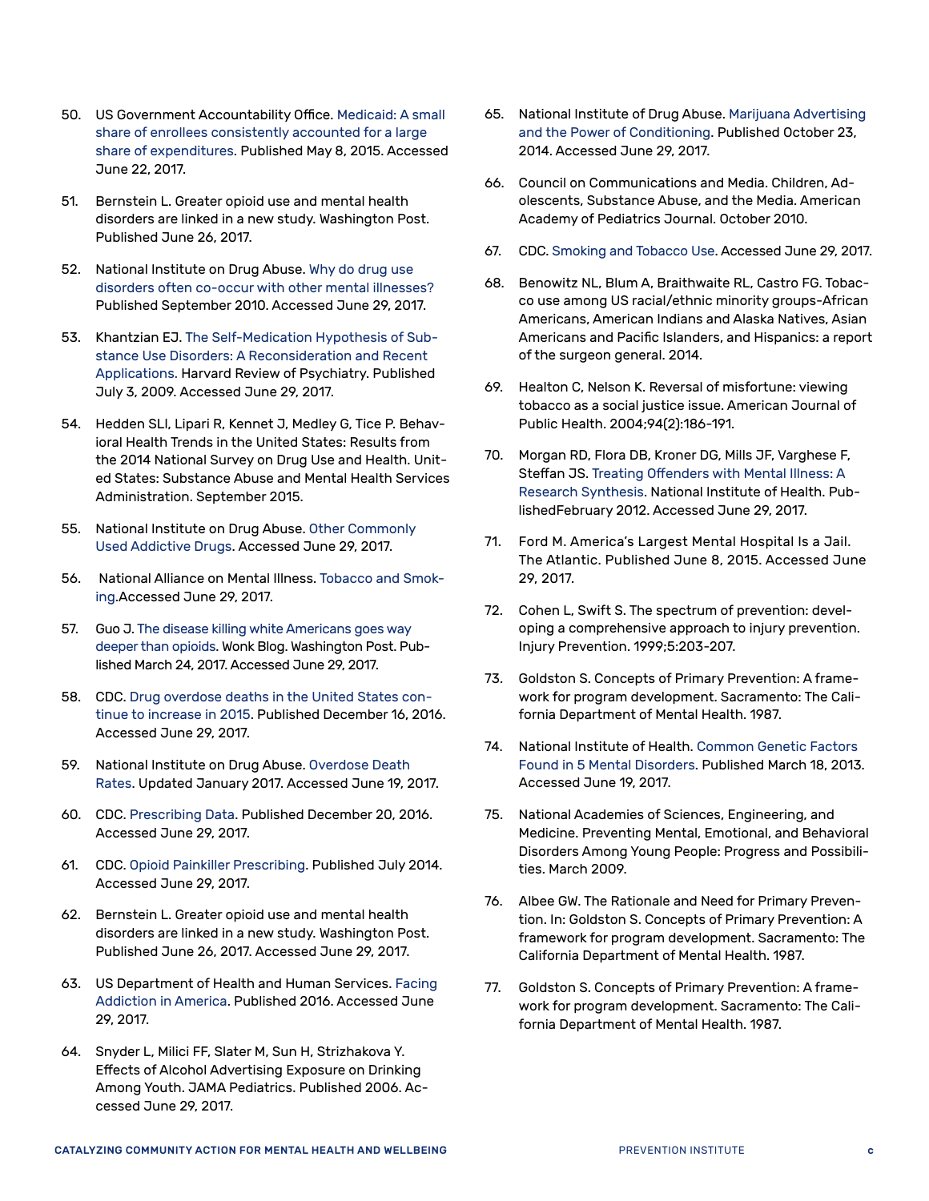50. US Government Accountability Office. Medicaid: A small share of enrollees consistently accounted for a large share of expenditures. Published May 8, 2015. Accessed June 22, 2017.

51. Bernstein L. Greater opioid use and mental health disorders are linked in a new study. Washington Post. Published June 26, 2017.

52. National Institute on Drug Abuse. Why do drug use disorders often co-occur with other mental illnesses? Published September 2010. Accessed June 29, 2017.

53. Khantzian EJ. The Self-Medication Hypothesis of Substance Use Disorders: A Reconsideration and Recent Applications. Harvard Review of Psychiatry. Published July 3, 2009. Accessed June 29, 2017.

54. Hedden SLI, Lipari R, Kennet J, Medley G, Tice P. Behavioral Health Trends in the United States: Results from the 2014 National Survey on Drug Use and Health. United States: Substance Abuse and Mental Health Services Administration. September 2015.

55. National Institute on Drug Abuse. Other Commonly Used Addictive Drugs. Accessed June 29, 2017.

56. National Alliance on Mental Illness. Tobacco and Smoking.Accessed June 29, 2017.

57. Guo J. The disease killing white Americans goes way deeper than opioids. Wonk Blog. Washington Post. Published March 24, 2017. Accessed June 29, 2017.

58. CDC. Drug overdose deaths in the United States continue to increase in 2015. Published December 16, 2016. Accessed June 29, 2017.

59. National Institute on Drug Abuse. Overdose Death Rates. Updated January 2017. Accessed June 19, 2017.

60. CDC. Prescribing Data. Published December 20, 2016. Accessed June 29, 2017.

61. CDC. Opioid Painkiller Prescribing. Published July 2014. Accessed June 29, 2017.

62. Bernstein L. Greater opioid use and mental health disorders are linked in a new study. Washington Post. Published June 26, 2017. Accessed June 29, 2017.

63. US Department of Health and Human Services. Facing Addiction in America. Published 2016. Accessed June 29, 2017.

64. Snyder L, Milici FF, Slater M, Sun H, Strizhakova Y. Effects of Alcohol Advertising Exposure on Drinking Among Youth. JAMA Pediatrics. Published 2006. Accessed June 29, 2017.

65. National Institute of Drug Abuse. Marijuana Advertising and the Power of Conditioning. Published October 23, 2014. Accessed June 29, 2017.

66. Council on Communications and Media. Children, Adolescents, Substance Abuse, and the Media. American Academy of Pediatrics Journal. October 2010.

67. CDC. Smoking and Tobacco Use. Accessed June 29, 2017.

68. Benowitz NL, Blum A, Braithwaite RL, Castro FG. Tobacco use among US racial/ethnic minority groups-African Americans, American Indians and Alaska Natives, Asian Americans and Pacific Islanders, and Hispanics: a report of the surgeon general. 2014.

69. Healton C, Nelson K. Reversal of misfortune: viewing tobacco as a social justice issue. American Journal of Public Health. 2004;94(2):186-191.

70. Morgan RD, Flora DB, Kroner DG, Mills JF, Varghese F, Steffan JS. Treating Offenders with Mental Illness: A Research Synthesis. National Institute of Health. PublishedFebruary 2012. Accessed June 29, 2017.

71. Ford M. America's Largest Mental Hospital Is a Jail. The Atlantic. Published June 8, 2015. Accessed June 29, 2017.

72. Cohen L, Swift S. The spectrum of prevention: developing a comprehensive approach to injury prevention. Injury Prevention. 1999;5:203-207.

73. Goldston S. Concepts of Primary Prevention: A framework for program development. Sacramento: The California Department of Mental Health. 1987.

74. National Institute of Health. Common Genetic Factors Found in 5 Mental Disorders. Published March 18, 2013. Accessed June 19, 2017.

75. National Academies of Sciences, Engineering, and Medicine. Preventing Mental, Emotional, and Behavioral Disorders Among Young People: Progress and Possibilities. March 2009.

76. Albee GW. The Rationale and Need for Primary Prevention. In: Goldston S. Concepts of Primary Prevention: A framework for program development. Sacramento: The California Department of Mental Health. 1987.

77. Goldston S. Concepts of Primary Prevention: A framework for program development. Sacramento: The California Department of Mental Health. 1987.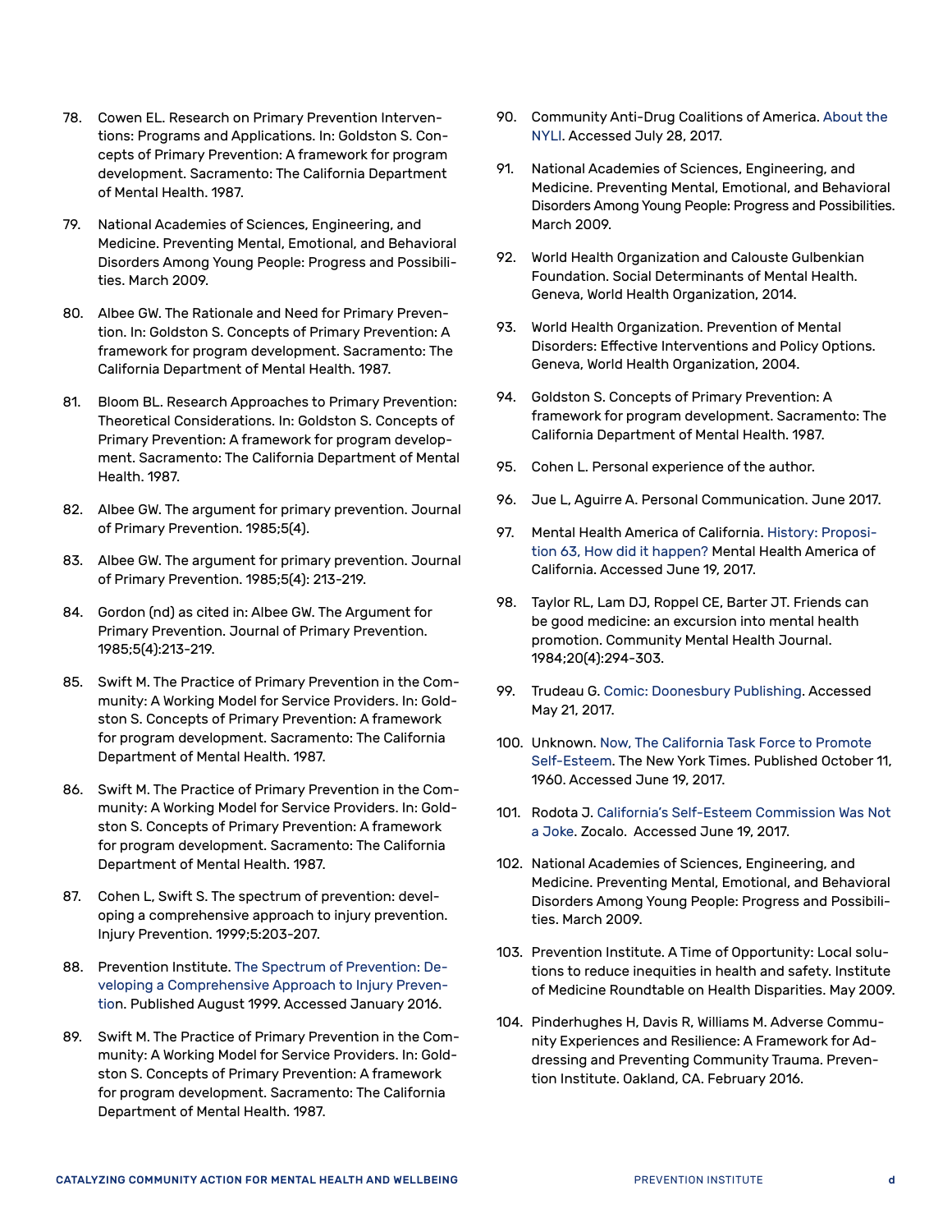78. Cowen EL. Research on Primary Prevention Interventions: Programs and Applications. In: Goldston S. Concepts of Primary Prevention: A framework for program development. Sacramento: The California Department of Mental Health. 1987.

79. National Academies of Sciences, Engineering, and Medicine. Preventing Mental, Emotional, and Behavioral Disorders Among Young People: Progress and Possibilities. March 2009.

80. Albee GW. The Rationale and Need for Primary Prevention. In: Goldston S. Concepts of Primary Prevention: A framework for program development. Sacramento: The California Department of Mental Health. 1987.

81. Bloom BL. Research Approaches to Primary Prevention: Theoretical Considerations. In: Goldston S. Concepts of Primary Prevention: A framework for program development. Sacramento: The California Department of Mental Health. 1987.

82. Albee GW. The argument for primary prevention. Journal of Primary Prevention. 1985;5(4).

83. Albee GW. The argument for primary prevention. Journal of Primary Prevention. 1985;5(4): 213-219.

84. Gordon (nd) as cited in: Albee GW. The Argument for Primary Prevention. Journal of Primary Prevention. 1985;5(4):213-219.

85. Swift M. The Practice of Primary Prevention in the Community: A Working Model for Service Providers. In: Goldston S. Concepts of Primary Prevention: A framework for program development. Sacramento: The California Department of Mental Health. 1987.

86. Swift M. The Practice of Primary Prevention in the Community: A Working Model for Service Providers. In: Goldston S. Concepts of Primary Prevention: A framework for program development. Sacramento: The California Department of Mental Health. 1987.

87. Cohen L, Swift S. The spectrum of prevention: developing a comprehensive approach to injury prevention. Injury Prevention. 1999;5:203-207.

88. Prevention Institute. The Spectrum of Prevention: Developing a Comprehensive Approach to Injury Prevention. Published August 1999. Accessed January 2016.

89. Swift M. The Practice of Primary Prevention in the Community: A Working Model for Service Providers. In: Goldston S. Concepts of Primary Prevention: A framework for program development. Sacramento: The California Department of Mental Health. 1987.

90. Community Anti-Drug Coalitions of America. About the NYLI. Accessed July 28, 2017.

91. National Academies of Sciences, Engineering, and Medicine. Preventing Mental, Emotional, and Behavioral Disorders Among Young People: Progress and Possibilities. March 2009.

92. World Health Organization and Calouste Gulbenkian Foundation. Social Determinants of Mental Health. Geneva, World Health Organization, 2014.

93. World Health Organization. Prevention of Mental Disorders: Effective Interventions and Policy Options. Geneva, World Health Organization, 2004.

94. Goldston S. Concepts of Primary Prevention: A framework for program development. Sacramento: The California Department of Mental Health. 1987.

95. Cohen L. Personal experience of the author.

96. Jue L, Aguirre A. Personal Communication. June 2017.

97. Mental Health America of California. History: Proposition 63, How did it happen? Mental Health America of California. Accessed June 19, 2017.

98. Taylor RL, Lam DJ, Roppel CE, Barter JT. Friends can be good medicine: an excursion into mental health promotion. Community Mental Health Journal. 1984;20(4):294-303.

99. Trudeau G. Comic: Doonesbury Publishing. Accessed May 21, 2017.

100. Unknown. Now, The California Task Force to Promote Self-Esteem. The New York Times. Published October 11, 1960. Accessed June 19, 2017.

101. Rodota J. California's Self-Esteem Commission Was Not a Joke. Zocalo. Accessed June 19, 2017.

102. National Academies of Sciences, Engineering, and Medicine. Preventing Mental, Emotional, and Behavioral Disorders Among Young People: Progress and Possibilities. March 2009.

103. Prevention Institute. A Time of Opportunity: Local solutions to reduce inequities in health and safety. Institute of Medicine Roundtable on Health Disparities. May 2009.

104. Pinderhughes H, Davis R, Williams M. Adverse Community Experiences and Resilience: A Framework for Addressing and Preventing Community Trauma. Prevention Institute. Oakland, CA. February 2016.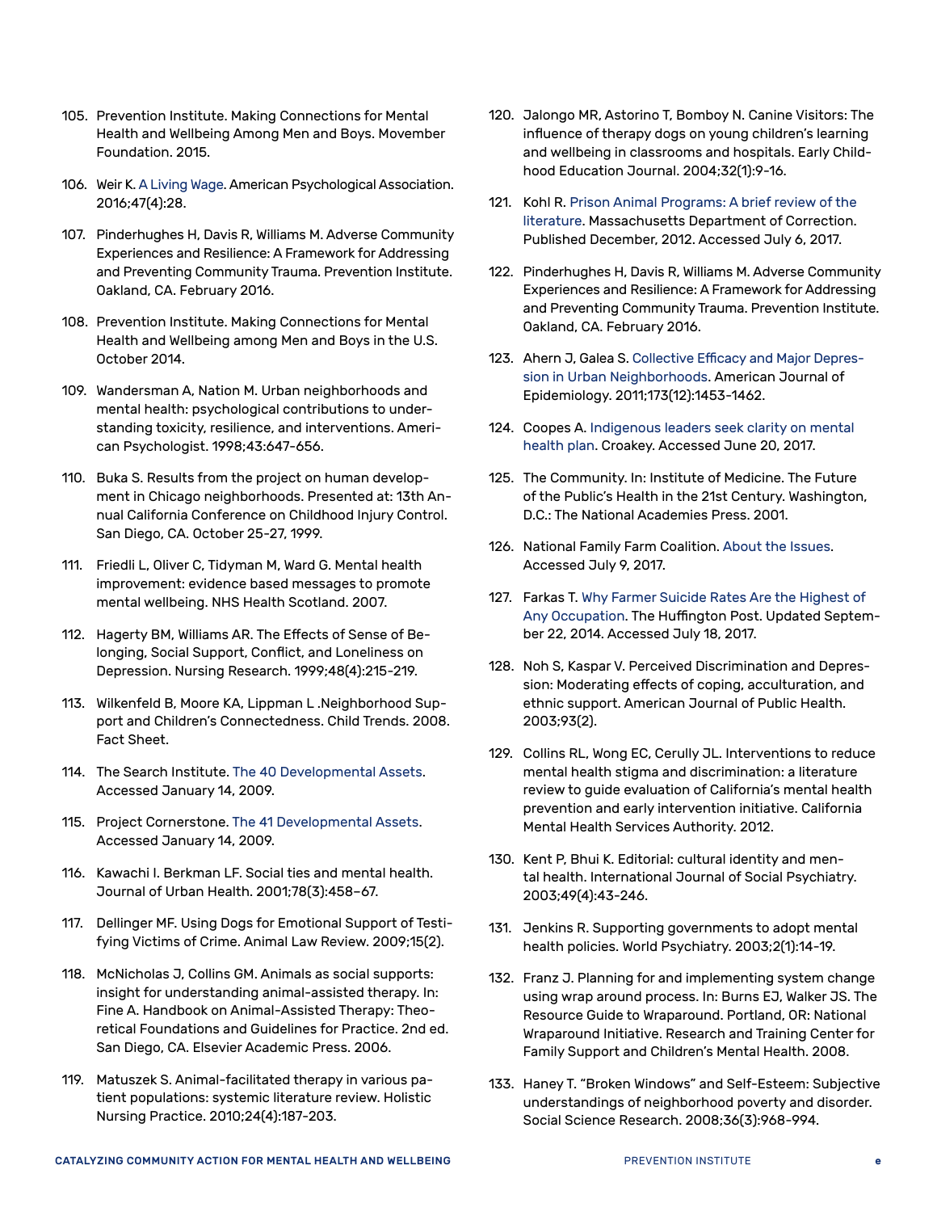105. Prevention Institute. Making Connections for Mental Health and Wellbeing Among Men and Boys. Movember Foundation. 2015.

106. Weir K. A Living Wage. American Psychological Association. 2016;47(4):28.

107. Pinderhughes H, Davis R, Williams M. Adverse Community Experiences and Resilience: A Framework for Addressing and Preventing Community Trauma. Prevention Institute. Oakland, CA. February 2016.

108. Prevention Institute. Making Connections for Mental Health and Wellbeing among Men and Boys in the U.S. October 2014.

109. Wandersman A, Nation M. Urban neighborhoods and mental health: psychological contributions to understanding toxicity, resilience, and interventions. American Psychologist. 1998;43:647-656.

110. Buka S. Results from the project on human development in Chicago neighborhoods. Presented at: 13th Annual California Conference on Childhood Injury Control. San Diego, CA. October 25-27, 1999.

111. Friedli L, Oliver C, Tidyman M, Ward G. Mental health improvement: evidence based messages to promote mental wellbeing. NHS Health Scotland. 2007.

112. Hagerty BM, Williams AR. The Effects of Sense of Belonging, Social Support, Conflict, and Loneliness on Depression. Nursing Research. 1999;48(4):215-219.

113. Wilkenfeld B, Moore KA, Lippman L .Neighborhood Support and Children's Connectedness. Child Trends. 2008. Fact Sheet.

114. The Search Institute. The 40 Developmental Assets. Accessed January 14, 2009.

115. Project Cornerstone. The 41 Developmental Assets. Accessed January 14, 2009.

116. Kawachi I. Berkman LF. Social ties and mental health. Journal of Urban Health. 2001;78(3):458–67.

117. Dellinger MF. Using Dogs for Emotional Support of Testifying Victims of Crime. Animal Law Review. 2009;15(2).

118. McNicholas J, Collins GM. Animals as social supports: insight for understanding animal-assisted therapy. In: Fine A. Handbook on Animal-Assisted Therapy: Theoretical Foundations and Guidelines for Practice. 2nd ed. San Diego, CA. Elsevier Academic Press. 2006.

119. Matuszek S. Animal-facilitated therapy in various patient populations: systemic literature review. Holistic Nursing Practice. 2010;24(4):187-203.

120. Jalongo MR, Astorino T, Bomboy N. Canine Visitors: The influence of therapy dogs on young children's learning and wellbeing in classrooms and hospitals. Early Childhood Education Journal. 2004;32(1):9-16.

121. Kohl R. Prison Animal Programs: A brief review of the literature. Massachusetts Department of Correction. Published December, 2012. Accessed July 6, 2017.

122. Pinderhughes H, Davis R, Williams M. Adverse Community Experiences and Resilience: A Framework for Addressing and Preventing Community Trauma. Prevention Institute. Oakland, CA. February 2016.

123. Ahern J, Galea S. Collective Efficacy and Major Depression in Urban Neighborhoods. American Journal of Epidemiology. 2011;173(12):1453-1462.

124. Coopes A. Indigenous leaders seek clarity on mental health plan. Croakey. Accessed June 20, 2017.

125. The Community. In: Institute of Medicine. The Future of the Public's Health in the 21st Century. Washington, D.C.: The National Academies Press. 2001.

126. National Family Farm Coalition. About the Issues. Accessed July 9, 2017.

127. Farkas T. Why Farmer Suicide Rates Are the Highest of Any Occupation. The Huffington Post. Updated September 22, 2014. Accessed July 18, 2017.

128. Noh S, Kaspar V. Perceived Discrimination and Depression: Moderating effects of coping, acculturation, and ethnic support. American Journal of Public Health. 2003;93(2).

129. Collins RL, Wong EC, Cerully JL. Interventions to reduce mental health stigma and discrimination: a literature review to guide evaluation of California's mental health prevention and early intervention initiative. California Mental Health Services Authority. 2012.

130. Kent P, Bhui K. Editorial: cultural identity and mental health. International Journal of Social Psychiatry. 2003;49(4):43-246.

131. Jenkins R. Supporting governments to adopt mental health policies. World Psychiatry. 2003;2(1):14-19.

132. Franz J. Planning for and implementing system change using wrap around process. In: Burns EJ, Walker JS. The Resource Guide to Wraparound. Portland, OR: National Wraparound Initiative. Research and Training Center for Family Support and Children's Mental Health. 2008.

133. Haney T. "Broken Windows" and Self-Esteem: Subjective understandings of neighborhood poverty and disorder. Social Science Research. 2008;36(3):968-994.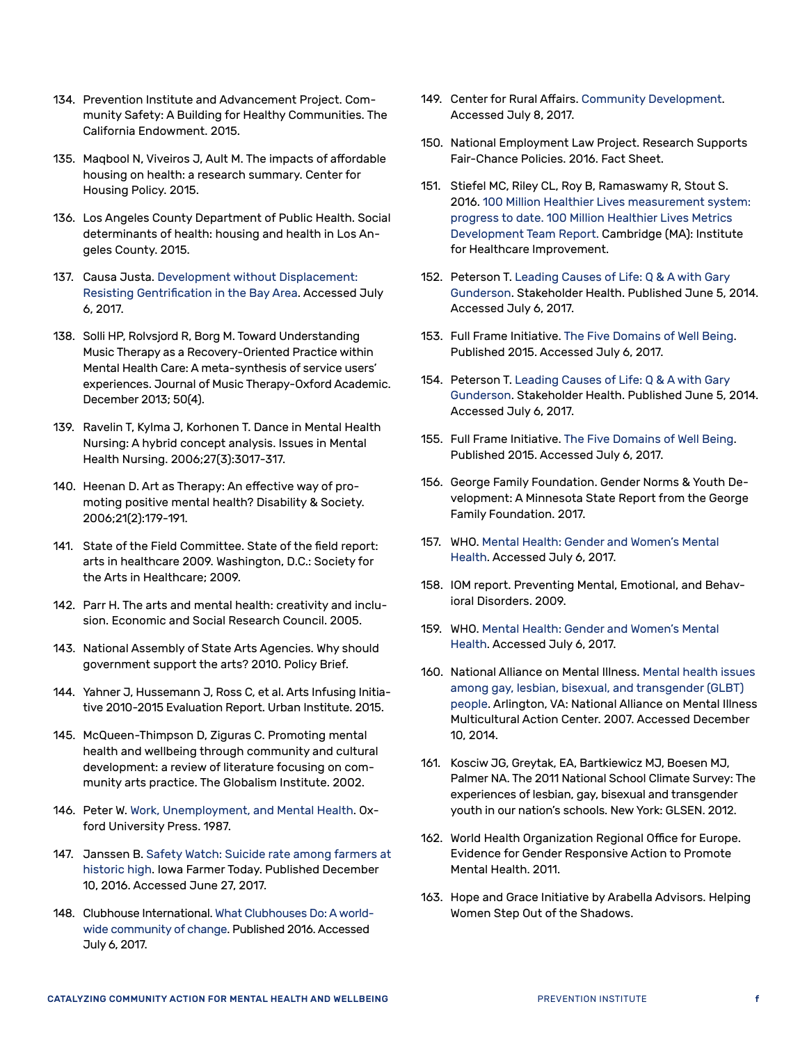134. Prevention Institute and Advancement Project. Community Safety: A Building for Healthy Communities. The California Endowment. 2015.

135. Maqbool N, Viveiros J, Ault M. The impacts of affordable housing on health: a research summary. Center for Housing Policy. 2015.

136. Los Angeles County Department of Public Health. Social determinants of health: housing and health in Los Angeles County. 2015.

137. Causa Justa. Development without Displacement: Resisting Gentrification in the Bay Area. Accessed July 6, 2017.

138. Solli HP, Rolvsjord R, Borg M. Toward Understanding Music Therapy as a Recovery-Oriented Practice within Mental Health Care: A meta-synthesis of service users' experiences. Journal of Music Therapy-Oxford Academic. December 2013; 50(4).

139. Ravelin T, Kylma J, Korhonen T. Dance in Mental Health Nursing: A hybrid concept analysis. Issues in Mental Health Nursing. 2006;27(3):3017-317.

140. Heenan D. Art as Therapy: An effective way of promoting positive mental health? Disability & Society. 2006;21(2):179-191.

141. State of the Field Committee. State of the field report: arts in healthcare 2009. Washington, D.C.: Society for the Arts in Healthcare; 2009.

142. Parr H. The arts and mental health: creativity and inclusion. Economic and Social Research Council. 2005.

143. National Assembly of State Arts Agencies. Why should government support the arts? 2010. Policy Brief.

144. Yahner J, Hussemann J, Ross C, et al. Arts Infusing Initiative 2010-2015 Evaluation Report. Urban Institute. 2015.

145. McQueen-Thimpson D, Ziguras C. Promoting mental health and wellbeing through community and cultural development: a review of literature focusing on community arts practice. The Globalism Institute. 2002.

146. Peter W. Work, Unemployment, and Mental Health. Oxford University Press. 1987.

147. Janssen B. Safety Watch: Suicide rate among farmers at historic high. Iowa Farmer Today. Published December 10, 2016. Accessed June 27, 2017.

148. Clubhouse International. What Clubhouses Do: A worldwide community of change. Published 2016. Accessed July 6, 2017.

149. Center for Rural Affairs. Community Development. Accessed July 8, 2017.

150. National Employment Law Project. Research Supports Fair-Chance Policies. 2016. Fact Sheet.

151. Stiefel MC, Riley CL, Roy B, Ramaswamy R, Stout S. 2016. 100 Million Healthier Lives measurement system: progress to date. 100 Million Healthier Lives Metrics Development Team Report. Cambridge (MA): Institute for Healthcare Improvement.

152. Peterson T. Leading Causes of Life: Q & A with Gary Gunderson. Stakeholder Health. Published June 5, 2014. Accessed July 6, 2017.

153. Full Frame Initiative. The Five Domains of Well Being. Published 2015. Accessed July 6, 2017.

154. Peterson T. Leading Causes of Life: Q & A with Gary Gunderson. Stakeholder Health. Published June 5, 2014. Accessed July 6, 2017.

155. Full Frame Initiative. The Five Domains of Well Being. Published 2015. Accessed July 6, 2017.

156. George Family Foundation. Gender Norms & Youth Development: A Minnesota State Report from the George Family Foundation. 2017.

157. WHO. Mental Health: Gender and Women's Mental Health. Accessed July 6, 2017.

158. IOM report. Preventing Mental, Emotional, and Behavioral Disorders. 2009.

159. WHO. Mental Health: Gender and Women's Mental Health. Accessed July 6, 2017.

160. National Alliance on Mental Illness. Mental health issues among gay, lesbian, bisexual, and transgender (GLBT) people. Arlington, VA: National Alliance on Mental Illness Multicultural Action Center. 2007. Accessed December 10, 2014.

161. Kosciw JG, Greytak, EA, Bartkiewicz MJ, Boesen MJ, Palmer NA. The 2011 National School Climate Survey: The experiences of lesbian, gay, bisexual and transgender youth in our nation's schools. New York: GLSEN. 2012.

162. World Health Organization Regional Office for Europe. Evidence for Gender Responsive Action to Promote Mental Health. 2011.

163. Hope and Grace Initiative by Arabella Advisors. Helping Women Step Out of the Shadows.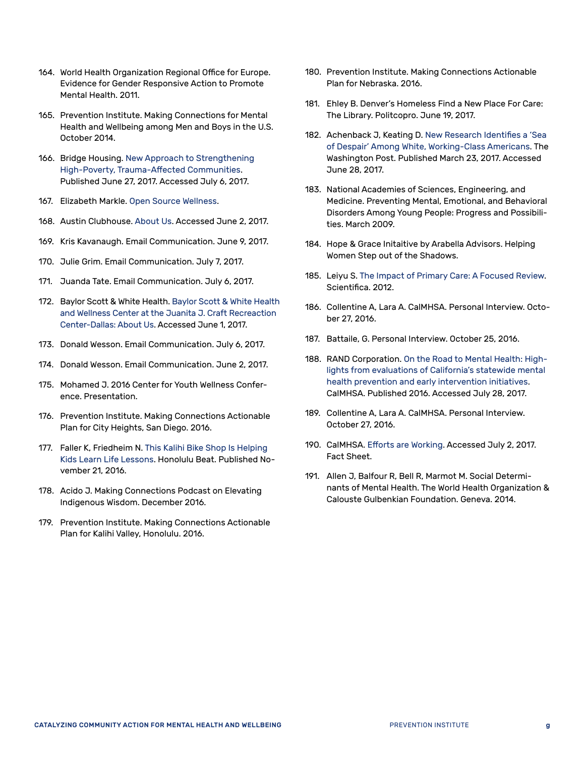164. World Health Organization Regional Office for Europe. Evidence for Gender Responsive Action to Promote Mental Health. 2011.

165. Prevention Institute. Making Connections for Mental Health and Wellbeing among Men and Boys in the U.S. October 2014.

166. Bridge Housing. New Approach to Strengthening High-Poverty, Trauma-Affected Communities. Published June 27, 2017. Accessed July 6, 2017.

167. Elizabeth Markle. Open Source Wellness.

168. Austin Clubhouse. About Us. Accessed June 2, 2017.

169. Kris Kavanaugh. Email Communication. June 9, 2017.

170. Julie Grim. Email Communication. July 7, 2017.

171. Juanda Tate. Email Communication. July 6, 2017.

172. Baylor Scott & White Health. Baylor Scott & White Health and Wellness Center at the Juanita J. Craft Recreaction Center-Dallas: About Us. Accessed June 1, 2017.

173. Donald Wesson. Email Communication. July 6, 2017.

174. Donald Wesson. Email Communication. June 2, 2017.

175. Mohamed J. 2016 Center for Youth Wellness Conference. Presentation.

176. Prevention Institute. Making Connections Actionable Plan for City Heights, San Diego. 2016.

177. Faller K, Friedheim N. This Kalihi Bike Shop Is Helping Kids Learn Life Lessons. Honolulu Beat. Published November 21, 2016.

178. Acido J. Making Connections Podcast on Elevating Indigenous Wisdom. December 2016.

179. Prevention Institute. Making Connections Actionable Plan for Kalihi Valley, Honolulu. 2016.

180. Prevention Institute. Making Connections Actionable Plan for Nebraska. 2016.

181. Ehley B. Denver's Homeless Find a New Place For Care: The Library. Politcopro. June 19, 2017.

182. Achenback J, Keating D. New Research Identifies a 'Sea of Despair' Among White, Working-Class Americans. The Washington Post. Published March 23, 2017. Accessed June 28, 2017.

183. National Academies of Sciences, Engineering, and Medicine. Preventing Mental, Emotional, and Behavioral Disorders Among Young People: Progress and Possibilities. March 2009.

184. Hope & Grace Initaitive by Arabella Advisors. Helping Women Step out of the Shadows.

185. Leiyu S. The Impact of Primary Care: A Focused Review. Scientifica. 2012.

186. Collentine A, Lara A. CalMHSA. Personal Interview. October 27, 2016.

187. Battaile, G. Personal Interview. October 25, 2016.

188. RAND Corporation. On the Road to Mental Health: Highlights from evaluations of California's statewide mental health prevention and early intervention initiatives. CalMHSA. Published 2016. Accessed July 28, 2017.

189. Collentine A, Lara A. CalMHSA. Personal Interview. October 27, 2016.

190. CalMHSA. Efforts are Working. Accessed July 2, 2017. Fact Sheet.

191. Allen J, Balfour R, Bell R, Marmot M. Social Determinants of Mental Health. The World Health Organization & Calouste Gulbenkian Foundation. Geneva. 2014.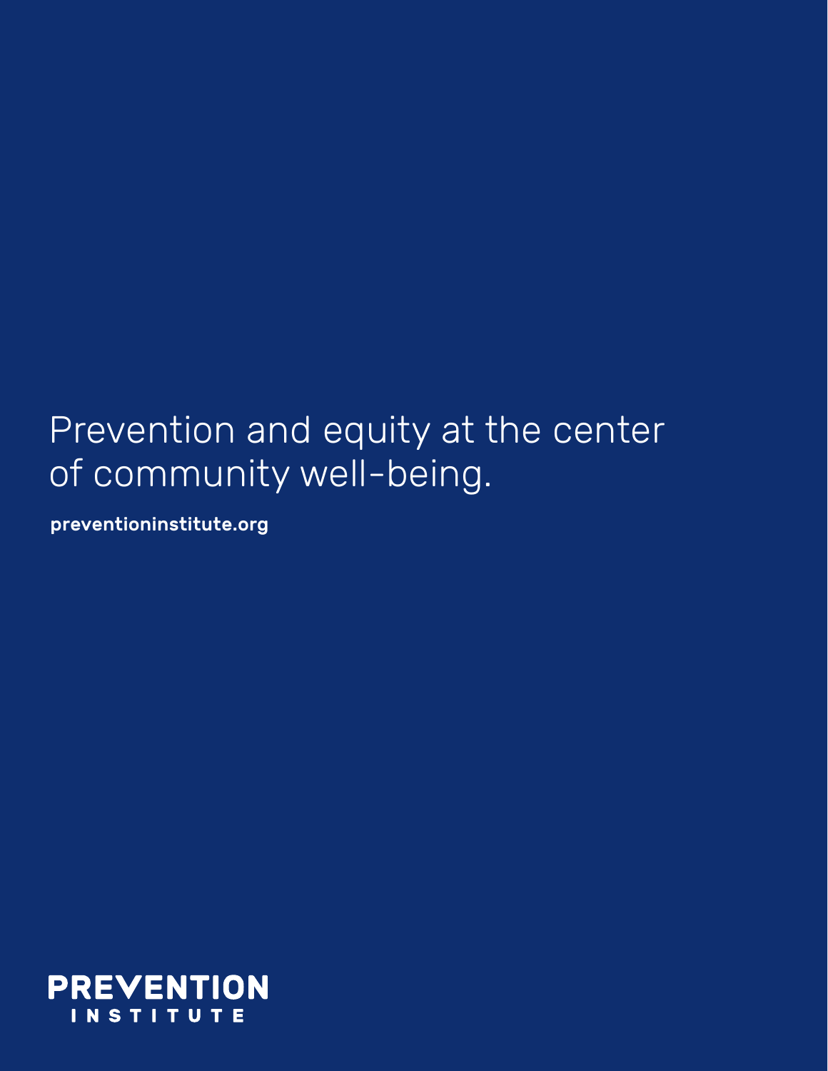Prevention and equity at the center of community well-being.

preventioninstitute.org

**PREVENTION INSTITUTE**